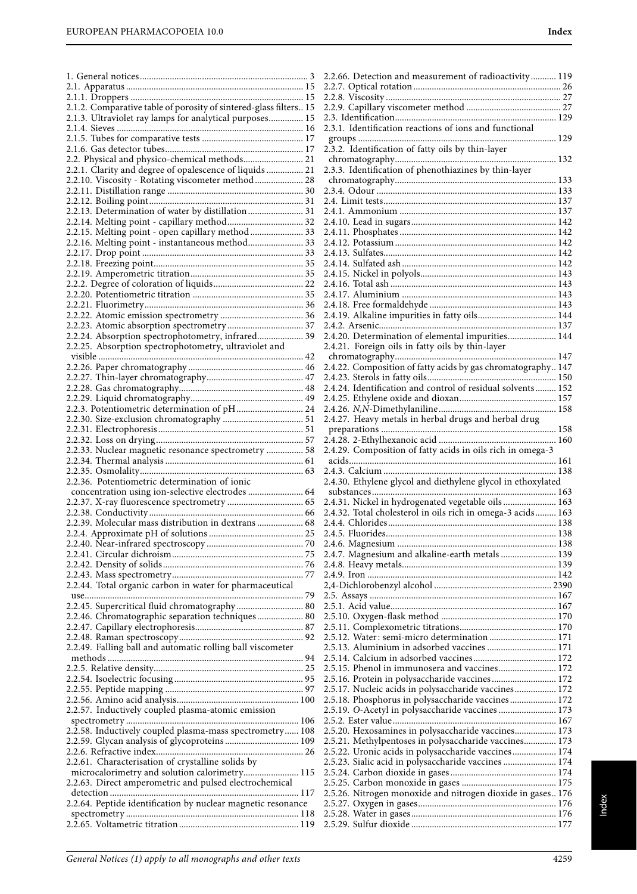1. General notices ... 3
2.1. Apparatus ... 15
2.1.1. Droppers ... 15
2.1.2. Comparative table of porosity of sintered-glass filters .. 15
2.1.3. Ultraviolet ray lamps for analytical purposes ... 15
2.1.4. Sieves ... 16
2.1.5. Tubes for comparative tests ... 17
2.1.6. Gas detector tubes ... 17
2.2. Physical and physico-chemical methods ... 21
2.2.1. Clarity and degree of opalescence of liquids ... 21
2.2.10. Viscosity - Rotating viscometer method ... 28
2.2.11. Distillation range ... 30
2.2.12. Boiling point ... 31
2.2.13. Determination of water by distillation ... 31
2.2.14. Melting point - capillary method ... 32
2.2.15. Melting point - open capillary method ... 33
2.2.16. Melting point - instantaneous method ... 33
2.2.17. Drop point ... 33
2.2.18. Freezing point ... 35
2.2.19. Amperometric titration ... 35
2.2.2. Degree of coloration of liquids ... 22
2.2.20. Potentiometric titration ... 35
2.2.21. Fluorimetry ... 36
2.2.22. Atomic emission spectrometry ... 36
2.2.23. Atomic absorption spectrometry ... 37
2.2.24. Absorption spectrophotometry, infrared ... 39
2.2.25. Absorption spectrophotometry, ultraviolet and visible ... 42
2.2.26. Paper chromatography ... 46
2.2.27. Thin-layer chromatography ... 47
2.2.28. Gas chromatography ... 48
2.2.29. Liquid chromatography ... 49
2.2.3. Potentiometric determination of pH ... 24
2.2.30. Size-exclusion chromatography ... 51
2.2.31. Electrophoresis ... 51
2.2.32. Loss on drying ... 57
2.2.33. Nuclear magnetic resonance spectrometry ... 58
2.2.34. Thermal analysis ... 61
2.2.35. Osmolality ... 63
2.2.36. Potentiometric determination of ionic concentration using ion-selective electrodes ... 64
2.2.37. X-ray fluorescence spectrometry ... 65
2.2.38. Conductivity ... 66
2.2.39. Molecular mass distribution in dextrans ... 68
2.2.4. Approximate pH of solutions ... 25
2.2.40. Near-infrared spectroscopy ... 70
2.2.41. Circular dichroism ... 75
2.2.42. Density of solids ... 76
2.2.43. Mass spectrometry ... 77
2.2.44. Total organic carbon in water for pharmaceutical use ... 79
2.2.45. Supercritical fluid chromatography ... 80
2.2.46. Chromatographic separation techniques ... 80
2.2.47. Capillary electrophoresis ... 87
2.2.48. Raman spectroscopy ... 92
2.2.49. Falling ball and automatic rolling ball viscometer methods ... 94
2.2.5. Relative density ... 25
2.2.54. Isoelectric focusing ... 95
2.2.55. Peptide mapping ... 97
2.2.56. Amino acid analysis ... 100
2.2.57. Inductively coupled plasma-atomic emission spectrometry ... 106
2.2.58. Inductively coupled plasma-mass spectrometry ... 108
2.2.59. Glycan analysis of glycoproteins ... 109
2.2.6. Refractive index ... 26
2.2.61. Characterisation of crystalline solids by microcalorimetry and solution calorimetry ... 115
2.2.63. Direct amperometric and pulsed electrochemical detection ... 117
2.2.64. Peptide identification by nuclear magnetic resonance spectrometry ... 118
2.2.65. Voltametric titration ... 119
2.2.66. Detection and measurement of radioactivity ... 119
2.2.7. Optical rotation ... 26
2.2.8. Viscosity ... 27
2.2.9. Capillary viscometer method ... 27
2.3. Identification ... 129
2.3.1. Identification reactions of ions and functional groups ... 129
2.3.2. Identification of fatty oils by thin-layer chromatography ... 132
2.3.3. Identification of phenothiazines by thin-layer chromatography ... 133
2.3.4. Odour ... 133
2.4. Limit tests ... 137
2.4.1. Ammonium ... 137
2.4.10. Lead in sugars ... 142
2.4.11. Phosphates ... 142
2.4.12. Potassium ... 142
2.4.13. Sulfates ... 142
2.4.14. Sulfated ash ... 142
2.4.15. Nickel in polyols ... 143
2.4.16. Total ash ... 143
2.4.17. Aluminium ... 143
2.4.18. Free formaldehyde ... 143
2.4.19. Alkaline impurities in fatty oils ... 144
2.4.2. Arsenic ... 137
2.4.20. Determination of elemental impurities ... 144
2.4.21. Foreign oils in fatty oils by thin-layer chromatography ... 147
2.4.22. Composition of fatty acids by gas chromatography .. 147
2.4.23. Sterols in fatty oils ... 150
2.4.24. Identification and control of residual solvents ... 152
2.4.25. Ethylene oxide and dioxan ... 157
2.4.26. *N,N*-Dimethylaniline ... 158
2.4.27. Heavy metals in herbal drugs and herbal drug preparations ... 158
2.4.28. 2-Ethylhexanoic acid ... 160
2.4.29. Composition of fatty acids in oils rich in omega-3 acids ... 161
2.4.3. Calcium ... 138
2.4.30. Ethylene glycol and diethylene glycol in ethoxylated substances ... 163
2.4.31. Nickel in hydrogenated vegetable oils ... 163
2.4.32. Total cholesterol in oils rich in omega-3 acids ... 163
2.4.4. Chlorides ... 138
2.4.5. Fluorides ... 138
2.4.6. Magnesium ... 138
2.4.7. Magnesium and alkaline-earth metals ... 139
2.4.8. Heavy metals ... 139
2.4.9. Iron ... 142
2,4-Dichlorobenzyl alcohol ... 2390
2.5. Assays ... 167
2.5.1. Acid value ... 167
2.5.10. Oxygen-flask method ... 170
2.5.11. Complexometric titrations ... 170
2.5.12. Water: semi-micro determination ... 171
2.5.13. Aluminium in adsorbed vaccines ... 171
2.5.14. Calcium in adsorbed vaccines ... 172
2.5.15. Phenol in immunosera and vaccines ... 172
2.5.16. Protein in polysaccharide vaccines ... 172
2.5.17. Nucleic acids in polysaccharide vaccines ... 172
2.5.18. Phosphorus in polysaccharide vaccines ... 172
2.5.19. *O*-Acetyl in polysaccharide vaccines ... 173
2.5.2. Ester value ... 167
2.5.20. Hexosamines in polysaccharide vaccines ... 173
2.5.21. Methylpentoses in polysaccharide vaccines ... 173
2.5.22. Uronic acids in polysaccharide vaccines ... 174
2.5.23. Sialic acid in polysaccharide vaccines ... 174
2.5.24. Carbon dioxide in gases ... 174
2.5.25. Carbon monoxide in gases ... 175
2.5.26. Nitrogen monoxide and nitrogen dioxide in gases .. 176
2.5.27. Oxygen in gases ... 176
2.5.28. Water in gases ... 176
2.5.29. Sulfur dioxide ... 177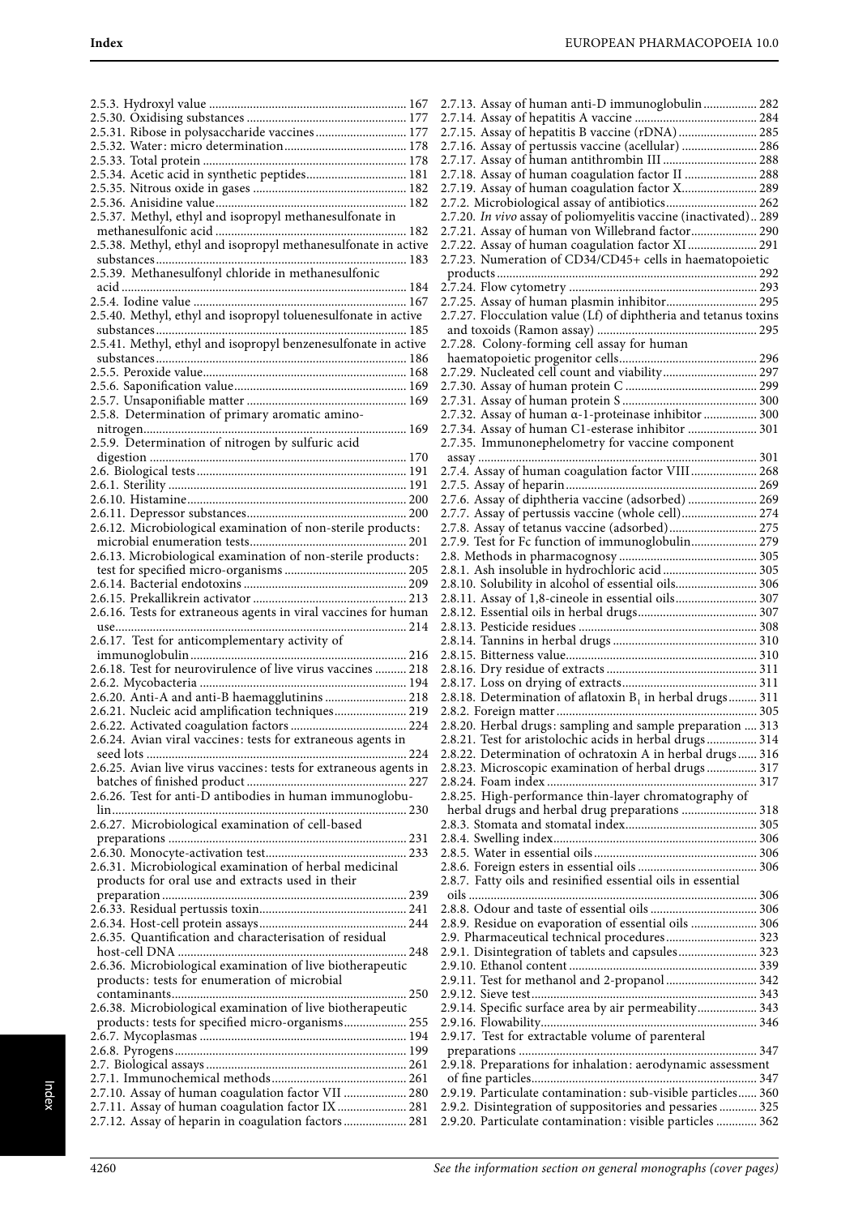2.5.3. Hydroxyl value ..... 167
2.5.30. Oxidising substances ..... 177
2.5.31. Ribose in polysaccharide vaccines ..... 177
2.5.32. Water: micro determination ..... 178
2.5.33. Total protein ..... 178
2.5.34. Acetic acid in synthetic peptides ..... 181
2.5.35. Nitrous oxide in gases ..... 182
2.5.36. Anisidine value ..... 182
2.5.37. Methyl, ethyl and isopropyl methanesulfonate in methanesulfonic acid ..... 182
2.5.38. Methyl, ethyl and isopropyl methanesulfonate in active substances ..... 183
2.5.39. Methanesulfonyl chloride in methanesulfonic acid ..... 184
2.5.4. Iodine value ..... 167
2.5.40. Methyl, ethyl and isopropyl toluenesulfonate in active substances ..... 185
2.5.41. Methyl, ethyl and isopropyl benzenesulfonate in active substances ..... 186
2.5.5. Peroxide value ..... 168
2.5.6. Saponification value ..... 169
2.5.7. Unsaponifiable matter ..... 169
2.5.8. Determination of primary aromatic amino-nitrogen ..... 169
2.5.9. Determination of nitrogen by sulfuric acid digestion ..... 170
2.6. Biological tests ..... 191
2.6.1. Sterility ..... 191
2.6.10. Histamine ..... 200
2.6.11. Depressor substances ..... 200
2.6.12. Microbiological examination of non-sterile products: microbial enumeration tests ..... 201
2.6.13. Microbiological examination of non-sterile products: test for specified micro-organisms ..... 205
2.6.14. Bacterial endotoxins ..... 209
2.6.15. Prekallikrein activator ..... 213
2.6.16. Tests for extraneous agents in viral vaccines for human use ..... 214
2.6.17. Test for anticomplementary activity of immunoglobulin ..... 216
2.6.18. Test for neurovirulence of live virus vaccines ..... 218
2.6.2. Mycobacteria ..... 194
2.6.20. Anti-A and anti-B haemagglutinins ..... 218
2.6.21. Nucleic acid amplification techniques ..... 219
2.6.22. Activated coagulation factors ..... 224
2.6.24. Avian viral vaccines: tests for extraneous agents in seed lots ..... 224
2.6.25. Avian live virus vaccines: tests for extraneous agents in batches of finished product ..... 227
2.6.26. Test for anti-D antibodies in human immunoglobulin ..... 230
2.6.27. Microbiological examination of cell-based preparations ..... 231
2.6.30. Monocyte-activation test ..... 233
2.6.31. Microbiological examination of herbal medicinal products for oral use and extracts used in their preparation ..... 239
2.6.33. Residual pertussis toxin ..... 241
2.6.34. Host-cell protein assays ..... 244
2.6.35. Quantification and characterisation of residual host-cell DNA ..... 248
2.6.36. Microbiological examination of live biotherapeutic products: tests for enumeration of microbial contaminants ..... 250
2.6.38. Microbiological examination of live biotherapeutic products: tests for specified micro-organisms ..... 255
2.6.7. Mycoplasmas ..... 194
2.6.8. Pyrogens ..... 199
2.7. Biological assays ..... 261
2.7.1. Immunochemical methods ..... 261
2.7.10. Assay of human coagulation factor VII ..... 280
2.7.11. Assay of human coagulation factor IX ..... 281
2.7.12. Assay of heparin in coagulation factors ..... 281
2.7.13. Assay of human anti-D immunoglobulin ..... 282
2.7.14. Assay of hepatitis A vaccine ..... 284
2.7.15. Assay of hepatitis B vaccine (rDNA) ..... 285
2.7.16. Assay of pertussis vaccine (acellular) ..... 286
2.7.17. Assay of human antithrombin III ..... 288
2.7.18. Assay of human coagulation factor II ..... 288
2.7.19. Assay of human coagulation factor X ..... 289
2.7.2. Microbiological assay of antibiotics ..... 262
2.7.20. *In vivo* assay of poliomyelitis vaccine (inactivated) .. 289
2.7.21. Assay of human von Willebrand factor ..... 290
2.7.22. Assay of human coagulation factor XI ..... 291
2.7.23. Numeration of CD34/CD45+ cells in haematopoietic products ..... 292
2.7.24. Flow cytometry ..... 293
2.7.25. Assay of human plasmin inhibitor ..... 295
2.7.27. Flocculation value (Lf) of diphtheria and tetanus toxins and toxoids (Ramon assay) ..... 295
2.7.28. Colony-forming cell assay for human haematopoietic progenitor cells ..... 296
2.7.29. Nucleated cell count and viability ..... 297
2.7.30. Assay of human protein C ..... 299
2.7.31. Assay of human protein S ..... 300
2.7.32. Assay of human α-1-proteinase inhibitor ..... 300
2.7.34. Assay of human C1-esterase inhibitor ..... 301
2.7.35. Immunonephelometry for vaccine component assay ..... 301
2.7.4. Assay of human coagulation factor VIII ..... 268
2.7.5. Assay of heparin ..... 269
2.7.6. Assay of diphtheria vaccine (adsorbed) ..... 269
2.7.7. Assay of pertussis vaccine (whole cell) ..... 274
2.7.8. Assay of tetanus vaccine (adsorbed) ..... 275
2.7.9. Test for Fc function of immunoglobulin ..... 279
2.8. Methods in pharmacognosy ..... 305
2.8.1. Ash insoluble in hydrochloric acid ..... 305
2.8.10. Solubility in alcohol of essential oils ..... 306
2.8.11. Assay of 1,8-cineole in essential oils ..... 307
2.8.12. Essential oils in herbal drugs ..... 307
2.8.13. Pesticide residues ..... 308
2.8.14. Tannins in herbal drugs ..... 310
2.8.15. Bitterness value ..... 310
2.8.16. Dry residue of extracts ..... 311
2.8.17. Loss on drying of extracts ..... 311
2.8.18. Determination of aflatoxin $B_1$ in herbal drugs ..... 311
2.8.2. Foreign matter ..... 305
2.8.20. Herbal drugs: sampling and sample preparation ..... 313
2.8.21. Test for aristolochic acids in herbal drugs ..... 314
2.8.22. Determination of ochratoxin A in herbal drugs ..... 316
2.8.23. Microscopic examination of herbal drugs ..... 317
2.8.24. Foam index ..... 317
2.8.25. High-performance thin-layer chromatography of herbal drugs and herbal drug preparations ..... 318
2.8.3. Stomata and stomatal index ..... 305
2.8.4. Swelling index ..... 306
2.8.5. Water in essential oils ..... 306
2.8.6. Foreign esters in essential oils ..... 306
2.8.7. Fatty oils and resinified essential oils in essential oils ..... 306
2.8.8. Odour and taste of essential oils ..... 306
2.8.9. Residue on evaporation of essential oils ..... 306
2.9. Pharmaceutical technical procedures ..... 323
2.9.1. Disintegration of tablets and capsules ..... 323
2.9.10. Ethanol content ..... 339
2.9.11. Test for methanol and 2-propanol ..... 342
2.9.12. Sieve test ..... 343
2.9.14. Specific surface area by air permeability ..... 343
2.9.16. Flowability ..... 346
2.9.17. Test for extractable volume of parenteral preparations ..... 347
2.9.18. Preparations for inhalation: aerodynamic assessment of fine particles ..... 347
2.9.19. Particulate contamination: sub-visible particles ..... 360
2.9.2. Disintegration of suppositories and pessaries ..... 325
2.9.20. Particulate contamination: visible particles ..... 362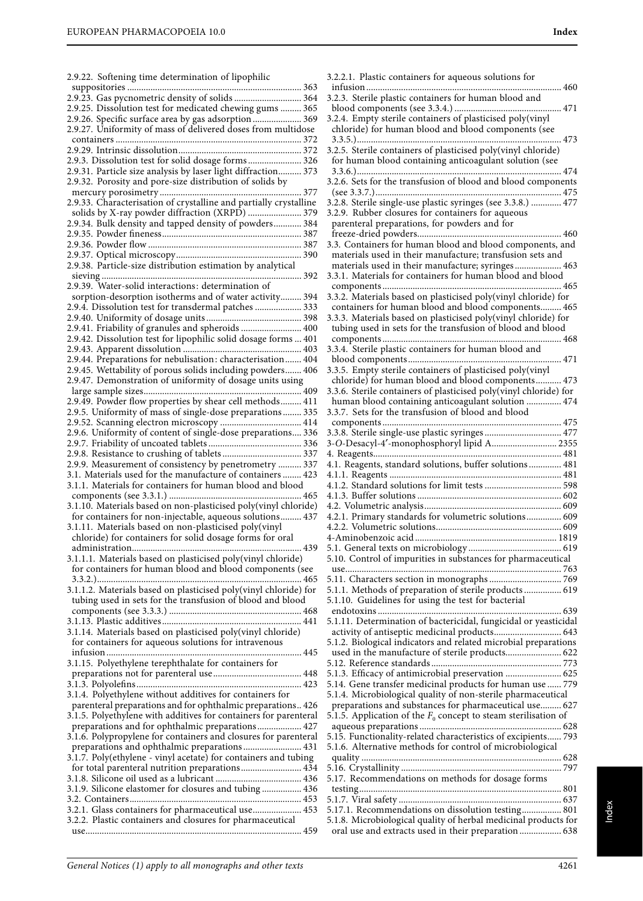2.9.22. Softening time determination of lipophilic suppositories ... 363
2.9.23. Gas pycnometric density of solids ... 364
2.9.25. Dissolution test for medicated chewing gums ... 365
2.9.26. Specific surface area by gas adsorption ... 369
2.9.27. Uniformity of mass of delivered doses from multidose containers ... 372
2.9.29. Intrinsic dissolution ... 372
2.9.3. Dissolution test for solid dosage forms ... 326
2.9.31. Particle size analysis by laser light diffraction ... 373
2.9.32. Porosity and pore-size distribution of solids by mercury porosimetry ... 377
2.9.33. Characterisation of crystalline and partially crystalline solids by X-ray powder diffraction (XRPD) ... 379
2.9.34. Bulk density and tapped density of powders ... 384
2.9.35. Powder fineness ... 387
2.9.36. Powder flow ... 387
2.9.37. Optical microscopy ... 390
2.9.38. Particle-size distribution estimation by analytical sieving ... 392
2.9.39. Water-solid interactions: determination of sorption-desorption isotherms and of water activity ... 394
2.9.4. Dissolution test for transdermal patches ... 394
2.9.40. Uniformity of dosage units ... 398
2.9.41. Friability of granules and spheroids ... 400
2.9.42. Dissolution test for lipophilic solid dosage forms ... 401
2.9.43. Apparent dissolution ... 403
2.9.44. Preparations for nebulisation: characterisation ... 404
2.9.45. Wettability of porous solids including powders ... 406
2.9.47. Demonstration of uniformity of dosage units using large sample sizes ... 409
2.9.49. Powder flow properties by shear cell methods ... 411
2.9.5. Uniformity of mass of single-dose preparations ... 335
2.9.52. Scanning electron microscopy ... 414
2.9.6. Uniformity of content of single-dose preparations ... 336
2.9.7. Friability of uncoated tablets ... 336
2.9.8. Resistance to crushing of tablets ... 337
2.9.9. Measurement of consistency by penetrometry ... 337
3.1. Materials used for the manufacture of containers ... 423
3.1.1. Materials for containers for human blood and blood components (see 3.3.1.) ... 465
3.1.10. Materials based on non-plasticised poly(vinyl chloride) for containers for non-injectable, aqueous solutions ... 437
3.1.11. Materials based on non-plasticised poly(vinyl chloride) for containers for solid dosage forms for oral administration ... 439
3.1.1.1. Materials based on plasticised poly(vinyl chloride) for containers for human blood and blood components (see 3.3.2.) ... 465
3.1.1.2. Materials based on plasticised poly(vinyl chloride) for tubing used in sets for the transfusion of blood and blood components (see 3.3.3.) ... 468
3.1.13. Plastic additives ... 441
3.1.14. Materials based on plasticised poly(vinyl chloride) for containers for aqueous solutions for intravenous infusion ... 445
3.1.15. Polyethylene terephthalate for containers for preparations not for parenteral use ... 448
3.1.3. Polyolefins ... 423
3.1.4. Polyethylene without additives for containers for parenteral preparations and for ophthalmic preparations .. 426
3.1.5. Polyethylene with additives for containers for parenteral preparations and for ophthalmic preparations ... 427
3.1.6. Polypropylene for containers and closures for parenteral preparations and ophthalmic preparations ... 431
3.1.7. Poly(ethylene - vinyl acetate) for containers and tubing for total parenteral nutrition preparations ... 434
3.1.8. Silicone oil used as a lubricant ... 436
3.1.9. Silicone elastomer for closures and tubing ... 436
3.2. Containers ... 453
3.2.1. Glass containers for pharmaceutical use ... 453
3.2.2. Plastic containers and closures for pharmaceutical use ... 459
3.2.2.1. Plastic containers for aqueous solutions for infusion ... 460
3.2.3. Sterile plastic containers for human blood and blood components (see 3.3.4.) ... 471
3.2.4. Empty sterile containers of plasticised poly(vinyl chloride) for human blood and blood components (see 3.3.5.) ... 473
3.2.5. Sterile containers of plasticised poly(vinyl chloride) for human blood containing anticoagulant solution (see 3.3.6.) ... 474
3.2.6. Sets for the transfusion of blood and blood components (see 3.3.7.) ... 475
3.2.8. Sterile single-use plastic syringes (see 3.3.8.) ... 477
3.2.9. Rubber closures for containers for aqueous parenteral preparations, for powders and for freeze-dried powders ... 460
3.3. Containers for human blood and blood components, and materials used in their manufacture; transfusion sets and materials used in their manufacture; syringes ... 463
3.3.1. Materials for containers for human blood and blood components ... 465
3.3.2. Materials based on plasticised poly(vinyl chloride) for containers for human blood and blood components ... 465
3.3.3. Materials based on plasticised poly(vinyl chloride) for tubing used in sets for the transfusion of blood and blood components ... 468
3.3.4. Sterile plastic containers for human blood and blood components ... 471
3.3.5. Empty sterile containers of plasticised poly(vinyl chloride) for human blood and blood components ... 473
3.3.6. Sterile containers of plasticised poly(vinyl chloride) for human blood containing anticoagulant solution ... 474
3.3.7. Sets for the transfusion of blood and blood components ... 475
3.3.8. Sterile single-use plastic syringes ... 477
3-*O*-Desacyl-4′-monophosphoryl lipid A ... 2355
4. Reagents ... 481
4.1. Reagents, standard solutions, buffer solutions ... 481
4.1.1. Reagents ... 481
4.1.2. Standard solutions for limit tests ... 598
4.1.3. Buffer solutions ... 602
4.2. Volumetric analysis ... 609
4.2.1. Primary standards for volumetric solutions ... 609
4.2.2. Volumetric solutions ... 609
4-Aminobenzoic acid ... 1819
5.1. General texts on microbiology ... 619
5.10. Control of impurities in substances for pharmaceutical use ... 763
5.11. Characters section in monographs ... 769
5.1.1. Methods of preparation of sterile products ... 619
5.1.10. Guidelines for using the test for bacterial endotoxins ... 639
5.1.11. Determination of bactericidal, fungicidal or yeasticidal activity of antiseptic medicinal products ... 643
5.1.2. Biological indicators and related microbial preparations used in the manufacture of sterile products ... 622
5.12. Reference standards ... 773
5.1.3. Efficacy of antimicrobial preservation ... 625
5.14. Gene transfer medicinal products for human use ... 779
5.1.4. Microbiological quality of non-sterile pharmaceutical preparations and substances for pharmaceutical use ... 627
5.1.5. Application of the $F_0$ concept to steam sterilisation of aqueous preparations ... 628
5.15. Functionality-related characteristics of excipients ... 793
5.1.6. Alternative methods for control of microbiological quality ... 628
5.16. Crystallinity ... 797
5.17. Recommendations on methods for dosage forms testing ... 801
5.1.7. Viral safety ... 637
5.17.1. Recommendations on dissolution testing ... 801
5.1.8. Microbiological quality of herbal medicinal products for oral use and extracts used in their preparation ... 638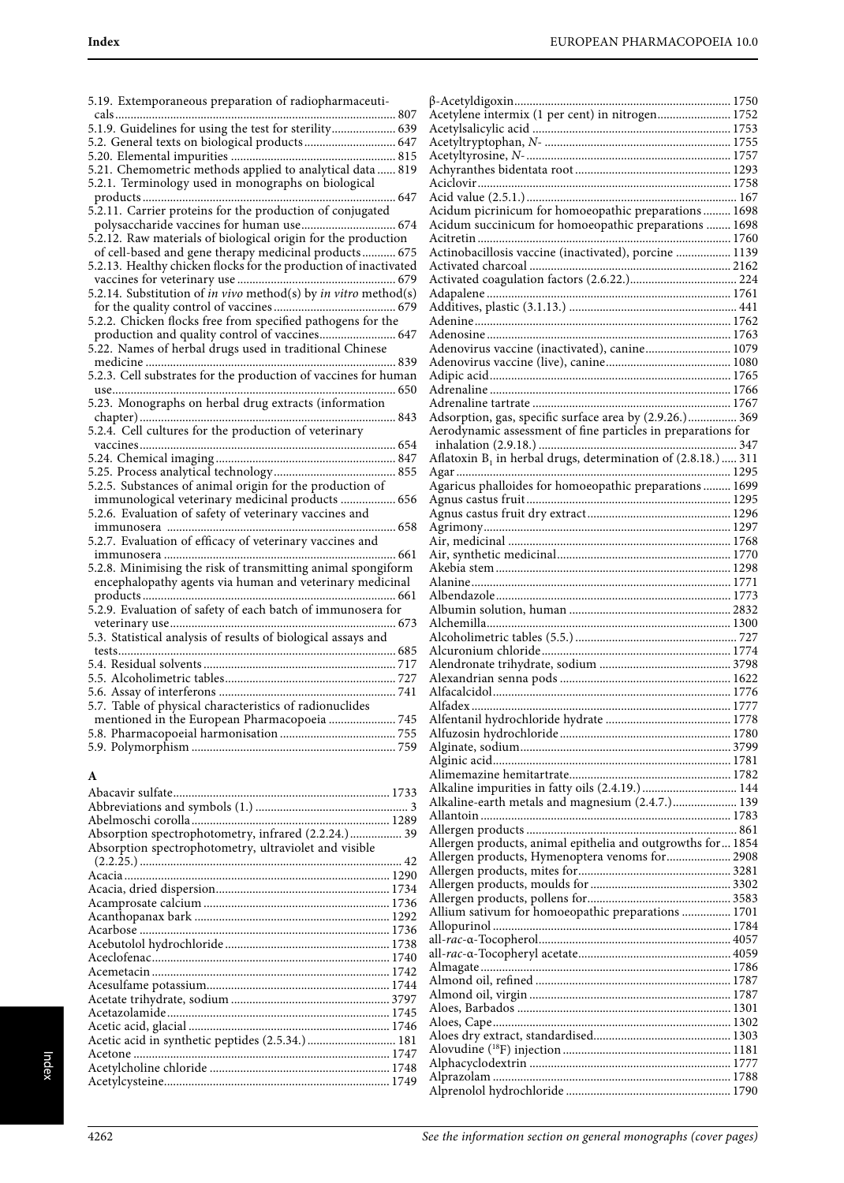5.19. Extemporaneous preparation of radiopharmaceuticals ... 807
5.1.9. Guidelines for using the test for sterility ... 639
5.2. General texts on biological products ... 647
5.20. Elemental impurities ... 815
5.21. Chemometric methods applied to analytical data ... 819
5.2.1. Terminology used in monographs on biological products ... 647
5.2.11. Carrier proteins for the production of conjugated polysaccharide vaccines for human use ... 674
5.2.12. Raw materials of biological origin for the production of cell-based and gene therapy medicinal products ... 675
5.2.13. Healthy chicken flocks for the production of inactivated vaccines for veterinary use ... 679
5.2.14. Substitution of *in vivo* method(s) by *in vitro* method(s) for the quality control of vaccines ... 679
5.2.2. Chicken flocks free from specified pathogens for the production and quality control of vaccines ... 647
5.22. Names of herbal drugs used in traditional Chinese medicine ... 839
5.2.3. Cell substrates for the production of vaccines for human use ... 650
5.23. Monographs on herbal drug extracts (information chapter) ... 843
5.2.4. Cell cultures for the production of veterinary vaccines ... 654
5.24. Chemical imaging ... 847
5.25. Process analytical technology ... 855
5.2.5. Substances of animal origin for the production of immunological veterinary medicinal products ... 656
5.2.6. Evaluation of safety of veterinary vaccines and immunosera ... 658
5.2.7. Evaluation of efficacy of veterinary vaccines and immunosera ... 661
5.2.8. Minimising the risk of transmitting animal spongiform encephalopathy agents via human and veterinary medicinal products ... 661
5.2.9. Evaluation of safety of each batch of immunosera for veterinary use ... 673
5.3. Statistical analysis of results of biological assays and tests ... 685
5.4. Residual solvents ... 717
5.5. Alcoholimetric tables ... 727
5.6. Assay of interferons ... 741
5.7. Table of physical characteristics of radionuclides mentioned in the European Pharmacopoeia ... 745
5.8. Pharmacopoeial harmonisation ... 755
5.9. Polymorphism ... 759

## A

Abacavir sulfate ... 1733
Abbreviations and symbols (1.) ... 3
Abelmoschi corolla ... 1289
Absorption spectrophotometry, infrared (2.2.24.) ... 39
Absorption spectrophotometry, ultraviolet and visible (2.2.25.) ... 42
Acacia ... 1290
Acacia, dried dispersion ... 1734
Acamprosate calcium ... 1736
Acanthopanax bark ... 1292
Acarbose ... 1736
Acebutolol hydrochloride ... 1738
Aceclofenac ... 1740
Acemetacin ... 1742
Acesulfame potassium ... 1744
Acetate trihydrate, sodium ... 3797
Acetazolamide ... 1745
Acetic acid, glacial ... 1746
Acetic acid in synthetic peptides (2.5.34.) ... 181
Acetone ... 1747
Acetylcholine chloride ... 1748
Acetylcysteine ... 1749
β-Acetyldigoxin ... 1750
Acetylene intermix (1 per cent) in nitrogen ... 1752
Acetylsalicylic acid ... 1753
Acetyltryptophan, *N*- ... 1755
Acetyltyrosine, *N*- ... 1757
Achyranthes bidentata root ... 1293
Aciclovir ... 1758
Acid value (2.5.1.) ... 167
Acidum picrinicum for homoeopathic preparations ... 1698
Acidum succinicum for homoeopathic preparations ... 1698
Acitretin ... 1760
Actinobacillosis vaccine (inactivated), porcine ... 1139
Activated charcoal ... 2162
Activated coagulation factors (2.6.22.) ... 224
Adapalene ... 1761
Additives, plastic (3.1.13.) ... 441
Adenine ... 1762
Adenosine ... 1763
Adenovirus vaccine (inactivated), canine ... 1079
Adenovirus vaccine (live), canine ... 1080
Adipic acid ... 1765
Adrenaline ... 1766
Adrenaline tartrate ... 1767
Adsorption, gas, specific surface area by (2.9.26.) ... 369
Aerodynamic assessment of fine particles in preparations for inhalation (2.9.18.) ... 347
Aflatoxin $B_1$ in herbal drugs, determination of (2.8.18.) ... 311
Agar ... 1295
Agaricus phalloides for homoeopathic preparations ... 1699
Agnus castus fruit ... 1295
Agnus castus fruit dry extract ... 1296
Agrimony ... 1297
Air, medicinal ... 1768
Air, synthetic medicinal ... 1770
Akebia stem ... 1298
Alanine ... 1771
Albendazole ... 1773
Albumin solution, human ... 2832
Alchemilla ... 1300
Alcoholimetric tables (5.5.) ... 727
Alcuronium chloride ... 1774
Alendronate trihydrate, sodium ... 3798
Alexandrian senna pods ... 1622
Alfacalcidol ... 1776
Alfadex ... 1777
Alfentanil hydrochloride hydrate ... 1778
Alfuzosin hydrochloride ... 1780
Alginate, sodium ... 3799
Alginic acid ... 1781
Alimemazine hemitartrate ... 1782
Alkaline impurities in fatty oils (2.4.19.) ... 144
Alkaline-earth metals and magnesium (2.4.7.) ... 139
Allantoin ... 1783
Allergen products ... 861
Allergen products, animal epithelia and outgrowths for ... 1854
Allergen products, Hymenoptera venoms for ... 2908
Allergen products, mites for ... 3281
Allergen products, moulds for ... 3302
Allergen products, pollens for ... 3583
Allium sativum for homoeopathic preparations ... 1701
Allopurinol ... 1784
all-*rac*-α-Tocopherol ... 4057
all-*rac*-α-Tocopheryl acetate ... 4059
Almagate ... 1786
Almond oil, refined ... 1787
Almond oil, virgin ... 1787
Aloes, Barbados ... 1301
Aloes, Cape ... 1302
Aloes dry extract, standardised ... 1303
Alovudine ($^{18}F$) injection ... 1181
Alphacyclodextrin ... 1777
Alprazolam ... 1788
Alprenolol hydrochloride ... 1790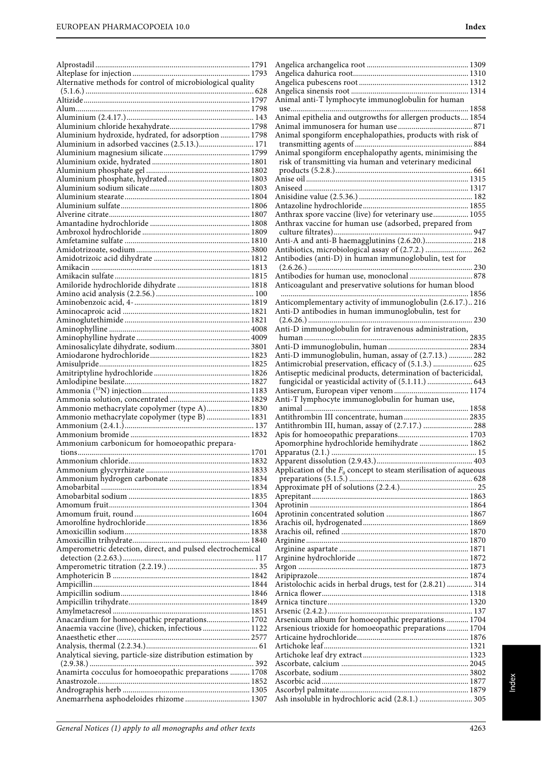Alprostadil ... 1791
Alteplase for injection ... 1793
Alternative methods for control of microbiological quality (5.1.6.) ... 628
Altizide ... 1797
Alum ... 1798
Aluminium (2.4.17.) ... 143
Aluminium chloride hexahydrate ... 1798
Aluminium hydroxide, hydrated, for adsorption ... 1798
Aluminium in adsorbed vaccines (2.5.13.) ... 171
Aluminium magnesium silicate ... 1799
Aluminium oxide, hydrated ... 1801
Aluminium phosphate gel ... 1802
Aluminium phosphate, hydrated ... 1803
Aluminium sodium silicate ... 1803
Aluminium stearate ... 1804
Aluminium sulfate ... 1806
Alverine citrate ... 1807
Amantadine hydrochloride ... 1808
Ambroxol hydrochloride ... 1809
Amfetamine sulfate ... 1810
Amidotrizoate, sodium ... 3800
Amidotrizoic acid dihydrate ... 1812
Amikacin ... 1813
Amikacin sulfate ... 1815
Amiloride hydrochloride dihydrate ... 1818
Amino acid analysis (2.2.56.) ... 100
Aminobenzoic acid, 4- ... 1819
Aminocaproic acid ... 1821
Aminoglutethimide ... 1821
Aminophylline ... 4008
Aminophylline hydrate ... 4009
Aminosalicylate dihydrate, sodium ... 3801
Amiodarone hydrochloride ... 1823
Amisulpride ... 1825
Amitriptyline hydrochloride ... 1826
Amlodipine besilate ... 1827
Ammonia ($^{13}N$) injection ... 1183
Ammonia solution, concentrated ... 1829
Ammonio methacrylate copolymer (type A) ... 1830
Ammonio methacrylate copolymer (type B) ... 1831
Ammonium (2.4.1.) ... 137
Ammonium bromide ... 1832
Ammonium carbonicum for homoeopathic preparations ... 1701
Ammonium chloride ... 1832
Ammonium glycyrrhizate ... 1833
Ammonium hydrogen carbonate ... 1834
Amobarbital ... 1834
Amobarbital sodium ... 1835
Amomum fruit ... 1304
Amomum fruit, round ... 1604
Amorolfine hydrochloride ... 1836
Amoxicillin sodium ... 1838
Amoxicillin trihydrate ... 1840
Amperometric detection, direct, and pulsed electrochemical detection (2.2.63.) ... 117
Amperometric titration (2.2.19.) ... 35
Amphotericin B ... 1842
Ampicillin ... 1844
Ampicillin sodium ... 1846
Ampicillin trihydrate ... 1849
Amylmetacresol ... 1851
Anacardium for homoeopathic preparations ... 1702
Anaemia vaccine (live), chicken, infectious ... 1122
Anaesthetic ether ... 2577
Analysis, thermal (2.2.34.) ... 61
Analytical sieving, particle-size distribution estimation by (2.9.38.) ... 392
Anamirta cocculus for homoeopathic preparations ... 1708
Anastrozole ... 1852
Andrographis herb ... 1305
Anemarrhena asphodeloides rhizome ... 1307
Angelica archangelica root ... 1309
Angelica dahurica root ... 1310
Angelica pubescens root ... 1312
Angelica sinensis root ... 1314
Animal anti-T lymphocyte immunoglobulin for human use ... 1858
Animal epithelia and outgrowths for allergen products ... 1854
Animal immunosera for human use ... 871
Animal spongiform encephalopathies, products with risk of transmitting agents of ... 884
Animal spongiform encephalopathy agents, minimising the risk of transmitting via human and veterinary medicinal products (5.2.8.) ... 661
Anise oil ... 1315
Aniseed ... 1317
Anisidine value (2.5.36.) ... 182
Antazoline hydrochloride ... 1855
Anthrax spore vaccine (live) for veterinary use ... 1055
Anthrax vaccine for human use (adsorbed, prepared from culture filtrates) ... 947
Anti-A and anti-B haemagglutinins (2.6.20.) ... 218
Antibiotics, microbiological assay of (2.7.2.) ... 262
Antibodies (anti-D) in human immunoglobulin, test for (2.6.26.) ... 230
Antibodies for human use, monoclonal ... 878
Anticoagulant and preservative solutions for human blood ... 1856
Anticomplementary activity of immunoglobulin (2.6.17.) .. 216
Anti-D antibodies in human immunoglobulin, test for (2.6.26.) ... 230
Anti-D immunoglobulin for intravenous administration, human ... 2835
Anti-D immunoglobulin, human ... 2834
Anti-D immunoglobulin, human, assay of (2.7.13.) ... 282
Antimicrobial preservation, efficacy of (5.1.3.) ... 625
Antiseptic medicinal products, determination of bactericidal, fungicidal or yeasticidal activity of (5.1.11.) ... 643
Antiserum, European viper venom ... 1174
Anti-T lymphocyte immunoglobulin for human use, animal ... 1858
Antithrombin III concentrate, human ... 2835
Antithrombin III, human, assay of (2.7.17.) ... 288
Apis for homoeopathic preparations ... 1703
Apomorphine hydrochloride hemihydrate ... 1862
Apparatus (2.1.) ... 15
Apparent dissolution (2.9.43.) ... 403
Application of the $F_0$ concept to steam sterilisation of aqueous preparations (5.1.5.) ... 628
Approximate pH of solutions (2.2.4.) ... 25
Aprepitant ... 1863
Aprotinin ... 1864
Aprotinin concentrated solution ... 1867
Arachis oil, hydrogenated ... 1869
Arachis oil, refined ... 1870
Arginine ... 1870
Arginine aspartate ... 1871
Arginine hydrochloride ... 1872
Argon ... 1873
Aripiprazole ... 1874
Aristolochic acids in herbal drugs, test for (2.8.21) ... 314
Arnica flower ... 1318
Arnica tincture ... 1320
Arsenic (2.4.2.) ... 137
Arsenicum album for homoeopathic preparations ... 1704
Arsenious trioxide for homoeopathic preparations ... 1704
Articaine hydrochloride ... 1876
Artichoke leaf ... 1321
Artichoke leaf dry extract ... 1323
Ascorbate, calcium ... 2045
Ascorbate, sodium ... 3802
Ascorbic acid ... 1877
Ascorbyl palmitate ... 1879
Ash insoluble in hydrochloric acid (2.8.1.) ... 305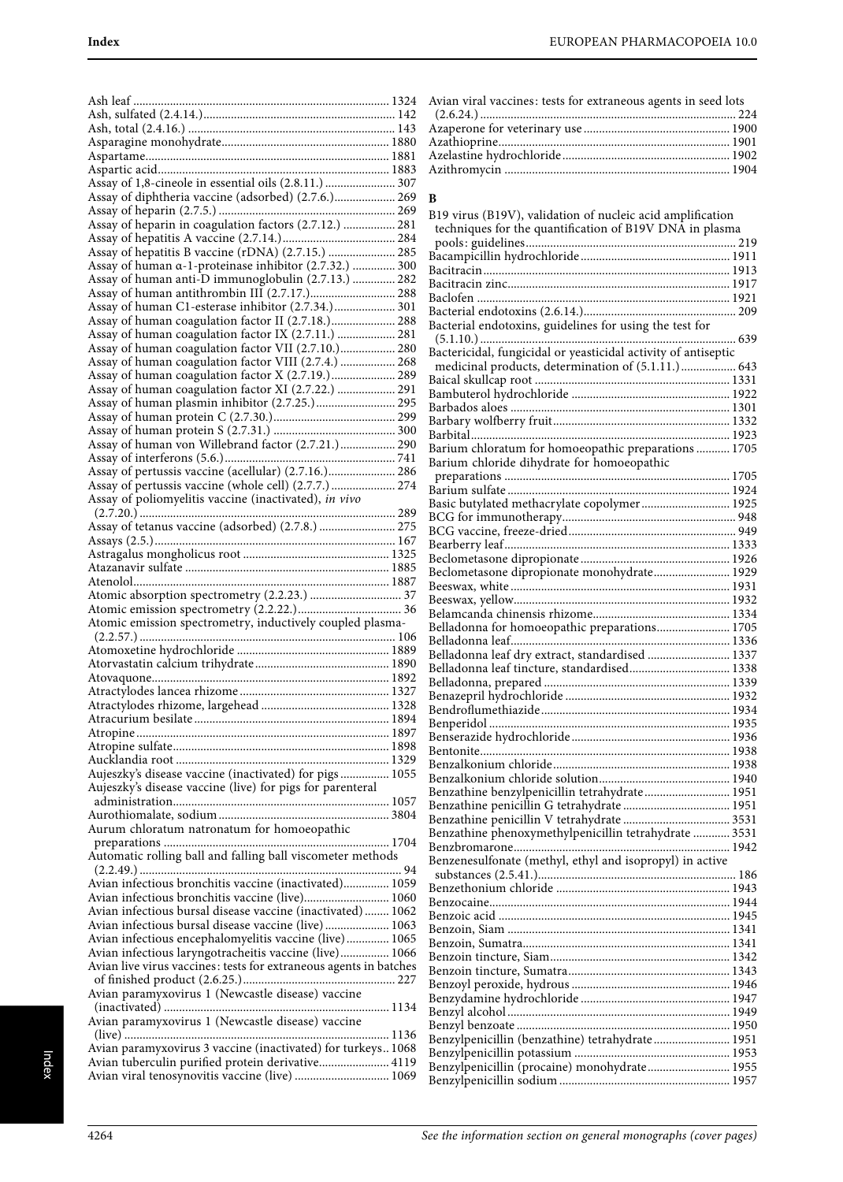Ash leaf ... 1324
Ash, sulfated (2.4.14.) ... 142
Ash, total (2.4.16.) ... 143
Asparagine monohydrate ... 1880
Aspartame ... 1881
Aspartic acid ... 1883
Assay of 1,8-cineole in essential oils (2.8.11.) ... 307
Assay of diphtheria vaccine (adsorbed) (2.7.6.) ... 269
Assay of heparin (2.7.5.) ... 269
Assay of heparin in coagulation factors (2.7.12.) ... 281
Assay of hepatitis A vaccine (2.7.14.) ... 284
Assay of hepatitis B vaccine (rDNA) (2.7.15.) ... 285
Assay of human α-1-proteinase inhibitor (2.7.32.) ... 300
Assay of human anti-D immunoglobulin (2.7.13.) ... 282
Assay of human antithrombin III (2.7.17.) ... 288
Assay of human C1-esterase inhibitor (2.7.34.) ... 301
Assay of human coagulation factor II (2.7.18.) ... 288
Assay of human coagulation factor IX (2.7.11.) ... 281
Assay of human coagulation factor VII (2.7.10.) ... 280
Assay of human coagulation factor VIII (2.7.4.) ... 268
Assay of human coagulation factor X (2.7.19.) ... 289
Assay of human coagulation factor XI (2.7.22.) ... 291
Assay of human plasmin inhibitor (2.7.25.) ... 295
Assay of human protein C (2.7.30.) ... 299
Assay of human protein S (2.7.31.) ... 300
Assay of human von Willebrand factor (2.7.21.) ... 290
Assay of interferons (5.6.) ... 741
Assay of pertussis vaccine (acellular) (2.7.16.) ... 286
Assay of pertussis vaccine (whole cell) (2.7.7.) ... 274
Assay of poliomyelitis vaccine (inactivated), *in vivo* (2.7.20.) ... 289
Assay of tetanus vaccine (adsorbed) (2.7.8.) ... 275
Assays (2.5.) ... 167
Astragalus mongholicus root ... 1325
Atazanavir sulfate ... 1885
Atenolol ... 1887
Atomic absorption spectrometry (2.2.23.) ... 37
Atomic emission spectrometry (2.2.22.) ... 36
Atomic emission spectrometry, inductively coupled plasma- (2.2.57.) ... 106
Atomoxetine hydrochloride ... 1889
Atorvastatin calcium trihydrate ... 1890
Atovaquone ... 1892
Atractylodes lancea rhizome ... 1327
Atractylodes rhizome, largehead ... 1328
Atracurium besilate ... 1894
Atropine ... 1897
Atropine sulfate ... 1898
Aucklandia root ... 1329
Aujeszky's disease vaccine (inactivated) for pigs ... 1055
Aujeszky's disease vaccine (live) for pigs for parenteral administration ... 1057
Aurothiomalate, sodium ... 3804
Aurum chloratum natronatum for homoeopathic preparations ... 1704
Automatic rolling ball and falling ball viscometer methods (2.2.49.) ... 94
Avian infectious bronchitis vaccine (inactivated) ... 1059
Avian infectious bronchitis vaccine (live) ... 1060
Avian infectious bursal disease vaccine (inactivated) ... 1062
Avian infectious bursal disease vaccine (live) ... 1063
Avian infectious encephalomyelitis vaccine (live) ... 1065
Avian infectious laryngotracheitis vaccine (live) ... 1066
Avian live virus vaccines: tests for extraneous agents in batches of finished product (2.6.25.) ... 227
Avian paramyxovirus 1 (Newcastle disease) vaccine (inactivated) ... 1134
Avian paramyxovirus 1 (Newcastle disease) vaccine (live) ... 1136
Avian paramyxovirus 3 vaccine (inactivated) for turkeys ... 1068
Avian tuberculin purified protein derivative ... 4119
Avian viral tenosynovitis vaccine (live) ... 1069
Avian viral vaccines: tests for extraneous agents in seed lots (2.6.24.) ... 224
Azaperone for veterinary use ... 1900
Azathioprine ... 1901
Azelastine hydrochloride ... 1902
Azithromycin ... 1904

## B

B19 virus (B19V), validation of nucleic acid amplification techniques for the quantification of B19V DNA in plasma pools: guidelines ... 219
Bacampicillin hydrochloride ... 1911
Bacitracin ... 1913
Bacitracin zinc ... 1917
Baclofen ... 1921
Bacterial endotoxins (2.6.14.) ... 209
Bacterial endotoxins, guidelines for using the test for (5.1.10.) ... 639
Bactericidal, fungicidal or yeasticidal activity of antiseptic medicinal products, determination of (5.1.11.) ... 643
Baical skullcap root ... 1331
Bambuterol hydrochloride ... 1922
Barbados aloes ... 1301
Barbary wolfberry fruit ... 1332
Barbital ... 1923
Barium chloratum for homoeopathic preparations ... 1705
Barium chloride dihydrate for homoeopathic preparations ... 1705
Barium sulfate ... 1924
Basic butylated methacrylate copolymer ... 1925
BCG for immunotherapy ... 948
BCG vaccine, freeze-dried ... 949
Bearberry leaf ... 1333
Beclometasone dipropionate ... 1926
Beclometasone dipropionate monohydrate ... 1929
Beeswax, white ... 1931
Beeswax, yellow ... 1932
Belamcanda chinensis rhizome ... 1334
Belladonna for homoeopathic preparations ... 1705
Belladonna leaf ... 1336
Belladonna leaf dry extract, standardised ... 1337
Belladonna leaf tincture, standardised ... 1338
Belladonna, prepared ... 1339
Benazepril hydrochloride ... 1932
Bendroflumethiazide ... 1934
Benperidol ... 1935
Benserazide hydrochloride ... 1936
Bentonite ... 1938
Benzalkonium chloride ... 1938
Benzalkonium chloride solution ... 1940
Benzathine benzylpenicillin tetrahydrate ... 1951
Benzathine penicillin G tetrahydrate ... 1951
Benzathine penicillin V tetrahydrate ... 3531
Benzathine phenoxymethylpenicillin tetrahydrate ... 3531
Benzbromarone ... 1942
Benzenesulfonate (methyl, ethyl and isopropyl) in active substances (2.5.41.) ... 186
Benzethonium chloride ... 1943
Benzocaine ... 1944
Benzoic acid ... 1945
Benzoin, Siam ... 1341
Benzoin, Sumatra ... 1341
Benzoin tincture, Siam ... 1342
Benzoin tincture, Sumatra ... 1343
Benzoyl peroxide, hydrous ... 1946
Benzydamine hydrochloride ... 1947
Benzyl alcohol ... 1949
Benzyl benzoate ... 1950
Benzylpenicillin (benzathine) tetrahydrate ... 1951
Benzylpenicillin potassium ... 1953
Benzylpenicillin (procaine) monohydrate ... 1955
Benzylpenicillin sodium ... 1957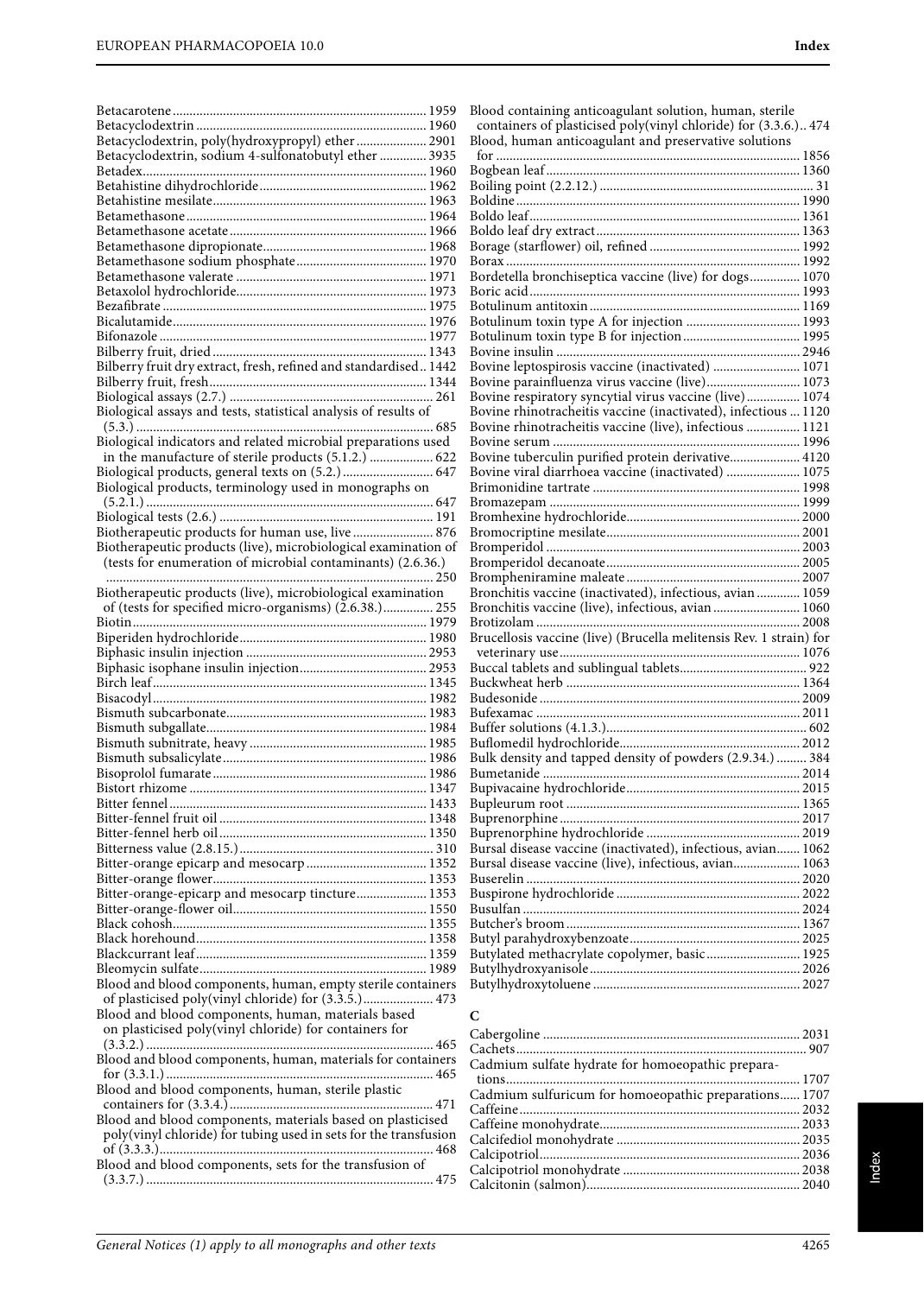Betacarotene ... 1959
Betacyclodextrin ... 1960
Betacyclodextrin, poly(hydroxypropyl) ether ... 2901
Betacyclodextrin, sodium 4-sulfonatobutyl ether ... 3935
Betadex ... 1960
Betahistine dihydrochloride ... 1962
Betahistine mesilate ... 1963
Betamethasone ... 1964
Betamethasone acetate ... 1966
Betamethasone dipropionate ... 1968
Betamethasone sodium phosphate ... 1970
Betamethasone valerate ... 1971
Betaxolol hydrochloride ... 1973
Bezafibrate ... 1975
Bicalutamide ... 1976
Bifonazole ... 1977
Bilberry fruit, dried ... 1343
Bilberry fruit dry extract, fresh, refined and standardised .. 1442
Bilberry fruit, fresh ... 1344
Biological assays (2.7.) ... 261
Biological assays and tests, statistical analysis of results of (5.3.) ... 685
Biological indicators and related microbial preparations used in the manufacture of sterile products (5.1.2.) ... 622
Biological products, general texts on (5.2.) ... 647
Biological products, terminology used in monographs on (5.2.1.) ... 647
Biological tests (2.6.) ... 191
Biotherapeutic products for human use, live ... 876
Biotherapeutic products (live), microbiological examination of (tests for enumeration of microbial contaminants) (2.6.36.) ... 250
Biotherapeutic products (live), microbiological examination of (tests for specified micro-organisms) (2.6.38.) ... 255
Biotin ... 1979
Biperiden hydrochloride ... 1980
Biphasic insulin injection ... 2953
Biphasic isophane insulin injection ... 2953
Birch leaf ... 1345
Bisacodyl ... 1982
Bismuth subcarbonate ... 1983
Bismuth subgallate ... 1984
Bismuth subnitrate, heavy ... 1985
Bismuth subsalicylate ... 1986
Bisoprolol fumarate ... 1986
Bistort rhizome ... 1347
Bitter fennel ... 1433
Bitter-fennel fruit oil ... 1348
Bitter-fennel herb oil ... 1350
Bitterness value (2.8.15.) ... 310
Bitter-orange epicarp and mesocarp ... 1352
Bitter-orange flower ... 1353
Bitter-orange-epicarp and mesocarp tincture ... 1353
Bitter-orange-flower oil ... 1550
Black cohosh ... 1355
Black horehound ... 1358
Blackcurrant leaf ... 1359
Bleomycin sulfate ... 1989
Blood and blood components, human, empty sterile containers of plasticised poly(vinyl chloride) for (3.3.5.) ... 473
Blood and blood components, human, materials based on plasticised poly(vinyl chloride) for containers for (3.3.2.) ... 465
Blood and blood components, human, materials for containers for (3.3.1.) ... 465
Blood and blood components, human, sterile plastic containers for (3.3.4.) ... 471
Blood and blood components, materials based on plasticised poly(vinyl chloride) for tubing used in sets for the transfusion of (3.3.3.) ... 468
Blood and blood components, sets for the transfusion of (3.3.7.) ... 475
Blood containing anticoagulant solution, human, sterile containers of plasticised poly(vinyl chloride) for (3.3.6.) .. 474
Blood, human anticoagulant and preservative solutions for ... 1856
Bogbean leaf ... 1360
Boiling point (2.2.12.) ... 31
Boldine ... 1990
Boldo leaf ... 1361
Boldo leaf dry extract ... 1363
Borage (starflower) oil, refined ... 1992
Borax ... 1992
Bordetella bronchiseptica vaccine (live) for dogs ... 1070
Boric acid ... 1993
Botulinum antitoxin ... 1169
Botulinum toxin type A for injection ... 1993
Botulinum toxin type B for injection ... 1995
Bovine insulin ... 2946
Bovine leptospirosis vaccine (inactivated) ... 1071
Bovine parainfluenza virus vaccine (live) ... 1073
Bovine respiratory syncytial virus vaccine (live) ... 1074
Bovine rhinotracheitis vaccine (inactivated), infectious ... 1120
Bovine rhinotracheitis vaccine (live), infectious ... 1121
Bovine serum ... 1996
Bovine tuberculin purified protein derivative ... 4120
Bovine viral diarrhoea vaccine (inactivated) ... 1075
Brimonidine tartrate ... 1998
Bromazepam ... 1999
Bromhexine hydrochloride ... 2000
Bromocriptine mesilate ... 2001
Bromperidol ... 2003
Bromperidol decanoate ... 2005
Brompheniramine maleate ... 2007
Bronchitis vaccine (inactivated), infectious, avian ... 1059
Bronchitis vaccine (live), infectious, avian ... 1060
Brotizolam ... 2008
Brucellosis vaccine (live) (Brucella melitensis Rev. 1 strain) for veterinary use ... 1076
Buccal tablets and sublingual tablets ... 922
Buckwheat herb ... 1364
Budesonide ... 2009
Bufexamac ... 2011
Buffer solutions (4.1.3.) ... 602
Buflomedil hydrochloride ... 2012
Bulk density and tapped density of powders (2.9.34.) ... 384
Bumetanide ... 2014
Bupivacaine hydrochloride ... 2015
Bupleurum root ... 1365
Buprenorphine ... 2017
Buprenorphine hydrochloride ... 2019
Bursal disease vaccine (inactivated), infectious, avian ... 1062
Bursal disease vaccine (live), infectious, avian ... 1063
Buserelin ... 2020
Buspirone hydrochloride ... 2022
Busulfan ... 2024
Butcher's broom ... 1367
Butyl parahydroxybenzoate ... 2025
Butylated methacrylate copolymer, basic ... 1925
Butylhydroxyanisole ... 2026
Butylhydroxytoluene ... 2027

## C

Cabergoline ... 2031
Cachets ... 907
Cadmium sulfate hydrate for homoeopathic preparations ... 1707
Cadmium sulfuricum for homoeopathic preparations ... 1707
Caffeine ... 2032
Caffeine monohydrate ... 2033
Calcifediol monohydrate ... 2035
Calcipotriol ... 2036
Calcipotriol monohydrate ... 2038
Calcitonin (salmon) ... 2040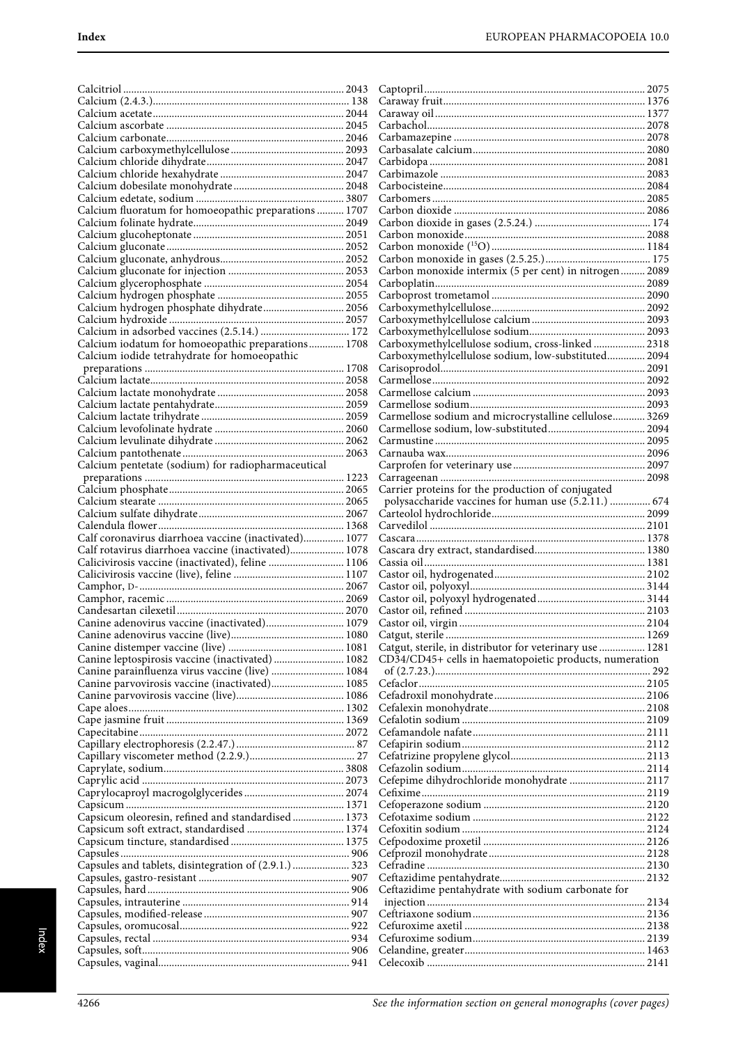Calcitriol ... 2043
Calcium (2.4.3.) ... 138
Calcium acetate ... 2044
Calcium ascorbate ... 2045
Calcium carbonate ... 2046
Calcium carboxymethylcellulose ... 2093
Calcium chloride dihydrate ... 2047
Calcium chloride hexahydrate ... 2047
Calcium dobesilate monohydrate ... 2048
Calcium edetate, sodium ... 3807
Calcium fluoratum for homoeopathic preparations ... 1707
Calcium folinate hydrate ... 2049
Calcium glucoheptonate ... 2051
Calcium gluconate ... 2052
Calcium gluconate, anhydrous ... 2052
Calcium gluconate for injection ... 2053
Calcium glycerophosphate ... 2054
Calcium hydrogen phosphate ... 2055
Calcium hydrogen phosphate dihydrate ... 2056
Calcium hydroxide ... 2057
Calcium in adsorbed vaccines (2.5.14.) ... 172
Calcium iodatum for homoeopathic preparations ... 1708
Calcium iodide tetrahydrate for homoeopathic preparations ... 1708
Calcium lactate ... 2058
Calcium lactate monohydrate ... 2058
Calcium lactate pentahydrate ... 2059
Calcium lactate trihydrate ... 2059
Calcium levofolinate hydrate ... 2060
Calcium levulinate dihydrate ... 2062
Calcium pantothenate ... 2063
Calcium pentetate (sodium) for radiopharmaceutical preparations ... 1223
Calcium phosphate ... 2065
Calcium stearate ... 2065
Calcium sulfate dihydrate ... 2067
Calendula flower ... 1368
Calf coronavirus diarrhoea vaccine (inactivated) ... 1077
Calf rotavirus diarrhoea vaccine (inactivated) ... 1078
Calicivirosis vaccine (inactivated), feline ... 1106
Calicivirosis vaccine (live), feline ... 1107
Camphor, D- ... 2067
Camphor, racemic ... 2069
Candesartan cilexetil ... 2070
Canine adenovirus vaccine (inactivated) ... 1079
Canine adenovirus vaccine (live) ... 1080
Canine distemper vaccine (live) ... 1081
Canine leptospirosis vaccine (inactivated) ... 1082
Canine parainfluenza virus vaccine (live) ... 1084
Canine parvovirosis vaccine (inactivated) ... 1085
Canine parvovirosis vaccine (live) ... 1086
Cape aloes ... 1302
Cape jasmine fruit ... 1369
Capecitabine ... 2072
Capillary electrophoresis (2.2.47.) ... 87
Capillary viscometer method (2.2.9.) ... 27
Caprylate, sodium ... 3808
Caprylic acid ... 2073
Caprylocaproyl macrogolglycerides ... 2074
Capsicum ... 1371
Capsicum oleoresin, refined and standardised ... 1373
Capsicum soft extract, standardised ... 1374
Capsicum tincture, standardised ... 1375
Capsules ... 906
Capsules and tablets, disintegration of (2.9.1.) ... 323
Capsules, gastro-resistant ... 907
Capsules, hard ... 906
Capsules, intrauterine ... 914
Capsules, modified-release ... 907
Capsules, oromucosal ... 922
Capsules, rectal ... 934
Capsules, soft ... 906
Capsules, vaginal ... 941
Captopril ... 2075
Caraway fruit ... 1376
Caraway oil ... 1377
Carbachol ... 2078
Carbamazepine ... 2078
Carbasalate calcium ... 2080
Carbidopa ... 2081
Carbimazole ... 2083
Carbocisteine ... 2084
Carbomers ... 2085
Carbon dioxide ... 2086
Carbon dioxide in gases (2.5.24.) ... 174
Carbon monoxide ... 2088
Carbon monoxide ($^{15}O$) ... 1184
Carbon monoxide in gases (2.5.25.) ... 175
Carbon monoxide intermix (5 per cent) in nitrogen ... 2089
Carboplatin ... 2089
Carboprost trometamol ... 2090
Carboxymethylcellulose ... 2092
Carboxymethylcellulose calcium ... 2093
Carboxymethylcellulose sodium ... 2093
Carboxymethylcellulose sodium, cross-linked ... 2318
Carboxymethylcellulose sodium, low-substituted ... 2094
Carisoprodol ... 2091
Carmellose ... 2092
Carmellose calcium ... 2093
Carmellose sodium ... 2093
Carmellose sodium and microcrystalline cellulose ... 3269
Carmellose sodium, low-substituted ... 2094
Carmustine ... 2095
Carnauba wax ... 2096
Carprofen for veterinary use ... 2097
Carrageenan ... 2098
Carrier proteins for the production of conjugated polysaccharide vaccines for human use (5.2.11.) ... 674
Carteolol hydrochloride ... 2099
Carvedilol ... 2101
Cascara ... 1378
Cascara dry extract, standardised ... 1380
Cassia oil ... 1381
Castor oil, hydrogenated ... 2102
Castor oil, polyoxyl ... 3144
Castor oil, polyoxyl hydrogenated ... 3144
Castor oil, refined ... 2103
Castor oil, virgin ... 2104
Catgut, sterile ... 1269
Catgut, sterile, in distributor for veterinary use ... 1281
CD34/CD45+ cells in haematopoietic products, numeration of (2.7.23.) ... 292
Cefaclor ... 2105
Cefadroxil monohydrate ... 2106
Cefalexin monohydrate ... 2108
Cefalotin sodium ... 2109
Cefamandole nafate ... 2111
Cefapirin sodium ... 2112
Cefatrizine propylene glycol ... 2113
Cefazolin sodium ... 2114
Cefepime dihydrochloride monohydrate ... 2117
Cefixime ... 2119
Cefoperazone sodium ... 2120
Cefotaxime sodium ... 2122
Cefoxitin sodium ... 2124
Cefpodoxime proxetil ... 2126
Cefprozil monohydrate ... 2128
Cefradine ... 2130
Ceftazidime pentahydrate ... 2132
Ceftazidime pentahydrate with sodium carbonate for injection ... 2134
Ceftriaxone sodium ... 2136
Cefuroxime axetil ... 2138
Cefuroxime sodium ... 2139
Celandine, greater ... 1463
Celecoxib ... 2141

*See the information section on general monographs (cover pages)*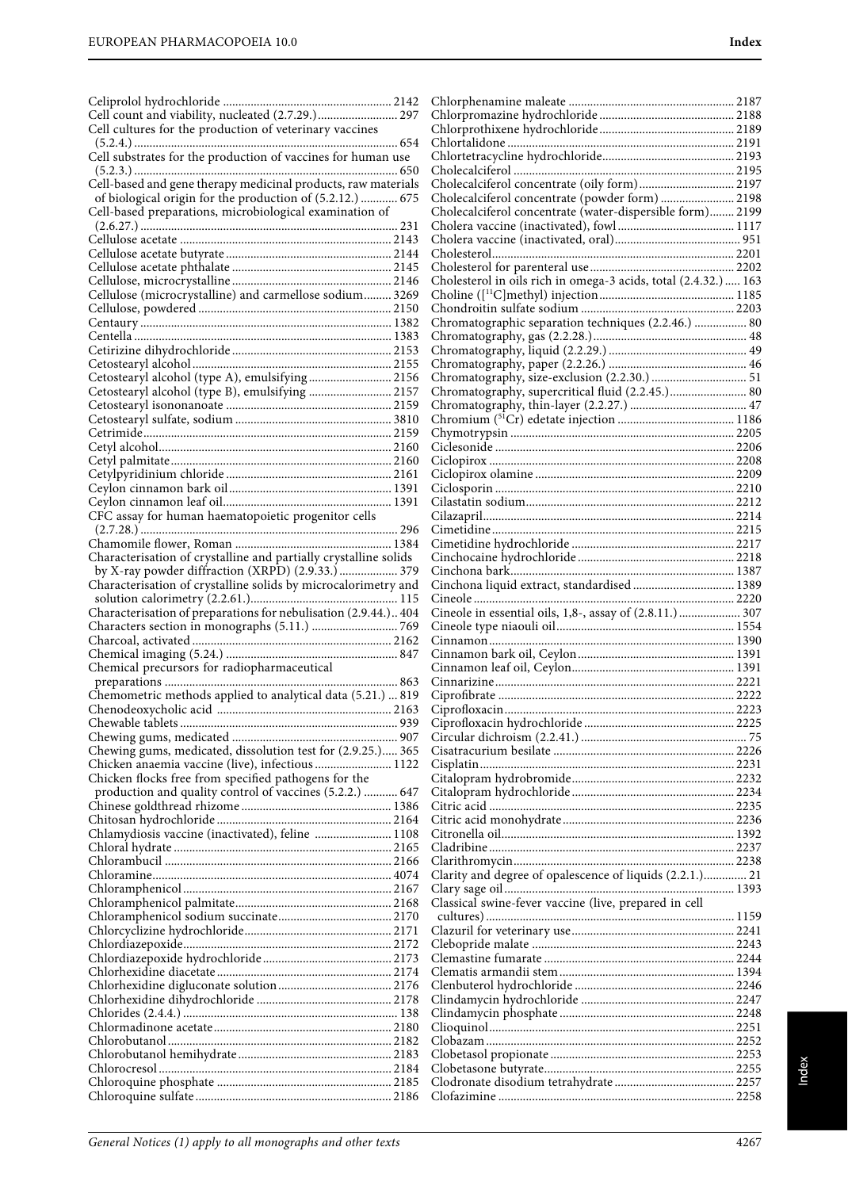Celiprolol hydrochloride ....... 2142
Cell count and viability, nucleated (2.7.29.) ....... 297
Cell cultures for the production of veterinary vaccines (5.2.4.) ....... 654
Cell substrates for the production of vaccines for human use (5.2.3.) ....... 650
Cell-based and gene therapy medicinal products, raw materials of biological origin for the production of (5.2.12.) ....... 675
Cell-based preparations, microbiological examination of (2.6.27.) ....... 231
Cellulose acetate ....... 2143
Cellulose acetate butyrate ....... 2144
Cellulose acetate phthalate ....... 2145
Cellulose, microcrystalline ....... 2146
Cellulose (microcrystalline) and carmellose sodium ....... 3269
Cellulose, powdered ....... 2150
Centaury ....... 1382
Centella ....... 1383
Cetirizine dihydrochloride ....... 2153
Cetostearyl alcohol ....... 2155
Cetostearyl alcohol (type A), emulsifying ....... 2156
Cetostearyl alcohol (type B), emulsifying ....... 2157
Cetostearyl isononanoate ....... 2159
Cetostearyl sulfate, sodium ....... 3810
Cetrimide ....... 2159
Cetyl alcohol ....... 2160
Cetyl palmitate ....... 2160
Cetylpyridinium chloride ....... 2161
Ceylon cinnamon bark oil ....... 1391
Ceylon cinnamon leaf oil ....... 1391
CFC assay for human haematopoietic progenitor cells (2.7.28.) ....... 296
Chamomile flower, Roman ....... 1384
Characterisation of crystalline and partially crystalline solids by X-ray powder diffraction (XRPD) (2.9.33.) ....... 379
Characterisation of crystalline solids by microcalorimetry and solution calorimetry (2.2.61.) ....... 115
Characterisation of preparations for nebulisation (2.9.44.) ....... 404
Characters section in monographs (5.11.) ....... 769
Charcoal, activated ....... 2162
Chemical imaging (5.24.) ....... 847
Chemical precursors for radiopharmaceutical preparations ....... 863
Chemometric methods applied to analytical data (5.21.) ....... 819
Chenodeoxycholic acid ....... 2163
Chewable tablets ....... 939
Chewing gums, medicated ....... 907
Chewing gums, medicated, dissolution test for (2.9.25.) ....... 365
Chicken anaemia vaccine (live), infectious ....... 1122
Chicken flocks free from specified pathogens for the production and quality control of vaccines (5.2.2.) ....... 647
Chinese goldthread rhizome ....... 1386
Chitosan hydrochloride ....... 2164
Chlamydiosis vaccine (inactivated), feline ....... 1108
Chloral hydrate ....... 2165
Chlorambucil ....... 2166
Chloramine ....... 4074
Chloramphenicol ....... 2167
Chloramphenicol palmitate ....... 2168
Chloramphenicol sodium succinate ....... 2170
Chlorcyclizine hydrochloride ....... 2171
Chlordiazepoxide ....... 2172
Chlordiazepoxide hydrochloride ....... 2173
Chlorhexidine diacetate ....... 2174
Chlorhexidine digluconate solution ....... 2176
Chlorhexidine dihydrochloride ....... 2178
Chlorides (2.4.4.) ....... 138
Chlormadinone acetate ....... 2180
Chlorobutanol ....... 2182
Chlorobutanol hemihydrate ....... 2183
Chlorocresol ....... 2184
Chloroquine phosphate ....... 2185
Chloroquine sulfate ....... 2186
Chlorphenamine maleate ....... 2187
Chlorpromazine hydrochloride ....... 2188
Chlorprothixene hydrochloride ....... 2189
Chlortalidone ....... 2191
Chlortetracycline hydrochloride ....... 2193
Cholecalciferol ....... 2195
Cholecalciferol concentrate (oily form) ....... 2197
Cholecalciferol concentrate (powder form) ....... 2198
Cholecalciferol concentrate (water-dispersible form) ....... 2199
Cholera vaccine (inactivated), fowl ....... 1117
Cholera vaccine (inactivated, oral) ....... 951
Cholesterol ....... 2201
Cholesterol for parenteral use ....... 2202
Cholesterol in oils rich in omega-3 acids, total (2.4.32.) ....... 163
Choline ([$^{11}$C]methyl) injection ....... 1185
Chondroitin sulfate sodium ....... 2203
Chromatographic separation techniques (2.2.46.) ....... 80
Chromatography, gas (2.2.28.) ....... 48
Chromatography, liquid (2.2.29.) ....... 49
Chromatography, paper (2.2.26.) ....... 46
Chromatography, size-exclusion (2.2.30.) ....... 51
Chromatography, supercritical fluid (2.2.45.) ....... 80
Chromatography, thin-layer (2.2.27.) ....... 47
Chromium ($^{51}$Cr) edetate injection ....... 1186
Chymotrypsin ....... 2205
Ciclesonide ....... 2206
Ciclopirox ....... 2208
Ciclopirox olamine ....... 2209
Ciclosporin ....... 2210
Cilastatin sodium ....... 2212
Cilazapril ....... 2214
Cimetidine ....... 2215
Cimetidine hydrochloride ....... 2217
Cinchocaine hydrochloride ....... 2218
Cinchona bark ....... 1387
Cinchona liquid extract, standardised ....... 1389
Cineole ....... 2220
Cineole in essential oils, 1,8-, assay of (2.8.11.) ....... 307
Cineole type niaouli oil ....... 1554
Cinnamon ....... 1390
Cinnamon bark oil, Ceylon ....... 1391
Cinnamon leaf oil, Ceylon ....... 1391
Cinnarizine ....... 2221
Ciprofibrate ....... 2222
Ciprofloxacin ....... 2223
Ciprofloxacin hydrochloride ....... 2225
Circular dichroism (2.2.41.) ....... 75
Cisatracurium besilate ....... 2226
Cisplatin ....... 2231
Citalopram hydrobromide ....... 2232
Citalopram hydrochloride ....... 2234
Citric acid ....... 2235
Citric acid monohydrate ....... 2236
Citronella oil ....... 1392
Cladribine ....... 2237
Clarithromycin ....... 2238
Clarity and degree of opalescence of liquids (2.2.1.) ....... 21
Clary sage oil ....... 1393
Classical swine-fever vaccine (live, prepared in cell cultures) ....... 1159
Clazuril for veterinary use ....... 2241
Clebopride malate ....... 2243
Clemastine fumarate ....... 2244
Clematis armandii stem ....... 1394
Clenbuterol hydrochloride ....... 2246
Clindamycin hydrochloride ....... 2247
Clindamycin phosphate ....... 2248
Clioquinol ....... 2251
Clobazam ....... 2252
Clobetasol propionate ....... 2253
Clobetasone butyrate ....... 2255
Clodronate disodium tetrahydrate ....... 2257
Clofazimine ....... 2258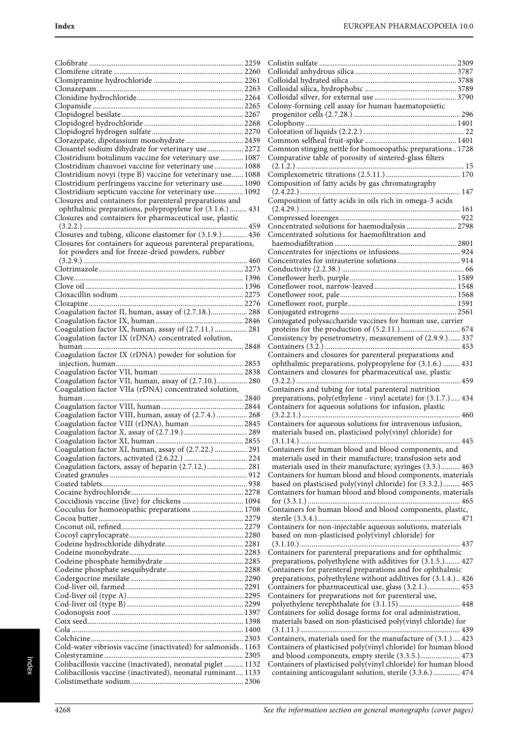Clofibrate ..... 2259
Clomifene citrate ..... 2260
Clomipramine hydrochloride ..... 2261
Clonazepam ..... 2263
Clonidine hydrochloride ..... 2264
Clopamide ..... 2265
Clopidogrel besilate ..... 2267
Clopidogrel hydrochloride ..... 2268
Clopidogrel hydrogen sulfate ..... 2270
Clorazepate, dipotassium monohydrate ..... 2439
Closantel sodium dihydrate for veterinary use ..... 2272
Clostridium botulinum vaccine for veterinary use ..... 1087
Clostridium chauvoei vaccine for veterinary use ..... 1088
Clostridium novyi (type B) vaccine for veterinary use ..... 1088
Clostridium perfringens vaccine for veterinary use ..... 1090
Clostridium septicum vaccine for veterinary use ..... 1092
Closures and containers for parenteral preparations and ophthalmic preparations, polypropylene for (3.1.6.) ..... 431
Closures and containers for pharmaceutical use, plastic (3.2.2.) ..... 459
Closures and tubing, silicone elastomer for (3.1.9.) ..... 436
Closures for containers for aqueous parenteral preparations, for powders and for freeze-dried powders, rubber (3.2.9.) ..... 460
Clotrimazole ..... 2273
Clove ..... 1396
Clove oil ..... 1396
Cloxacillin sodium ..... 2275
Clozapine ..... 2276
Coagulation factor II, human, assay of (2.7.18.) ..... 288
Coagulation factor IX, human ..... 2846
Coagulation factor IX, human, assay of (2.7.11.) ..... 281
Coagulation factor IX (rDNA) concentrated solution, human ..... 2848
Coagulation factor IX (rDNA) powder for solution for injection, human ..... 2853
Coagulation factor VII, human ..... 2838
Coagulation factor VII, human, assay of (2.7.10.) ..... 280
Coagulation factor VIIa (rDNA) concentrated solution, human ..... 2840
Coagulation factor VIII, human ..... 2844
Coagulation factor VIII, human, assay of (2.7.4.) ..... 268
Coagulation factor VIII (rDNA), human ..... 2845
Coagulation factor X, assay of (2.7.19.) ..... 289
Coagulation factor XI, human ..... 2855
Coagulation factor XI, human, assay of (2.7.22.) ..... 291
Coagulation factors, activated (2.6.22.) ..... 224
Coagulation factors, assay of heparin (2.7.12.) ..... 281
Coated granules ..... 912
Coated tablets ..... 938
Cocaine hydrochloride ..... 2278
Coccidiosis vaccine (live) for chickens ..... 1094
Cocculus for homoeopathic preparations ..... 1708
Cocoa butter ..... 2279
Coconut oil, refined ..... 2279
Cocoyl caprylocaprate ..... 2280
Codeine hydrochloride dihydrate ..... 2281
Codeine monohydrate ..... 2283
Codeine phosphate hemihydrate ..... 2285
Codeine phosphate sesquihydrate ..... 2288
Codergocrine mesilate ..... 2290
Cod-liver oil, farmed ..... 2291
Cod-liver oil (type A) ..... 2295
Cod-liver oil (type B) ..... 2299
Codonopsis root ..... 1397
Coix seed ..... 1398
Cola ..... 1400
Colchicine ..... 2303
Cold-water vibriosis vaccine (inactivated) for salmonids ..... 1163
Colestyramine ..... 2305
Colibacillosis vaccine (inactivated), neonatal piglet ..... 1132
Colibacillosis vaccine (inactivated), neonatal ruminant ..... 1133
Colistimethate sodium ..... 2306
Colistin sulfate ..... 2309
Colloidal anhydrous silica ..... 3787
Colloidal hydrated silica ..... 3788
Colloidal silica, hydrophobic ..... 3789
Colloidal silver, for external use ..... 3790
Colony-forming cell assay for human haematopoietic progenitor cells (2.7.28.) ..... 296
Colophony ..... 1401
Coloration of liquids (2.2.2.) ..... 22
Common selfheal fruit-spike ..... 1401
Common stinging nettle for homoeopathic preparations ..... 1728
Comparative table of porosity of sintered-glass filters (2.1.2.) ..... 15
Complexometric titrations (2.5.11.) ..... 170
Composition of fatty acids by gas chromatography (2.4.22.) ..... 147
Composition of fatty acids in oils rich in omega-3 acids (2.4.29.) ..... 161
Compressed lozenges ..... 922
Concentrated solutions for haemodialysis ..... 2798
Concentrated solutions for haemofiltration and haemodiafiltration ..... 2801
Concentrates for injections or infusions ..... 924
Concentrates for intrauterine solutions ..... 914
Conductivity (2.2.38.) ..... 66
Coneflower herb, purple ..... 1589
Coneflower root, narrow-leaved ..... 1548
Coneflower root, pale ..... 1568
Coneflower root, purple ..... 1591
Conjugated estrogens ..... 2561
Conjugated polysaccharide vaccines for human use, carrier proteins for the production of (5.2.11.) ..... 674
Consistency by penetrometry, measurement of (2.9.9.) ..... 337
Containers (3.2.) ..... 453
Containers and closures for parenteral preparations and ophthalmic preparations, polypropylene for (3.1.6.) ..... 431
Containers and closures for pharmaceutical use, plastic (3.2.2.) ..... 459
Containers and tubing for total parenteral nutrition preparations, poly(ethylene - vinyl acetate) for (3.1.7.) ..... 434
Containers for aqueous solutions for infusion, plastic (3.2.2.1.) ..... 460
Containers for aqueous solutions for intravenous infusion, materials based on, plasticised poly(vinyl chloride) for (3.1.14.) ..... 445
Containers for human blood and blood components, and materials used in their manufacture; transfusion sets and materials used in their manufacture; syringes (3.3.) ..... 463
Containers for human blood and blood components, materials based on plasticised poly(vinyl chloride) for (3.3.2.) ..... 465
Containers for human blood and blood components, materials for (3.3.1.) ..... 465
Containers for human blood and blood components, plastic, sterile (3.3.4.) ..... 471
Containers for non-injectable aqueous solutions, materials based on non-plasticised poly(vinyl chloride) for (3.1.10.) ..... 437
Containers for parenteral preparations and for ophthalmic preparations, polyethylene with additives for (3.1.5.) ..... 427
Containers for parenteral preparations and for ophthalmic preparations, polyethylene without additives for (3.1.4.) ..... 426
Containers for pharmaceutical use, glass (3.2.1.) ..... 453
Containers for preparations not for parenteral use, polyethylene terephthalate for (3.1.15) ..... 448
Containers for solid dosage forms for oral administration, materials based on non-plasticised poly(vinyl chloride) for (3.1.11.) ..... 439
Containers, materials used for the manufacture of (3.1.) ..... 423
Containers of plasticised poly(vinyl chloride) for human blood and blood components, empty sterile (3.3.5.) ..... 473
Containers of plasticised poly(vinyl chloride) for human blood containing anticoagulant solution, sterile (3.3.6.) ..... 474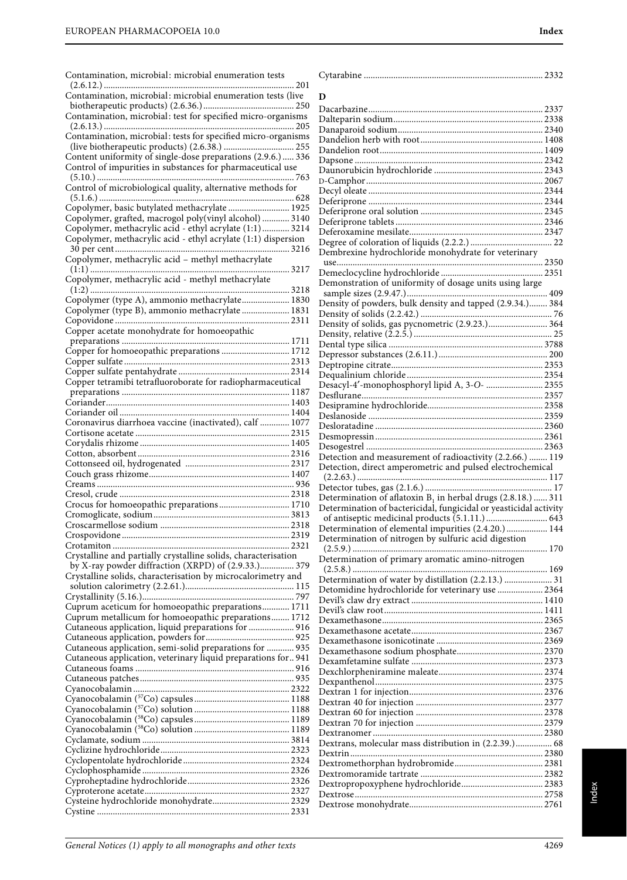Contamination, microbial: microbial enumeration tests (2.6.12.) ... 201
Contamination, microbial: microbial enumeration tests (live biotherapeutic products) (2.6.36.) ... 250
Contamination, microbial: test for specified micro-organisms (2.6.13.) ... 205
Contamination, microbial: tests for specified micro-organisms (live biotherapeutic products) (2.6.38.) ... 255
Content uniformity of single-dose preparations (2.9.6.) ... 336
Control of impurities in substances for pharmaceutical use (5.10.) ... 763
Control of microbiological quality, alternative methods for (5.1.6.) ... 628
Copolymer, basic butylated methacrylate ... 1925
Copolymer, grafted, macrogol poly(vinyl alcohol) ... 3140
Copolymer, methacrylic acid - ethyl acrylate (1:1) ... 3214
Copolymer, methacrylic acid - ethyl acrylate (1:1) dispersion 30 per cent ... 3216
Copolymer, methacrylic acid – methyl methacrylate (1:1) ... 3217
Copolymer, methacrylic acid - methyl methacrylate (1:2) ... 3218
Copolymer (type A), ammonio methacrylate ... 1830
Copolymer (type B), ammonio methacrylate ... 1831
Copovidone ... 2311
Copper acetate monohydrate for homoeopathic preparations ... 1711
Copper for homoeopathic preparations ... 1712
Copper sulfate ... 2313
Copper sulfate pentahydrate ... 2314
Copper tetramibi tetrafluoroborate for radiopharmaceutical preparations ... 1187
Coriander ... 1403
Coriander oil ... 1404
Coronavirus diarrhoea vaccine (inactivated), calf ... 1077
Cortisone acetate ... 2315
Corydalis rhizome ... 1405
Cotton, absorbent ... 2316
Cottonseed oil, hydrogenated ... 2317
Couch grass rhizome ... 1407
Creams ... 936
Cresol, crude ... 2318
Crocus for homoeopathic preparations ... 1710
Cromoglicate, sodium ... 3813
Croscarmellose sodium ... 2318
Crospovidone ... 2319
Crotamiton ... 2321
Crystalline and partially crystalline solids, characterisation by X-ray powder diffraction (XRPD) of (2.9.33.) ... 379
Crystalline solids, characterisation by microcalorimetry and solution calorimetry (2.2.61.) ... 115
Crystallinity (5.16.) ... 797
Cuprum aceticum for homoeopathic preparations ... 1711
Cuprum metallicum for homoeopathic preparations ... 1712
Cutaneous application, liquid preparations for ... 916
Cutaneous application, powders for ... 925
Cutaneous application, semi-solid preparations for ... 935
Cutaneous application, veterinary liquid preparations for .. 941
Cutaneous foams ... 916
Cutaneous patches ... 935
Cyanocobalamin ... 2322
Cyanocobalamin ($^{57}$Co) capsules ... 1188
Cyanocobalamin ($^{57}$Co) solution ... 1188
Cyanocobalamin ($^{58}$Co) capsules ... 1189
Cyanocobalamin ($^{58}$Co) solution ... 1189
Cyclamate, sodium ... 3814
Cyclizine hydrochloride ... 2323
Cyclopentolate hydrochloride ... 2324
Cyclophosphamide ... 2326
Cyproheptadine hydrochloride ... 2326
Cyproterone acetate ... 2327
Cysteine hydrochloride monohydrate ... 2329
Cystine ... 2331
Cytarabine ... 2332

## D

Dacarbazine ... 2337
Dalteparin sodium ... 2338
Danaparoid sodium ... 2340
Dandelion herb with root ... 1408
Dandelion root ... 1409
Dapsone ... 2342
Daunorubicin hydrochloride ... 2343
D-Camphor ... 2067
Decyl oleate ... 2344
Deferiprone ... 2344
Deferiprone oral solution ... 2345
Deferiprone tablets ... 2346
Deferoxamine mesilate ... 2347
Degree of coloration of liquids (2.2.2.) ... 22
Dembrexine hydrochloride monohydrate for veterinary use ... 2350
Demeclocycline hydrochloride ... 2351
Demonstration of uniformity of dosage units using large sample sizes (2.9.47.) ... 409
Density of powders, bulk density and tapped (2.9.34.) ... 384
Density of solids (2.2.42.) ... 76
Density of solids, gas pycnometric (2.9.23.) ... 364
Density, relative (2.2.5.) ... 25
Dental type silica ... 3788
Depressor substances (2.6.11.) ... 200
Deptropine citrate ... 2353
Dequalinium chloride ... 2354
Desacyl-4′-monophosphoryl lipid A, 3-*O*- ... 2355
Desflurane ... 2357
Desipramine hydrochloride ... 2358
Deslanoside ... 2359
Desloratadine ... 2360
Desmopressin ... 2361
Desogestrel ... 2363
Detection and measurement of radioactivity (2.2.66.) ... 119
Detection, direct amperometric and pulsed electrochemical (2.2.63.) ... 117
Detector tubes, gas (2.1.6.) ... 17
Determination of aflatoxin $B_1$ in herbal drugs (2.8.18.) ... 311
Determination of bactericidal, fungicidal or yeasticidal activity of antiseptic medicinal products (5.1.11.) ... 643
Determination of elemental impurities (2.4.20.) ... 144
Determination of nitrogen by sulfuric acid digestion (2.5.9.) ... 170
Determination of primary aromatic amino-nitrogen (2.5.8.) ... 169
Determination of water by distillation (2.2.13.) ... 31
Detomidine hydrochloride for veterinary use ... 2364
Devil's claw dry extract ... 1410
Devil's claw root ... 1411
Dexamethasone ... 2365
Dexamethasone acetate ... 2367
Dexamethasone isonicotinate ... 2369
Dexamethasone sodium phosphate ... 2370
Dexamfetamine sulfate ... 2373
Dexchlorpheniramine maleate ... 2374
Dexpanthenol ... 2375
Dextran 1 for injection ... 2376
Dextran 40 for injection ... 2377
Dextran 60 for injection ... 2378
Dextran 70 for injection ... 2379
Dextranomer ... 2380
Dextrans, molecular mass distribution in (2.2.39.) ... 68
Dextrin ... 2380
Dextromethorphan hydrobromide ... 2381
Dextromoramide tartrate ... 2382
Dextropropoxyphene hydrochloride ... 2383
Dextrose ... 2758
Dextrose monohydrate ... 2761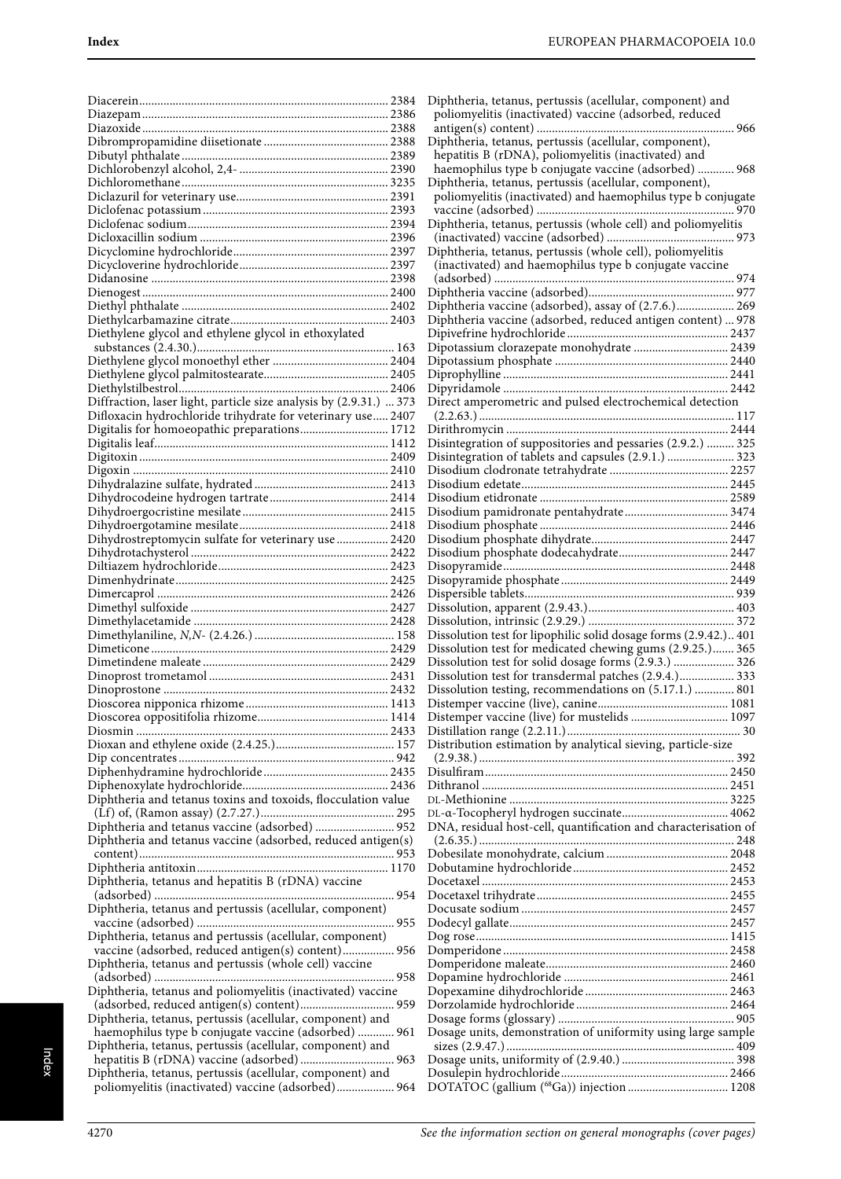Diacerein ........ 2384
Diazepam ........ 2386
Diazoxide ........ 2388
Dibrompropamidine diisetionate ........ 2388
Dibutyl phthalate ........ 2389
Dichlorobenzyl alcohol, 2,4- ........ 2390
Dichloromethane ........ 3235
Diclazuril for veterinary use ........ 2391
Diclofenac potassium ........ 2393
Diclofenac sodium ........ 2394
Dicloxacillin sodium ........ 2396
Dicyclomine hydrochloride ........ 2397
Dicycloverine hydrochloride ........ 2397
Didanosine ........ 2398
Dienogest ........ 2400
Diethyl phthalate ........ 2402
Diethylcarbamazine citrate ........ 2403
Diethylene glycol and ethylene glycol in ethoxylated substances (2.4.30.) ........ 163
Diethylene glycol monoethyl ether ........ 2404
Diethylene glycol palmitostearate ........ 2405
Diethylstilbestrol ........ 2406
Diffraction, laser light, particle size analysis by (2.9.31.) ... 373
Difloxacin hydrochloride trihydrate for veterinary use ..... 2407
Digitalis for homoeopathic preparations ........ 1712
Digitalis leaf ........ 1412
Digitoxin ........ 2409
Digoxin ........ 2410
Dihydralazine sulfate, hydrated ........ 2413
Dihydrocodeine hydrogen tartrate ........ 2414
Dihydroergocristine mesilate ........ 2415
Dihydroergotamine mesilate ........ 2418
Dihydrostreptomycin sulfate for veterinary use ........ 2420
Dihydrotachysterol ........ 2422
Diltiazem hydrochloride ........ 2423
Dimenhydrinate ........ 2425
Dimercaprol ........ 2426
Dimethyl sulfoxide ........ 2427
Dimethylacetamide ........ 2428
Dimethylaniline, *N,N*- (2.4.26.) ........ 158
Dimeticone ........ 2429
Dimetindene maleate ........ 2429
Dinoprost trometamol ........ 2431
Dinoprostone ........ 2432
Dioscorea nipponica rhizome ........ 1413
Dioscorea oppositifolia rhizome ........ 1414
Diosmin ........ 2433
Dioxan and ethylene oxide (2.4.25.) ........ 157
Dip concentrates ........ 942
Diphenhydramine hydrochloride ........ 2435
Diphenoxylate hydrochloride ........ 2436
Diphtheria and tetanus toxins and toxoids, flocculation value (Lf) of, (Ramon assay) (2.7.27.) ........ 295
Diphtheria and tetanus vaccine (adsorbed) ........ 952
Diphtheria and tetanus vaccine (adsorbed, reduced antigen(s) content) ........ 953
Diphtheria antitoxin ........ 1170
Diphtheria, tetanus and hepatitis B (rDNA) vaccine (adsorbed) ........ 954
Diphtheria, tetanus and pertussis (acellular, component) vaccine (adsorbed) ........ 955
Diphtheria, tetanus and pertussis (acellular, component) vaccine (adsorbed, reduced antigen(s) content) ........ 956
Diphtheria, tetanus and pertussis (whole cell) vaccine (adsorbed) ........ 958
Diphtheria, tetanus and poliomyelitis (inactivated) vaccine (adsorbed, reduced antigen(s) content) ........ 959
Diphtheria, tetanus, pertussis (acellular, component) and haemophilus type b conjugate vaccine (adsorbed) ........ 961
Diphtheria, tetanus, pertussis (acellular, component) and hepatitis B (rDNA) vaccine (adsorbed) ........ 963
Diphtheria, tetanus, pertussis (acellular, component) and poliomyelitis (inactivated) vaccine (adsorbed) ........ 964
Diphtheria, tetanus, pertussis (acellular, component) and poliomyelitis (inactivated) vaccine (adsorbed, reduced antigen(s) content) ........ 966
Diphtheria, tetanus, pertussis (acellular, component), hepatitis B (rDNA), poliomyelitis (inactivated) and haemophilus type b conjugate vaccine (adsorbed) ........ 968
Diphtheria, tetanus, pertussis (acellular, component), poliomyelitis (inactivated) and haemophilus type b conjugate vaccine (adsorbed) ........ 970
Diphtheria, tetanus, pertussis (whole cell) and poliomyelitis (inactivated) vaccine (adsorbed) ........ 973
Diphtheria, tetanus, pertussis (whole cell), poliomyelitis (inactivated) and haemophilus type b conjugate vaccine (adsorbed) ........ 974
Diphtheria vaccine (adsorbed) ........ 977
Diphtheria vaccine (adsorbed), assay of (2.7.6.) ........ 269
Diphtheria vaccine (adsorbed, reduced antigen content) ... 978
Dipivefrine hydrochloride ........ 2437
Dipotassium clorazepate monohydrate ........ 2439
Dipotassium phosphate ........ 2440
Diprophylline ........ 2441
Dipyridamole ........ 2442
Direct amperometric and pulsed electrochemical detection (2.2.63.) ........ 117
Dirithromycin ........ 2444
Disintegration of suppositories and pessaries (2.9.2.) ........ 325
Disintegration of tablets and capsules (2.9.1.) ........ 323
Disodium clodronate tetrahydrate ........ 2257
Disodium edetate ........ 2445
Disodium etidronate ........ 2589
Disodium pamidronate pentahydrate ........ 3474
Disodium phosphate ........ 2446
Disodium phosphate dihydrate ........ 2447
Disodium phosphate dodecahydrate ........ 2447
Disopyramide ........ 2448
Disopyramide phosphate ........ 2449
Dispersible tablets ........ 939
Dissolution, apparent (2.9.43.) ........ 403
Dissolution, intrinsic (2.9.29.) ........ 372
Dissolution test for lipophilic solid dosage forms (2.9.42.) .. 401
Dissolution test for medicated chewing gums (2.9.25.) ....... 365
Dissolution test for solid dosage forms (2.9.3.) ........ 326
Dissolution test for transdermal patches (2.9.4.) ........ 333
Dissolution testing, recommendations on (5.17.1.) ........ 801
Distemper vaccine (live), canine ........ 1081
Distemper vaccine (live) for mustelids ........ 1097
Distillation range (2.2.11.) ........ 30
Distribution estimation by analytical sieving, particle-size (2.9.38.) ........ 392
Disulfiram ........ 2450
Dithranol ........ 2451
DL-Methionine ........ 3225
DL-α-Tocopheryl hydrogen succinate ........ 4062
DNA, residual host-cell, quantification and characterisation of (2.6.35.) ........ 248
Dobesilate monohydrate, calcium ........ 2048
Dobutamine hydrochloride ........ 2452
Docetaxel ........ 2453
Docetaxel trihydrate ........ 2455
Docusate sodium ........ 2457
Dodecyl gallate ........ 2457
Dog rose ........ 1415
Domperidone ........ 2458
Domperidone maleate ........ 2460
Dopamine hydrochloride ........ 2461
Dopexamine dihydrochloride ........ 2463
Dorzolamide hydrochloride ........ 2464
Dosage forms (glossary) ........ 905
Dosage units, demonstration of uniformity using large sample sizes (2.9.47.) ........ 409
Dosage units, uniformity of (2.9.40.) ........ 398
Dosulepin hydrochloride ........ 2466
DOTATOC (gallium ($^{68}$Ga)) injection ........ 1208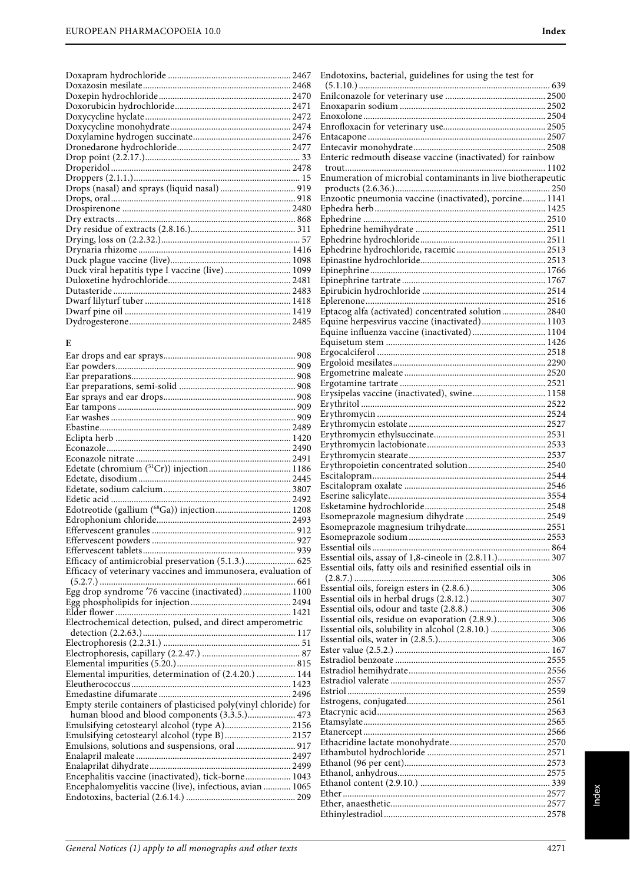Doxapram hydrochloride ..................................................... 2467
Doxazosin mesilate................................................................ 2468
Doxepin hydrochloride......................................................... 2470
Doxorubicin hydrochloride.................................................. 2471
Doxycycline hyclate............................................................... 2472
Doxycycline monohydrate.................................................... 2474
Doxylamine hydrogen succinate.......................................... 2476
Dronedarone hydrochloride................................................. 2477
Drop point (2.2.17.).................................................................. 33
Droperidol............................................................................... 2478
Droppers (2.1.1.)........................................................................ 15
Drops (nasal) and sprays (liquid nasal) ................................ 919
Drops, oral................................................................................ 918
Drospirenone ......................................................................... 2480
Dry extracts .............................................................................. 868
Dry residue of extracts (2.8.16.)............................................. 311
Drying, loss on (2.2.32.)............................................................ 57
Drynaria rhizome .................................................................. 1416
Duck plague vaccine (live).................................................... 1098
Duck viral hepatitis type I vaccine (live) ............................ 1099
Duloxetine hydrochloride..................................................... 2481
Dutasteride ............................................................................. 2483
Dwarf lilyturf tuber ............................................................... 1418
Dwarf pine oil ........................................................................ 1419
Dydrogesterone...................................................................... 2485

## E

Ear drops and ear sprays......................................................... 908
Ear powders.............................................................................. 909
Ear preparations...................................................................... 908
Ear preparations, semi-solid .................................................. 908
Ear sprays and ear drops......................................................... 908
Ear tampons ............................................................................. 909
Ear washes ................................................................................ 909
Ebastine.................................................................................. 2489
Eclipta herb ............................................................................ 1420
Econazole................................................................................ 2490
Econazole nitrate ................................................................... 2491
Edetate (chromium ($^{51}$Cr)) injection.................................... 1186
Edetate, disodium.................................................................. 2445
Edetate, sodium calcium....................................................... 3807
Edetic acid .............................................................................. 2492
Edotreotide (gallium ($^{68}$Ga)) injection................................. 1208
Edrophonium chloride.......................................................... 2493
Effervescent granules .............................................................. 912
Effervescent powders .............................................................. 927
Effervescent tablets.................................................................. 939
Efficacy of antimicrobial preservation (5.1.3.)...................... 625
Efficacy of veterinary vaccines and immunosera, evaluation of (5.2.7.) ..................................................................................... 661
Egg drop syndrome '76 vaccine (inactivated)..................... 1100
Egg phospholipids for injection........................................... 2494
Elder flower ............................................................................ 1421
Electrochemical detection, pulsed, and direct amperometric detection (2.2.63.).................................................................. 117
Electrophoresis (2.2.31.) ........................................................... 51
Electrophoresis, capillary (2.2.47.) .......................................... 87
Elemental impurities (5.20.).................................................... 815
Elemental impurities, determination of (2.4.20.) ................. 144
Eleutherococcus..................................................................... 1423
Emedastine difumarate......................................................... 2496
Empty sterile containers of plasticised poly(vinyl chloride) for human blood and blood components (3.3.5.).................... 473
Emulsifying cetostearyl alcohol (type A)............................. 2156
Emulsifying cetostearyl alcohol (type B)............................. 2157
Emulsions, solutions and suspensions, oral .......................... 917
Enalapril maleate ................................................................... 2497
Enalaprilat dihydrate............................................................. 2499
Encephalitis vaccine (inactivated), tick-borne.................... 1043
Encephalomyelitis vaccine (live), infectious, avian ............ 1065
Endotoxins, bacterial (2.6.14.) ............................................... 209
Endotoxins, bacterial, guidelines for using the test for (5.1.10.) ................................................................................... 639
Enilconazole for veterinary use ........................................... 2500
Enoxaparin sodium ............................................................... 2502
Enoxolone............................................................................... 2504
Enrofloxacin for veterinary use............................................ 2505
Entacapone ............................................................................. 2507
Entecavir monohydrate......................................................... 2508
Enteric redmouth disease vaccine (inactivated) for rainbow trout....................................................................................... 1102
Enumeration of microbial contaminants in live biotherapeutic products (2.6.36.).................................................................. 250
Enzootic pneumonia vaccine (inactivated), porcine.......... 1141
Ephedra herb.......................................................................... 1425
Ephedrine ............................................................................... 2510
Ephedrine hemihydrate ........................................................ 2511
Ephedrine hydrochloride...................................................... 2511
Ephedrine hydrochloride, racemic ...................................... 2513
Epinastine hydrochloride...................................................... 2513
Epinephrine............................................................................ 1766
Epinephrine tartrate .............................................................. 1767
Epirubicin hydrochloride ..................................................... 2514
Eplerenone.............................................................................. 2516
Eptacog alfa (activated) concentrated solution................... 2840
Equine herpesvirus vaccine (inactivated)............................ 1103
Equine influenza vaccine (inactivated)................................ 1104
Equisetum stem ..................................................................... 1426
Ergocalciferol ......................................................................... 2518
Ergoloid mesilates.................................................................. 2290
Ergometrine maleate ............................................................. 2520
Ergotamine tartrate ............................................................... 2521
Erysipelas vaccine (inactivated), swine................................ 1158
Erythritol ................................................................................ 2522
Erythromycin ......................................................................... 2524
Erythromycin estolate ........................................................... 2527
Erythromycin ethylsuccinate................................................ 2531
Erythromycin lactobionate................................................... 2533
Erythromycin stearate........................................................... 2537
Erythropoietin concentrated solution.................................. 2540
Escitalopram........................................................................... 2544
Escitalopram oxalate ............................................................. 2546
Eserine salicylate.................................................................... 3554
Esketamine hydrochloride.................................................... 2548
Esomeprazole magnesium dihydrate ................................... 2549
Esomeprazole magnesium trihydrate.................................. 2551
Esomeprazole sodium ........................................................... 2553
Essential oils ............................................................................. 864
Essential oils, assay of 1,8-cineole in (2.8.11.)....................... 307
Essential oils, fatty oils and resinified essential oils in (2.8.7.) ..................................................................................... 306
Essential oils, foreign esters in (2.8.6.).................................. 306
Essential oils in herbal drugs (2.8.12.).................................. 307
Essential oils, odour and taste (2.8.8.) .................................. 306
Essential oils, residue on evaporation (2.8.9.)....................... 306
Essential oils, solubility in alcohol (2.8.10.) .......................... 306
Essential oils, water in (2.8.5.)................................................ 306
Ester value (2.5.2.) .................................................................. 167
Estradiol benzoate ................................................................. 2555
Estradiol hemihydrate........................................................... 2556
Estradiol valerate ................................................................... 2557
Estriol...................................................................................... 2559
Estrogens, conjugated............................................................ 2561
Etacrynic acid......................................................................... 2563
Etamsylate............................................................................... 2565
Etanercept............................................................................... 2566
Ethacridine lactate monohydrate......................................... 2570
Ethambutol hydrochloride ................................................... 2571
Ethanol (96 per cent)............................................................. 2573
Ethanol, anhydrous................................................................ 2575
Ethanol content (2.9.10.) ........................................................ 339
Ether ....................................................................................... 2577
Ether, anaesthetic................................................................... 2577
Ethinylestradiol...................................................................... 2578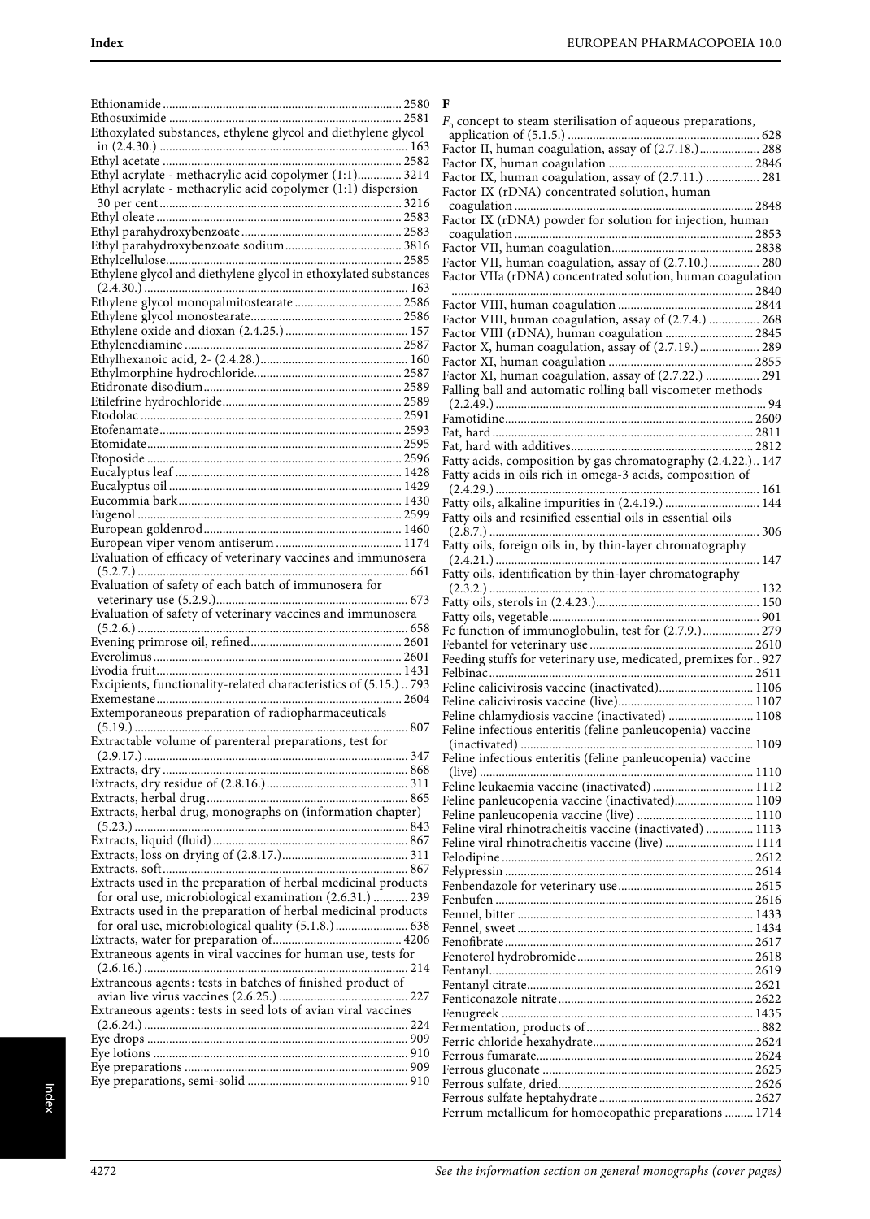Ethionamide ... 2580
Ethosuximide ... 2581
Ethoxylated substances, ethylene glycol and diethylene glycol in (2.4.30.) ... 163
Ethyl acetate ... 2582
Ethyl acrylate - methacrylic acid copolymer (1:1) ... 3214
Ethyl acrylate - methacrylic acid copolymer (1:1) dispersion 30 per cent ... 3216
Ethyl oleate ... 2583
Ethyl parahydroxybenzoate ... 2583
Ethyl parahydroxybenzoate sodium ... 3816
Ethylcellulose ... 2585
Ethylene glycol and diethylene glycol in ethoxylated substances (2.4.30.) ... 163
Ethylene glycol monopalmitostearate ... 2586
Ethylene glycol monostearate ... 2586
Ethylene oxide and dioxan (2.4.25.) ... 157
Ethylenediamine ... 2587
Ethylhexanoic acid, 2- (2.4.28.) ... 160
Ethylmorphine hydrochloride ... 2587
Etidronate disodium ... 2589
Etilefrine hydrochloride ... 2589
Etodolac ... 2591
Etofenamate ... 2593
Etomidate ... 2595
Etoposide ... 2596
Eucalyptus leaf ... 1428
Eucalyptus oil ... 1429
Eucommia bark ... 1430
Eugenol ... 2599
European goldenrod ... 1460
European viper venom antiserum ... 1174
Evaluation of efficacy of veterinary vaccines and immunosera (5.2.7.) ... 661
Evaluation of safety of each batch of immunosera for veterinary use (5.2.9.) ... 673
Evaluation of safety of veterinary vaccines and immunosera (5.2.6.) ... 658
Evening primrose oil, refined ... 2601
Everolimus ... 2601
Evodia fruit ... 1431
Excipients, functionality-related characteristics of (5.15.) .. 793
Exemestane ... 2604
Extemporaneous preparation of radiopharmaceuticals (5.19.) ... 807
Extractable volume of parenteral preparations, test for (2.9.17.) ... 347
Extracts, dry ... 868
Extracts, dry residue of (2.8.16.) ... 311
Extracts, herbal drug ... 865
Extracts, herbal drug, monographs on (information chapter) (5.23.) ... 843
Extracts, liquid (fluid) ... 867
Extracts, loss on drying of (2.8.17.) ... 311
Extracts, soft ... 867
Extracts used in the preparation of herbal medicinal products for oral use, microbiological examination (2.6.31.) ... 239
Extracts used in the preparation of herbal medicinal products for oral use, microbiological quality (5.1.8.) ... 638
Extracts, water for preparation of ... 4206
Extraneous agents in viral vaccines for human use, tests for (2.6.16.) ... 214
Extraneous agents: tests in batches of finished product of avian live virus vaccines (2.6.25.) ... 227
Extraneous agents: tests in seed lots of avian viral vaccines (2.6.24.) ... 224
Eye drops ... 909
Eye lotions ... 910
Eye preparations ... 909
Eye preparations, semi-solid ... 910

**F**

$F_0$ concept to steam sterilisation of aqueous preparations, application of (5.1.5.) ... 628
Factor II, human coagulation, assay of (2.7.18.) ... 288
Factor IX, human coagulation ... 2846
Factor IX, human coagulation, assay of (2.7.11.) ... 281
Factor IX (rDNA) concentrated solution, human coagulation ... 2848
Factor IX (rDNA) powder for solution for injection, human coagulation ... 2853
Factor VII, human coagulation ... 2838
Factor VII, human coagulation, assay of (2.7.10.) ... 280
Factor VIIa (rDNA) concentrated solution, human coagulation ... 2840
Factor VIII, human coagulation ... 2844
Factor VIII, human coagulation, assay of (2.7.4.) ... 268
Factor VIII (rDNA), human coagulation ... 2845
Factor X, human coagulation, assay of (2.7.19.) ... 289
Factor XI, human coagulation ... 2855
Factor XI, human coagulation, assay of (2.7.22.) ... 291
Falling ball and automatic rolling ball viscometer methods (2.2.49.) ... 94
Famotidine ... 2609
Fat, hard ... 2811
Fat, hard with additives ... 2812
Fatty acids, composition by gas chromatography (2.4.22.) .. 147
Fatty acids in oils rich in omega-3 acids, composition of (2.4.29.) ... 161
Fatty oils, alkaline impurities in (2.4.19.) ... 144
Fatty oils and resinified essential oils in essential oils (2.8.7.) ... 306
Fatty oils, foreign oils in, by thin-layer chromatography (2.4.21.) ... 147
Fatty oils, identification by thin-layer chromatography (2.3.2.) ... 132
Fatty oils, sterols in (2.4.23.) ... 150
Fatty oils, vegetable ... 901
Fc function of immunoglobulin, test for (2.7.9.) ... 279
Febantel for veterinary use ... 2610
Feeding stuffs for veterinary use, medicated, premixes for .. 927
Felbinac ... 2611
Feline calicivirosis vaccine (inactivated) ... 1106
Feline calicivirosis vaccine (live) ... 1107
Feline chlamydiosis vaccine (inactivated) ... 1108
Feline infectious enteritis (feline panleucopenia) vaccine (inactivated) ... 1109
Feline infectious enteritis (feline panleucopenia) vaccine (live) ... 1110
Feline leukaemia vaccine (inactivated) ... 1112
Feline panleucopenia vaccine (inactivated) ... 1109
Feline panleucopenia vaccine (live) ... 1110
Feline viral rhinotracheitis vaccine (inactivated) ... 1113
Feline viral rhinotracheitis vaccine (live) ... 1114
Felodipine ... 2612
Felypressin ... 2614
Fenbendazole for veterinary use ... 2615
Fenbufen ... 2616
Fennel, bitter ... 1433
Fennel, sweet ... 1434
Fenofibrate ... 2617
Fenoterol hydrobromide ... 2618
Fentanyl ... 2619
Fentanyl citrate ... 2621
Fenticonazole nitrate ... 2622
Fenugreek ... 1435
Fermentation, products of ... 882
Ferric chloride hexahydrate ... 2624
Ferrous fumarate ... 2624
Ferrous gluconate ... 2625
Ferrous sulfate, dried ... 2626
Ferrous sulfate heptahydrate ... 2627
Ferrum metallicum for homoeopathic preparations ... 1714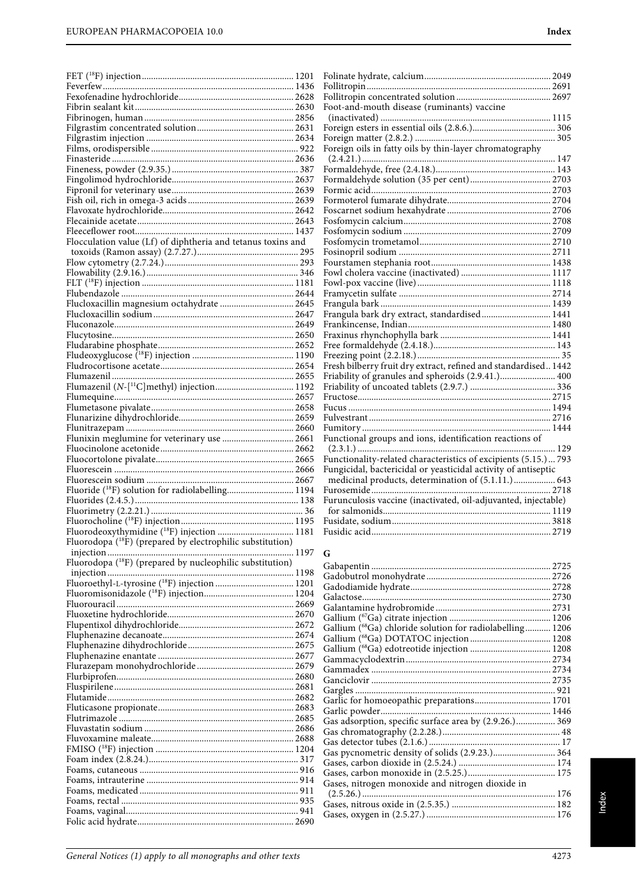FET ($^{18}$F) injection ... 1201
Feverfew ... 1436
Fexofenadine hydrochloride ... 2628
Fibrin sealant kit ... 2630
Fibrinogen, human ... 2856
Filgrastim concentrated solution ... 2631
Filgrastim injection ... 2634
Films, orodispersible ... 922
Finasteride ... 2636
Fineness, powder (2.9.35.) ... 387
Fingolimod hydrochloride ... 2637
Fipronil for veterinary use ... 2639
Fish oil, rich in omega-3 acids ... 2639
Flavoxate hydrochloride ... 2642
Flecainide acetate ... 2643
Fleeceflower root ... 1437
Flocculation value (Lf) of diphtheria and tetanus toxins and toxoids (Ramon assay) (2.7.27.) ... 295
Flow cytometry (2.7.24.) ... 293
Flowability (2.9.16.) ... 346
FLT ($^{18}$F) injection ... 1181
Flubendazole ... 2644
Flucloxacillin magnesium octahydrate ... 2645
Flucloxacillin sodium ... 2647
Fluconazole ... 2649
Flucytosine ... 2650
Fludarabine phosphate ... 2652
Fludeoxyglucose ($^{18}$F) injection ... 1190
Fludrocortisone acetate ... 2654
Flumazenil ... 2655
Flumazenil (*N*-[$^{11}$C]methyl) injection ... 1192
Flumequine ... 2657
Flumetasone pivalate ... 2658
Flunarizine dihydrochloride ... 2659
Flunitrazepam ... 2660
Flunixin meglumine for veterinary use ... 2661
Fluocinolone acetonide ... 2662
Fluocortolone pivalate ... 2665
Fluorescein ... 2666
Fluorescein sodium ... 2667
Fluoride ($^{18}$F) solution for radiolabelling ... 1194
Fluorides (2.4.5.) ... 138
Fluorimetry (2.2.21.) ... 36
Fluorocholine ($^{18}$F) injection ... 1195
Fluorodeoxythymidine ($^{18}$F) injection ... 1181
Fluorodopa ($^{18}$F) (prepared by electrophilic substitution) injection ... 1197
Fluorodopa ($^{18}$F) (prepared by nucleophilic substitution) injection ... 1198
Fluoroethyl-L-tyrosine ($^{18}$F) injection ... 1201
Fluoromisonidazole ($^{18}$F) injection ... 1204
Fluorouracil ... 2669
Fluoxetine hydrochloride ... 2670
Flupentixol dihydrochloride ... 2672
Fluphenazine decanoate ... 2674
Fluphenazine dihydrochloride ... 2675
Fluphenazine enantate ... 2677
Flurazepam monohydrochloride ... 2679
Flurbiprofen ... 2680
Fluspirilene ... 2681
Flutamide ... 2682
Fluticasone propionate ... 2683
Flutrimazole ... 2685
Fluvastatin sodium ... 2686
Fluvoxamine maleate ... 2688
FMISO ($^{18}$F) injection ... 1204
Foam index (2.8.24.) ... 317
Foams, cutaneous ... 916
Foams, intrauterine ... 914
Foams, medicated ... 911
Foams, rectal ... 935
Foams, vaginal ... 941
Folic acid hydrate ... 2690
Folinate hydrate, calcium ... 2049
Follitropin ... 2691
Follitropin concentrated solution ... 2697
Foot-and-mouth disease (ruminants) vaccine (inactivated) ... 1115
Foreign esters in essential oils (2.8.6.) ... 306
Foreign matter (2.8.2.) ... 305
Foreign oils in fatty oils by thin-layer chromatography (2.4.21.) ... 147
Formaldehyde, free (2.4.18.) ... 143
Formaldehyde solution (35 per cent) ... 2703
Formic acid ... 2703
Formoterol fumarate dihydrate ... 2704
Foscarnet sodium hexahydrate ... 2706
Fosfomycin calcium ... 2708
Fosfomycin sodium ... 2709
Fosfomycin trometamol ... 2710
Fosinopril sodium ... 2711
Fourstamen stephania root ... 1438
Fowl cholera vaccine (inactivated) ... 1117
Fowl-pox vaccine (live) ... 1118
Framycetin sulfate ... 2714
Frangula bark ... 1439
Frangula bark dry extract, standardised ... 1441
Frankincense, Indian ... 1480
Fraxinus rhynchophylla bark ... 1441
Free formaldehyde (2.4.18.) ... 143
Freezing point (2.2.18.) ... 35
Fresh bilberry fruit dry extract, refined and standardised ... 1442
Friability of granules and spheroids (2.9.41.) ... 400
Friability of uncoated tablets (2.9.7.) ... 336
Fructose ... 2715
Fucus ... 1494
Fulvestrant ... 2716
Fumitory ... 1444
Functional groups and ions, identification reactions of (2.3.1.) ... 129
Functionality-related characteristics of excipients (5.15.) ... 793
Fungicidal, bactericidal or yeasticidal activity of antiseptic medicinal products, determination of (5.1.11.) ... 643
Furosemide ... 2718
Furunculosis vaccine (inactivated, oil-adjuvanted, injectable) for salmonids ... 1119
Fusidate, sodium ... 3818
Fusidic acid ... 2719

## G

Gabapentin ... 2725
Gadobutrol monohydrate ... 2726
Gadodiamide hydrate ... 2728
Galactose ... 2730
Galantamine hydrobromide ... 2731
Gallium ($^{67}$Ga) citrate injection ... 1206
Gallium ($^{68}$Ga) chloride solution for radiolabelling ... 1206
Gallium ($^{68}$Ga) DOTATOC injection ... 1208
Gallium ($^{68}$Ga) edotreotide injection ... 1208
Gammacyclodextrin ... 2734
Gammadex ... 2734
Ganciclovir ... 2735
Gargles ... 921
Garlic for homoeopathic preparations ... 1701
Garlic powder ... 1446
Gas adsorption, specific surface area by (2.9.26.) ... 369
Gas chromatography (2.2.28.) ... 48
Gas detector tubes (2.1.6.) ... 17
Gas pycnometric density of solids (2.9.23.) ... 364
Gases, carbon dioxide in (2.5.24.) ... 174
Gases, carbon monoxide in (2.5.25.) ... 175
Gases, nitrogen monoxide and nitrogen dioxide in (2.5.26.) ... 176
Gases, nitrous oxide in (2.5.35.) ... 182
Gases, oxygen in (2.5.27.) ... 176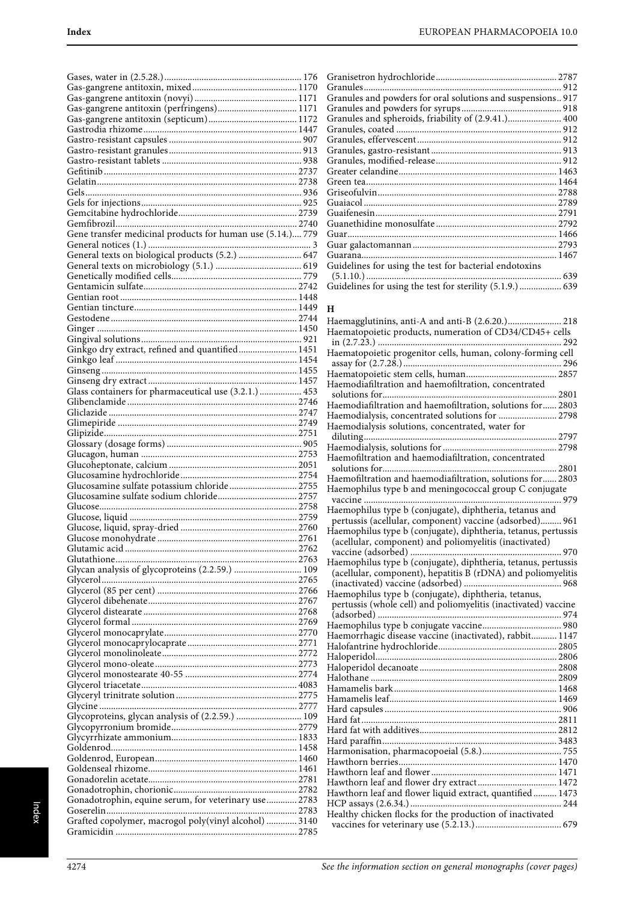Gases, water in (2.5.28.) ... 176
Gas-gangrene antitoxin, mixed ... 1170
Gas-gangrene antitoxin (novyi) ... 1171
Gas-gangrene antitoxin (perfringens) ... 1171
Gas-gangrene antitoxin (septicum) ... 1172
Gastrodia rhizome ... 1447
Gastro-resistant capsules ... 907
Gastro-resistant granules ... 913
Gastro-resistant tablets ... 938
Gefitinib ... 2737
Gelatin ... 2738
Gels ... 936
Gels for injections ... 925
Gemcitabine hydrochloride ... 2739
Gemfibrozil ... 2740
Gene transfer medicinal products for human use (5.14.) ... 779
General notices (1.) ... 3
General texts on biological products (5.2.) ... 647
General texts on microbiology (5.1.) ... 619
Genetically modified cells ... 779
Gentamicin sulfate ... 2742
Gentian root ... 1448
Gentian tincture ... 1449
Gestodene ... 2744
Ginger ... 1450
Gingival solutions ... 921
Ginkgo dry extract, refined and quantified ... 1451
Ginkgo leaf ... 1454
Ginseng ... 1455
Ginseng dry extract ... 1457
Glass containers for pharmaceutical use (3.2.1.) ... 453
Glibenclamide ... 2746
Gliclazide ... 2747
Glimepiride ... 2749
Glipizide ... 2751
Glossary (dosage forms) ... 905
Glucagon, human ... 2753
Glucoheptonate, calcium ... 2051
Glucosamine hydrochloride ... 2754
Glucosamine sulfate potassium chloride ... 2755
Glucosamine sulfate sodium chloride ... 2757
Glucose ... 2758
Glucose, liquid ... 2759
Glucose, liquid, spray-dried ... 2760
Glucose monohydrate ... 2761
Glutamic acid ... 2762
Glutathione ... 2763
Glycan analysis of glycoproteins (2.2.59.) ... 109
Glycerol ... 2765
Glycerol (85 per cent) ... 2766
Glycerol dibehenate ... 2767
Glycerol distearate ... 2768
Glycerol formal ... 2769
Glycerol monocaprylate ... 2770
Glycerol monocaprylocaprate ... 2771
Glycerol monolinoleate ... 2772
Glycerol mono-oleate ... 2773
Glycerol monostearate 40-55 ... 2774
Glycerol triacetate ... 4083
Glyceryl trinitrate solution ... 2775
Glycine ... 2777
Glycoproteins, glycan analysis of (2.2.59.) ... 109
Glycopyrronium bromide ... 2779
Glycyrrhizate ammonium ... 1833
Goldenrod ... 1458
Goldenrod, European ... 1460
Goldenseal rhizome ... 1461
Gonadorelin acetate ... 2781
Gonadotrophin, chorionic ... 2782
Gonadotrophin, equine serum, for veterinary use ... 2783
Goserelin ... 2783
Grafted copolymer, macrogol poly(vinyl alcohol) ... 3140
Gramicidin ... 2785
Granisetron hydrochloride ... 2787
Granules ... 912
Granules and powders for oral solutions and suspensions ... 917
Granules and powders for syrups ... 918
Granules and spheroids, friability of (2.9.41.) ... 400
Granules, coated ... 912
Granules, effervescent ... 912
Granules, gastro-resistant ... 913
Granules, modified-release ... 912
Greater celandine ... 1463
Green tea ... 1464
Griseofulvin ... 2788
Guaiacol ... 2789
Guaifenesin ... 2791
Guanethidine monosulfate ... 2792
Guar ... 1466
Guar galactomannan ... 2793
Guarana ... 1467
Guidelines for using the test for bacterial endotoxins (5.1.10.) ... 639
Guidelines for using the test for sterility (5.1.9.) ... 639

## H

Haemagglutinins, anti-A and anti-B (2.6.20.) ... 218
Haematopoietic products, numeration of CD34/CD45+ cells in (2.7.23.) ... 292
Haematopoietic progenitor cells, human, colony-forming cell assay for (2.7.28.) ... 296
Haematopoietic stem cells, human ... 2857
Haemodiafiltration and haemofiltration, concentrated solutions for ... 2801
Haemodiafiltration and haemofiltration, solutions for ... 2803
Haemodialysis, concentrated solutions for ... 2798
Haemodialysis solutions, concentrated, water for diluting ... 2797
Haemodialysis, solutions for ... 2798
Haemofiltration and haemodiafiltration, concentrated solutions for ... 2801
Haemofiltration and haemodiafiltration, solutions for ... 2803
Haemophilus type b and meningococcal group C conjugate vaccine ... 979
Haemophilus type b (conjugate), diphtheria, tetanus and pertussis (acellular, component) vaccine (adsorbed) ... 961
Haemophilus type b (conjugate), diphtheria, tetanus, pertussis (acellular, component) and poliomyelitis (inactivated) vaccine (adsorbed) ... 970
Haemophilus type b (conjugate), diphtheria, tetanus, pertussis (acellular, component), hepatitis B (rDNA) and poliomyelitis (inactivated) vaccine (adsorbed) ... 968
Haemophilus type b (conjugate), diphtheria, tetanus, pertussis (whole cell) and poliomyelitis (inactivated) vaccine (adsorbed) ... 974
Haemophilus type b conjugate vaccine ... 980
Haemorrhagic disease vaccine (inactivated), rabbit ... 1147
Halofantrine hydrochloride ... 2805
Haloperidol ... 2806
Haloperidol decanoate ... 2808
Halothane ... 2809
Hamamelis bark ... 1468
Hamamelis leaf ... 1469
Hard capsules ... 906
Hard fat ... 2811
Hard fat with additives ... 2812
Hard paraffin ... 3483
Harmonisation, pharmacopoeial (5.8.) ... 755
Hawthorn berries ... 1470
Hawthorn leaf and flower ... 1471
Hawthorn leaf and flower dry extract ... 1472
Hawthorn leaf and flower liquid extract, quantified ... 1473
HCP assays (2.6.34.) ... 244
Healthy chicken flocks for the production of inactivated vaccines for veterinary use (5.2.13.) ... 679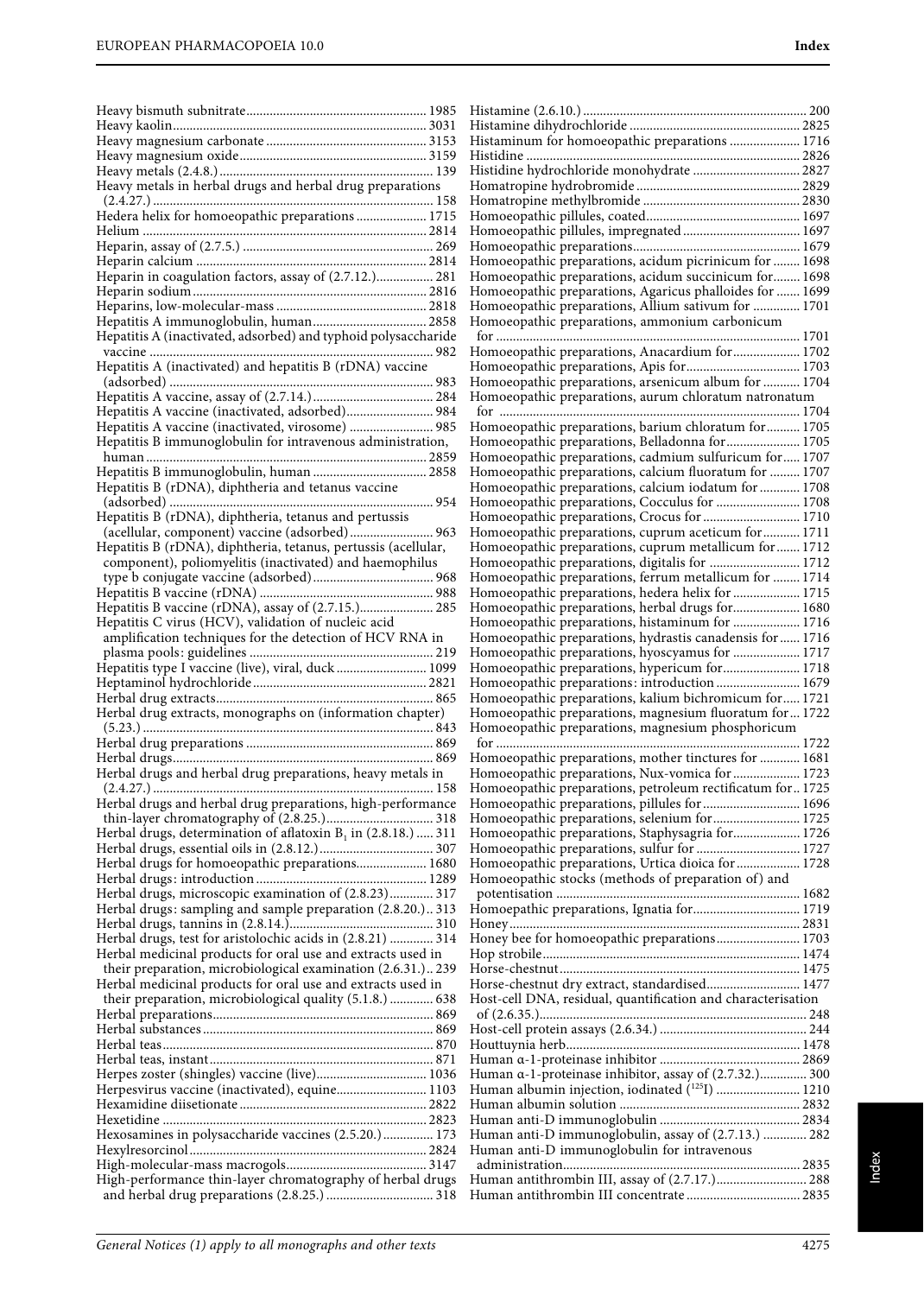Heavy bismuth subnitrate ............................................ 1985
Heavy kaolin ............................................ 3031
Heavy magnesium carbonate ............................................ 3153
Heavy magnesium oxide ............................................ 3159
Heavy metals (2.4.8.) ............................................ 139
Heavy metals in herbal drugs and herbal drug preparations (2.4.27.) ............................................ 158
Hedera helix for homoeopathic preparations ............................................ 1715
Helium ............................................ 2814
Heparin, assay of (2.7.5.) ............................................ 269
Heparin calcium ............................................ 2814
Heparin in coagulation factors, assay of (2.7.12.) ............................................ 281
Heparin sodium ............................................ 2816
Heparins, low-molecular-mass ............................................ 2818
Hepatitis A immunoglobulin, human ............................................ 2858
Hepatitis A (inactivated, adsorbed) and typhoid polysaccharide vaccine ............................................ 982
Hepatitis A (inactivated) and hepatitis B (rDNA) vaccine (adsorbed) ............................................ 983
Hepatitis A vaccine, assay of (2.7.14.) ............................................ 284
Hepatitis A vaccine (inactivated, adsorbed) ............................................ 984
Hepatitis A vaccine (inactivated, virosome) ............................................ 985
Hepatitis B immunoglobulin for intravenous administration, human ............................................ 2859
Hepatitis B immunoglobulin, human ............................................ 2858
Hepatitis B (rDNA), diphtheria and tetanus vaccine (adsorbed) ............................................ 954
Hepatitis B (rDNA), diphtheria, tetanus and pertussis (acellular, component) vaccine (adsorbed) ............................................ 963
Hepatitis B (rDNA), diphtheria, tetanus, pertussis (acellular, component), poliomyelitis (inactivated) and haemophilus type b conjugate vaccine (adsorbed) ............................................ 968
Hepatitis B vaccine (rDNA) ............................................ 988
Hepatitis B vaccine (rDNA), assay of (2.7.15.) ............................................ 285
Hepatitis C virus (HCV), validation of nucleic acid amplification techniques for the detection of HCV RNA in plasma pools: guidelines ............................................ 219
Hepatitis type I vaccine (live), viral, duck ............................................ 1099
Heptaminol hydrochloride ............................................ 2821
Herbal drug extracts ............................................ 865
Herbal drug extracts, monographs on (information chapter) (5.23.) ............................................ 843
Herbal drug preparations ............................................ 869
Herbal drugs ............................................ 869
Herbal drugs and herbal drug preparations, heavy metals in (2.4.27.) ............................................ 158
Herbal drugs and herbal drug preparations, high-performance thin-layer chromatography of (2.8.25.) ............................................ 318
Herbal drugs, determination of aflatoxin $B_1$ in (2.8.18.) ............................................ 311
Herbal drugs, essential oils in (2.8.12.) ............................................ 307
Herbal drugs for homoeopathic preparations ............................................ 1680
Herbal drugs: introduction ............................................ 1289
Herbal drugs, microscopic examination of (2.8.23) ............................................ 317
Herbal drugs: sampling and sample preparation (2.8.20.) ............................................ 313
Herbal drugs, tannins in (2.8.14.) ............................................ 310
Herbal drugs, test for aristolochic acids in (2.8.21) ............................................ 314
Herbal medicinal products for oral use and extracts used in their preparation, microbiological examination (2.6.31.) ............................................ 239
Herbal medicinal products for oral use and extracts used in their preparation, microbiological quality (5.1.8.) ............................................ 638
Herbal preparations ............................................ 869
Herbal substances ............................................ 869
Herbal teas ............................................ 870
Herbal teas, instant ............................................ 871
Herpes zoster (shingles) vaccine (live) ............................................ 1036
Herpesvirus vaccine (inactivated), equine ............................................ 1103
Hexamidine diisetionate ............................................ 2822
Hexetidine ............................................ 2823
Hexosamines in polysaccharide vaccines (2.5.20.) ............................................ 173
Hexylresorcinol ............................................ 2824
High-molecular-mass macrogols ............................................ 3147
High-performance thin-layer chromatography of herbal drugs and herbal drug preparations (2.8.25.) ............................................ 318
Histamine (2.6.10.) ............................................ 200
Histamine dihydrochloride ............................................ 2825
Histaminum for homoeopathic preparations ............................................ 1716
Histidine ............................................ 2826
Histidine hydrochloride monohydrate ............................................ 2827
Homatropine hydrobromide ............................................ 2829
Homatropine methylbromide ............................................ 2830
Homoeopathic pillules, coated ............................................ 1697
Homoeopathic pillules, impregnated ............................................ 1697
Homoeopathic preparations ............................................ 1679
Homoeopathic preparations, acidum picrinicum for ............................................ 1698
Homoeopathic preparations, acidum succinicum for ............................................ 1698
Homoeopathic preparations, Agaricus phalloides for ............................................ 1699
Homoeopathic preparations, Allium sativum for ............................................ 1701
Homoeopathic preparations, ammonium carbonicum for ............................................ 1701
Homoeopathic preparations, Anacardium for ............................................ 1702
Homoeopathic preparations, Apis for ............................................ 1703
Homoeopathic preparations, arsenicum album for ............................................ 1704
Homoeopathic preparations, aurum chloratum natronatum for ............................................ 1704
Homoeopathic preparations, barium chloratum for ............................................ 1705
Homoeopathic preparations, Belladonna for ............................................ 1705
Homoeopathic preparations, cadmium sulfuricum for ............................................ 1707
Homoeopathic preparations, calcium fluoratum for ............................................ 1707
Homoeopathic preparations, calcium iodatum for ............................................ 1708
Homoeopathic preparations, Cocculus for ............................................ 1708
Homoeopathic preparations, Crocus for ............................................ 1710
Homoeopathic preparations, cuprum aceticum for ............................................ 1711
Homoeopathic preparations, cuprum metallicum for ............................................ 1712
Homoeopathic preparations, digitalis for ............................................ 1712
Homoeopathic preparations, ferrum metallicum for ............................................ 1714
Homoeopathic preparations, hedera helix for ............................................ 1715
Homoeopathic preparations, herbal drugs for ............................................ 1680
Homoeopathic preparations, histaminum for ............................................ 1716
Homoeopathic preparations, hydrastis canadensis for ............................................ 1716
Homoeopathic preparations, hyoscyamus for ............................................ 1717
Homoeopathic preparations, hypericum for ............................................ 1718
Homoeopathic preparations: introduction ............................................ 1679
Homoeopathic preparations, kalium bichromicum for ............................................ 1721
Homoeopathic preparations, magnesium fluoratum for ............................................ 1722
Homoeopathic preparations, magnesium phosphoricum for ............................................ 1722
Homoeopathic preparations, mother tinctures for ............................................ 1681
Homoeopathic preparations, Nux-vomica for ............................................ 1723
Homoeopathic preparations, petroleum rectificatum for ............................................ 1725
Homoeopathic preparations, pillules for ............................................ 1696
Homoeopathic preparations, selenium for ............................................ 1725
Homoeopathic preparations, Staphysagria for ............................................ 1726
Homoeopathic preparations, sulfur for ............................................ 1727
Homoeopathic preparations, Urtica dioica for ............................................ 1728
Homoeopathic stocks (methods of preparation of) and potentisation ............................................ 1682
Homoepathic preparations, Ignatia for ............................................ 1719
Honey ............................................ 2831
Honey bee for homoeopathic preparations ............................................ 1703
Hop strobile ............................................ 1474
Horse-chestnut ............................................ 1475
Horse-chestnut dry extract, standardised ............................................ 1477
Host-cell DNA, residual, quantification and characterisation of (2.6.35.) ............................................ 248
Host-cell protein assays (2.6.34.) ............................................ 244
Houttuynia herb ............................................ 1478
Human α-1-proteinase inhibitor ............................................ 2869
Human α-1-proteinase inhibitor, assay of (2.7.32.) ............................................ 300
Human albumin injection, iodinated ($^{125}$I) ............................................ 1210
Human albumin solution ............................................ 2832
Human anti-D immunoglobulin ............................................ 2834
Human anti-D immunoglobulin, assay of (2.7.13.) ............................................ 282
Human anti-D immunoglobulin for intravenous administration ............................................ 2835
Human antithrombin III, assay of (2.7.17.) ............................................ 288
Human antithrombin III concentrate ............................................ 2835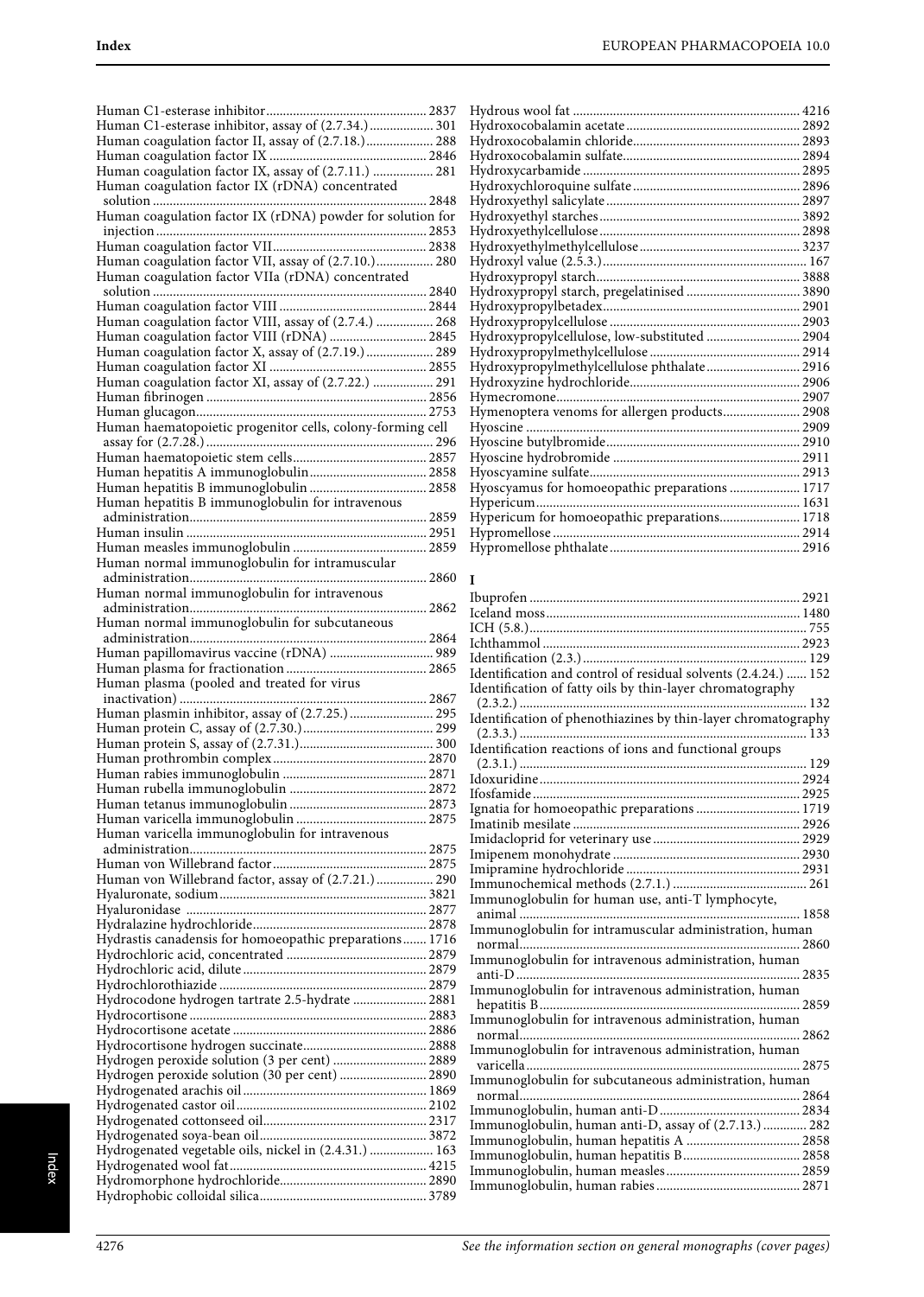Human C1-esterase inhibitor ... 2837
Human C1-esterase inhibitor, assay of (2.7.34.) ... 301
Human coagulation factor II, assay of (2.7.18.) ... 288
Human coagulation factor IX ... 2846
Human coagulation factor IX, assay of (2.7.11.) ... 281
Human coagulation factor IX (rDNA) concentrated solution ... 2848
Human coagulation factor IX (rDNA) powder for solution for injection ... 2853
Human coagulation factor VII ... 2838
Human coagulation factor VII, assay of (2.7.10.) ... 280
Human coagulation factor VIIa (rDNA) concentrated solution ... 2840
Human coagulation factor VIII ... 2844
Human coagulation factor VIII, assay of (2.7.4.) ... 268
Human coagulation factor VIII (rDNA) ... 2845
Human coagulation factor X, assay of (2.7.19.) ... 289
Human coagulation factor XI ... 2855
Human coagulation factor XI, assay of (2.7.22.) ... 291
Human fibrinogen ... 2856
Human glucagon ... 2753
Human haematopoietic progenitor cells, colony-forming cell assay for (2.7.28.) ... 296
Human haematopoietic stem cells ... 2857
Human hepatitis A immunoglobulin ... 2858
Human hepatitis B immunoglobulin ... 2858
Human hepatitis B immunoglobulin for intravenous administration ... 2859
Human insulin ... 2951
Human measles immunoglobulin ... 2859
Human normal immunoglobulin for intramuscular administration ... 2860
Human normal immunoglobulin for intravenous administration ... 2862
Human normal immunoglobulin for subcutaneous administration ... 2864
Human papillomavirus vaccine (rDNA) ... 989
Human plasma for fractionation ... 2865
Human plasma (pooled and treated for virus inactivation) ... 2867
Human plasmin inhibitor, assay of (2.7.25.) ... 295
Human protein C, assay of (2.7.30.) ... 299
Human protein S, assay of (2.7.31.) ... 300
Human prothrombin complex ... 2870
Human rabies immunoglobulin ... 2871
Human rubella immunoglobulin ... 2872
Human tetanus immunoglobulin ... 2873
Human varicella immunoglobulin ... 2875
Human varicella immunoglobulin for intravenous administration ... 2875
Human von Willebrand factor ... 2875
Human von Willebrand factor, assay of (2.7.21.) ... 290
Hyaluronate, sodium ... 3821
Hyaluronidase ... 2877
Hydralazine hydrochloride ... 2878
Hydrastis canadensis for homoeopathic preparations ... 1716
Hydrochloric acid, concentrated ... 2879
Hydrochloric acid, dilute ... 2879
Hydrochlorothiazide ... 2879
Hydrocodone hydrogen tartrate 2.5-hydrate ... 2881
Hydrocortisone ... 2883
Hydrocortisone acetate ... 2886
Hydrocortisone hydrogen succinate ... 2888
Hydrogen peroxide solution (3 per cent) ... 2889
Hydrogen peroxide solution (30 per cent) ... 2890
Hydrogenated arachis oil ... 1869
Hydrogenated castor oil ... 2102
Hydrogenated cottonseed oil ... 2317
Hydrogenated soya-bean oil ... 3872
Hydrogenated vegetable oils, nickel in (2.4.31.) ... 163
Hydrogenated wool fat ... 4215
Hydromorphone hydrochloride ... 2890
Hydrophobic colloidal silica ... 3789
Hydrous wool fat ... 4216
Hydroxocobalamin acetate ... 2892
Hydroxocobalamin chloride ... 2893
Hydroxocobalamin sulfate ... 2894
Hydroxycarbamide ... 2895
Hydroxychloroquine sulfate ... 2896
Hydroxyethyl salicylate ... 2897
Hydroxyethyl starches ... 3892
Hydroxyethylcellulose ... 2898
Hydroxyethylmethylcellulose ... 3237
Hydroxyl value (2.5.3.) ... 167
Hydroxypropyl starch ... 3888
Hydroxypropyl starch, pregelatinised ... 3890
Hydroxypropylbetadex ... 2901
Hydroxypropylcellulose ... 2903
Hydroxypropylcellulose, low-substituted ... 2904
Hydroxypropylmethylcellulose ... 2914
Hydroxypropylmethylcellulose phthalate ... 2916
Hydroxyzine hydrochloride ... 2906
Hymecromone ... 2907
Hymenoptera venoms for allergen products ... 2908
Hyoscine ... 2909
Hyoscine butylbromide ... 2910
Hyoscine hydrobromide ... 2911
Hyoscyamine sulfate ... 2913
Hyoscyamus for homoeopathic preparations ... 1717
Hypericum ... 1631
Hypericum for homoeopathic preparations ... 1718
Hypromellose ... 2914
Hypromellose phthalate ... 2916

**I**

Ibuprofen ... 2921
Iceland moss ... 1480
ICH (5.8.) ... 755
Ichthammol ... 2923
Identification (2.3.) ... 129
Identification and control of residual solvents (2.4.24.) ... 152
Identification of fatty oils by thin-layer chromatography (2.3.2.) ... 132
Identification of phenothiazines by thin-layer chromatography (2.3.3.) ... 133
Identification reactions of ions and functional groups (2.3.1.) ... 129
Idoxuridine ... 2924
Ifosfamide ... 2925
Ignatia for homoeopathic preparations ... 1719
Imatinib mesilate ... 2926
Imidacloprid for veterinary use ... 2929
Imipenem monohydrate ... 2930
Imipramine hydrochloride ... 2931
Immunochemical methods (2.7.1.) ... 261
Immunoglobulin for human use, anti-T lymphocyte, animal ... 1858
Immunoglobulin for intramuscular administration, human normal ... 2860
Immunoglobulin for intravenous administration, human anti-D ... 2835
Immunoglobulin for intravenous administration, human hepatitis B ... 2859
Immunoglobulin for intravenous administration, human normal ... 2862
Immunoglobulin for intravenous administration, human varicella ... 2875
Immunoglobulin for subcutaneous administration, human normal ... 2864
Immunoglobulin, human anti-D ... 2834
Immunoglobulin, human anti-D, assay of (2.7.13.) ... 282
Immunoglobulin, human hepatitis A ... 2858
Immunoglobulin, human hepatitis B ... 2858
Immunoglobulin, human measles ... 2859
Immunoglobulin, human rabies ... 2871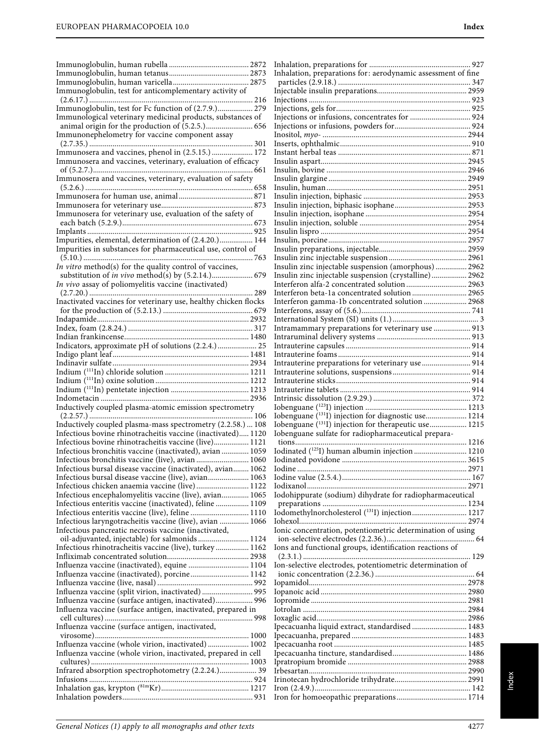Immunoglobulin, human rubella ........................................ 2872
Immunoglobulin, human tetanus........................................ 2873
Immunoglobulin, human varicella...................................... 2875
Immunoglobulin, test for anticomplementary activity of (2.6.17.) .................................................................................. 216
Immunoglobulin, test for Fc function of (2.7.9.)................. 279
Immunological veterinary medicinal products, substances of animal origin for the production of (5.2.5.)....................... 656
Immunonephelometry for vaccine component assay (2.7.35.) .................................................................................. 301
Immunosera and vaccines, phenol in (2.5.15.) .................... 172
Immunosera and vaccines, veterinary, evaluation of efficacy of (5.2.7.)................................................................................ 661
Immunosera and vaccines, veterinary, evaluation of safety (5.2.6.) .................................................................................... 658
Immunosera for human use, animal..................................... 871
Immunosera for veterinary use............................................. 873
Immunosera for veterinary use, evaluation of the safety of each batch (5.2.9.)................................................................. 673
Implants .................................................................................. 925
Impurities, elemental, determination of (2.4.20.)................ 144
Impurities in substances for pharmaceutical use, control of (5.10.) ..................................................................................... 763
*In vitro* method(s) for the quality control of vaccines, substitution of *in vivo* method(s) by (5.2.14.).................... 679
*In vivo* assay of poliomyelitis vaccine (inactivated) (2.7.20.) .................................................................................. 289
Inactivated vaccines for veterinary use, healthy chicken flocks for the production of (5.2.13.) ............................................ 679
Indapamide............................................................................ 2932
Index, foam (2.8.24.) ............................................................. 317
Indian frankincense.............................................................. 1480
Indicators, approximate pH of solutions (2.2.4.) ................... 25
Indigo plant leaf.................................................................... 1481
Indinavir sulfate.................................................................... 2934
Indium ($^{111}$In) chloride solution .......................................... 1211
Indium ($^{111}$In) oxine solution .............................................. 1212
Indium ($^{111}$In) pentetate injection ...................................... 1213
Indometacin .......................................................................... 2936
Inductively coupled plasma-atomic emission spectrometry (2.2.57.) .................................................................................. 106
Inductively coupled plasma-mass spectrometry (2.2.58.) ... 108
Infectious bovine rhinotracheitis vaccine (inactivated)..... 1120
Infectious bovine rhinotracheitis vaccine (live).................. 1121
Infectious bronchitis vaccine (inactivated), avian .............. 1059
Infectious bronchitis vaccine (live), avian ........................... 1060
Infectious bursal disease vaccine (inactivated), avian........ 1062
Infectious bursal disease vaccine (live), avian..................... 1063
Infectious chicken anaemia vaccine (live) ........................... 1122
Infectious encephalomyelitis vaccine (live), avian.............. 1065
Infectious enteritis vaccine (inactivated), feline ................. 1109
Infectious enteritis vaccine (live), feline .............................. 1110
Infectious laryngotracheitis vaccine (live), avian ............... 1066
Infectious pancreatic necrosis vaccine (inactivated, oil-adjuvanted, injectable) for salmonids .......................... 1124
Infectious rhinotracheitis vaccine (live), turkey ................. 1162
Infliximab concentrated solution......................................... 2938
Influenza vaccine (inactivated), equine ............................... 1104
Influenza vaccine (inactivated), porcine.............................. 1142
Influenza vaccine (live, nasal) ................................................ 992
Influenza vaccine (split virion, inactivated) ......................... 995
Influenza vaccine (surface antigen, inactivated).................. 996
Influenza vaccine (surface antigen, inactivated, prepared in cell cultures)........................................................................... 998
Influenza vaccine (surface antigen, inactivated, virosome).............................................................................. 1000
Influenza vaccine (whole virion, inactivated) ..................... 1002
Influenza vaccine (whole virion, inactivated, prepared in cell cultures)............................................................................... 1003
Infrared absorption spectrophotometry (2.2.24.)................... 39
Infusions ................................................................................. 924
Inhalation gas, krypton ($^{81m}$Kr)............................................ 1217
Inhalation powders................................................................. 931
Inhalation, preparations for .................................................. 927
Inhalation, preparations for: aerodynamic assessment of fine particles (2.9.18.) .................................................................. 347
Injectable insulin preparations............................................. 2959
Injections ................................................................................ 923
Injections, gels for................................................................... 925
Injections or infusions, concentrates for ............................... 924
Injections or infusions, powders for...................................... 924
Inositol, *myo-* ........................................................................ 2944
Inserts, ophthalmic.................................................................. 910
Instant herbal teas ................................................................... 871
Insulin aspart......................................................................... 2945
Insulin, bovine ...................................................................... 2946
Insulin glargine ..................................................................... 2949
Insulin, human....................................................................... 2951
Insulin injection, biphasic .................................................... 2953
Insulin injection, biphasic isophane.................................... 2953
Insulin injection, isophane ................................................... 2954
Insulin injection, soluble ...................................................... 2954
Insulin lispro ......................................................................... 2954
Insulin, porcine..................................................................... 2957
Insulin preparations, injectable............................................ 2959
Insulin zinc injectable suspension........................................ 2961
Insulin zinc injectable suspension (amorphous) ................ 2962
Insulin zinc injectable suspension (crystalline).................. 2962
Interferon alfa-2 concentrated solution ............................... 2963
Interferon beta-1a concentrated solution ........................... 2965
Interferon gamma-1b concentrated solution ...................... 2968
Interferons, assay of (5.6.)....................................................... 741
International System (SI) units (1.) ........................................... 3
Intramammary preparations for veterinary use .................. 913
Intraruminal delivery systems ............................................... 913
Intrauterine capsules .............................................................. 914
Intrauterine foams .................................................................. 914
Intrauterine preparations for veterinary use........................ 914
Intrauterine solutions, suspensions....................................... 914
Intrauterine sticks................................................................... 914
Intrauterine tablets ................................................................. 914
Intrinsic dissolution (2.9.29.) ................................................. 372
Iobenguane ($^{123}$I) injection .................................................. 1213
Iobenguane ($^{131}$I) injection for diagnostic use.................... 1214
Iobenguane ($^{131}$I) injection for therapeutic use.................. 1215
Iobenguane sulfate for radiopharmaceutical preparations...................................................................................... 1216
Iodinated ($^{125}$I) human albumin injection .......................... 1210
Iodinated povidone .............................................................. 3615
Iodine ..................................................................................... 2971
Iodine value (2.5.4.)................................................................ 167
Iodixanol................................................................................ 2971
Iodohippurate (sodium) dihydrate for radiopharmaceutical preparations ........................................................................ 1234
Iodomethylnorcholesterol ($^{131}$I) injection............................ 1217
Iohexol.................................................................................... 2974
Ionic concentration, potentiometric determination of using ion-selective electrodes (2.2.36.)............................................ 64
Ions and functional groups, identification reactions of (2.3.1.) .................................................................................... 129
Ion-selective electrodes, potentiometric determination of ionic concentration (2.2.36.) .................................................. 64
Iopamidol............................................................................... 2978
Iopanoic acid ......................................................................... 2980
Iopromide .............................................................................. 2981
Iotrolan .................................................................................. 2984
Ioxaglic acid........................................................................... 2986
Ipecacuanha liquid extract, standardised ............................ 1483
Ipecacuanha, prepared ......................................................... 1483
Ipecacuanha root .................................................................. 1485
Ipecacuanha tincture, standardised..................................... 1486
Ipratropium bromide ........................................................... 2988
Irbesartan............................................................................... 2990
Irinotecan hydrochloride trihydrate.................................... 2991
Iron (2.4.9.).............................................................................. 142
Iron for homoeopathic preparations................................... 1714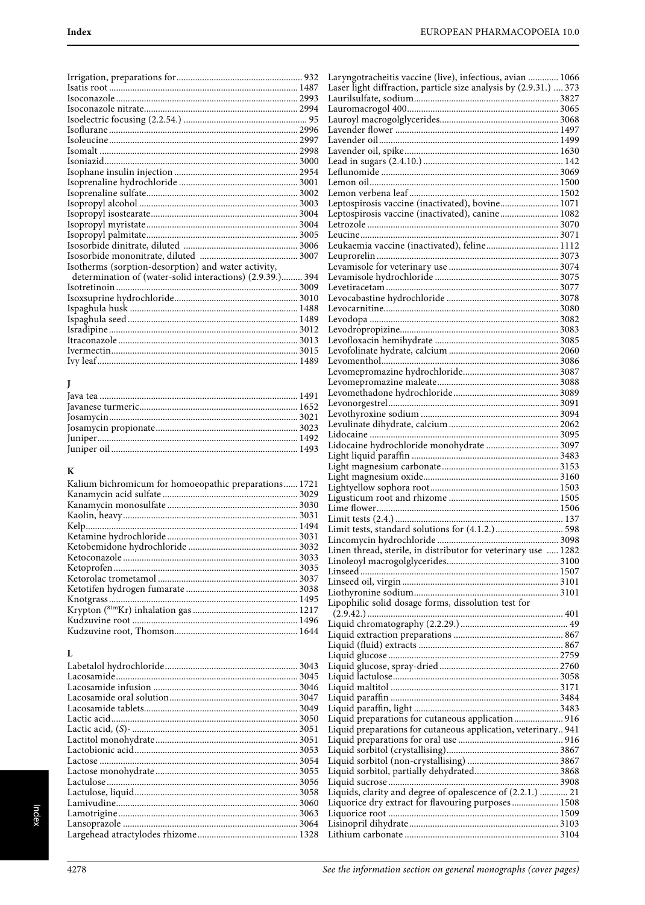Irrigation, preparations for ... 932
Isatis root ... 1487
Isoconazole ... 2993
Isoconazole nitrate ... 2994
Isoelectric focusing (2.2.54.) ... 95
Isoflurane ... 2996
Isoleucine ... 2997
Isomalt ... 2998
Isoniazid ... 3000
Isophane insulin injection ... 2954
Isoprenaline hydrochloride ... 3001
Isoprenaline sulfate ... 3002
Isopropyl alcohol ... 3003
Isopropyl isostearate ... 3004
Isopropyl myristate ... 3004
Isopropyl palmitate ... 3005
Isosorbide dinitrate, diluted ... 3006
Isosorbide mononitrate, diluted ... 3007
Isotherms (sorption-desorption) and water activity, determination of (water-solid interactions) (2.9.39.) ... 394
Isotretinoin ... 3009
Isoxsuprine hydrochloride ... 3010
Ispaghula husk ... 1488
Ispaghula seed ... 1489
Isradipine ... 3012
Itraconazole ... 3013
Ivermectin ... 3015
Ivy leaf ... 1489

## J

Java tea ... 1491
Javanese turmeric ... 1652
Josamycin ... 3021
Josamycin propionate ... 3023
Juniper ... 1492
Juniper oil ... 1493

## K

Kalium bichromicum for homoeopathic preparations ... 1721
Kanamycin acid sulfate ... 3029
Kanamycin monosulfate ... 3030
Kaolin, heavy ... 3031
Kelp ... 1494
Ketamine hydrochloride ... 3031
Ketobemidone hydrochloride ... 3032
Ketoconazole ... 3033
Ketoprofen ... 3035
Ketorolac trometamol ... 3037
Ketotifen hydrogen fumarate ... 3038
Knotgrass ... 1495
Krypton ($^{81m}$Kr) inhalation gas ... 1217
Kudzuvine root ... 1496
Kudzuvine root, Thomson ... 1644

## L

Labetalol hydrochloride ... 3043
Lacosamide ... 3045
Lacosamide infusion ... 3046
Lacosamide oral solution ... 3047
Lacosamide tablets ... 3049
Lactic acid ... 3050
Lactic acid, (*S*)- ... 3051
Lactitol monohydrate ... 3051
Lactobionic acid ... 3053
Lactose ... 3054
Lactose monohydrate ... 3055
Lactulose ... 3056
Lactulose, liquid ... 3058
Lamivudine ... 3060
Lamotrigine ... 3063
Lansoprazole ... 3064
Largehead atractylodes rhizome ... 1328
Laryngotracheitis vaccine (live), infectious, avian ... 1066
Laser light diffraction, particle size analysis by (2.9.31.) ... 373
Laurilsulfate, sodium ... 3827
Lauromacrogol 400 ... 3065
Lauroyl macrogolglycerides ... 3068
Lavender flower ... 1497
Lavender oil ... 1499
Lavender oil, spike ... 1630
Lead in sugars (2.4.10.) ... 142
Leflunomide ... 3069
Lemon oil ... 1500
Lemon verbena leaf ... 1502
Leptospirosis vaccine (inactivated), bovine ... 1071
Leptospirosis vaccine (inactivated), canine ... 1082
Letrozole ... 3070
Leucine ... 3071
Leukaemia vaccine (inactivated), feline ... 1112
Leuprorelin ... 3073
Levamisole for veterinary use ... 3074
Levamisole hydrochloride ... 3075
Levetiracetam ... 3077
Levocabastine hydrochloride ... 3078
Levocarnitine ... 3080
Levodopa ... 3082
Levodropropizine ... 3083
Levofloxacin hemihydrate ... 3085
Levofolinate hydrate, calcium ... 2060
Levomenthol ... 3086
Levomepromazine hydrochloride ... 3087
Levomepromazine maleate ... 3088
Levomethadone hydrochloride ... 3089
Levonorgestrel ... 3091
Levothyroxine sodium ... 3094
Levulinate dihydrate, calcium ... 2062
Lidocaine ... 3095
Lidocaine hydrochloride monohydrate ... 3097
Light liquid paraffin ... 3483
Light magnesium carbonate ... 3153
Light magnesium oxide ... 3160
Lightyellow sophora root ... 1503
Ligusticum root and rhizome ... 1505
Lime flower ... 1506
Limit tests (2.4.) ... 137
Limit tests, standard solutions for (4.1.2.) ... 598
Lincomycin hydrochloride ... 3098
Linen thread, sterile, in distributor for veterinary use ... 1282
Linoleoyl macrogolglycerides ... 3100
Linseed ... 1507
Linseed oil, virgin ... 3101
Liothyronine sodium ... 3101
Lipophilic solid dosage forms, dissolution test for (2.9.42.) ... 401
Liquid chromatography (2.2.29.) ... 49
Liquid extraction preparations ... 867
Liquid (fluid) extracts ... 867
Liquid glucose ... 2759
Liquid glucose, spray-dried ... 2760
Liquid lactulose ... 3058
Liquid maltitol ... 3171
Liquid paraffin ... 3484
Liquid paraffin, light ... 3483
Liquid preparations for cutaneous application ... 916
Liquid preparations for cutaneous application, veterinary ... 941
Liquid preparations for oral use ... 916
Liquid sorbitol (crystallising) ... 3867
Liquid sorbitol (non-crystallising) ... 3867
Liquid sorbitol, partially dehydrated ... 3868
Liquid sucrose ... 3908
Liquids, clarity and degree of opalescence of (2.2.1.) ... 21
Liquorice dry extract for flavouring purposes ... 1508
Liquorice root ... 1509
Lisinopril dihydrate ... 3103
Lithium carbonate ... 3104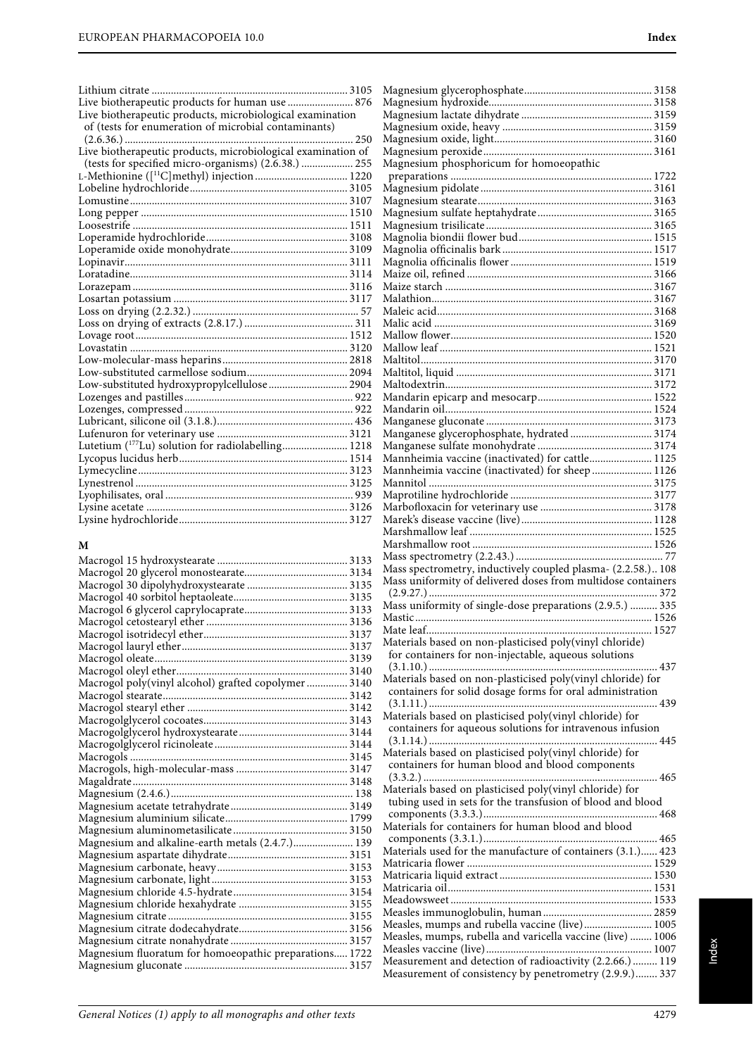Lithium citrate ... 3105
Live biotherapeutic products for human use ... 876
Live biotherapeutic products, microbiological examination of (tests for enumeration of microbial contaminants) (2.6.36.) ... 250
Live biotherapeutic products, microbiological examination of (tests for specified micro-organisms) (2.6.38.) ... 255
L-Methionine ([$^{11}$C]methyl) injection ... 1220
Lobeline hydrochloride ... 3105
Lomustine ... 3107
Long pepper ... 1510
Loosestrife ... 1511
Loperamide hydrochloride ... 3108
Loperamide oxide monohydrate ... 3109
Lopinavir ... 3111
Loratadine ... 3114
Lorazepam ... 3116
Losartan potassium ... 3117
Loss on drying (2.2.32.) ... 57
Loss on drying of extracts (2.8.17.) ... 311
Lovage root ... 1512
Lovastatin ... 3120
Low-molecular-mass heparins ... 2818
Low-substituted carmellose sodium ... 2094
Low-substituted hydroxypropylcellulose ... 2904
Lozenges and pastilles ... 922
Lozenges, compressed ... 922
Lubricant, silicone oil (3.1.8.) ... 436
Lufenuron for veterinary use ... 3121
Lutetium ($^{177}$Lu) solution for radiolabelling ... 1218
Lycopus lucidus herb ... 1514
Lymecycline ... 3123
Lynestrenol ... 3125
Lyophilisates, oral ... 939
Lysine acetate ... 3126
Lysine hydrochloride ... 3127

## M

Macrogol 15 hydroxystearate ... 3133
Macrogol 20 glycerol monostearate ... 3134
Macrogol 30 dipolyhydroxystearate ... 3135
Macrogol 40 sorbitol heptaoleate ... 3135
Macrogol 6 glycerol caprylocaprate ... 3133
Macrogol cetostearyl ether ... 3136
Macrogol isotridecyl ether ... 3137
Macrogol lauryl ether ... 3137
Macrogol oleate ... 3139
Macrogol oleyl ether ... 3140
Macrogol poly(vinyl alcohol) grafted copolymer ... 3140
Macrogol stearate ... 3142
Macrogol stearyl ether ... 3142
Macrogolglycerol cocoates ... 3143
Macrogolglycerol hydroxystearate ... 3144
Macrogolglycerol ricinoleate ... 3144
Macrogols ... 3145
Macrogols, high-molecular-mass ... 3147
Magaldrate ... 3148
Magnesium (2.4.6.) ... 138
Magnesium acetate tetrahydrate ... 3149
Magnesium aluminium silicate ... 1799
Magnesium aluminometasilicate ... 3150
Magnesium and alkaline-earth metals (2.4.7.) ... 139
Magnesium aspartate dihydrate ... 3151
Magnesium carbonate, heavy ... 3153
Magnesium carbonate, light ... 3153
Magnesium chloride 4.5-hydrate ... 3154
Magnesium chloride hexahydrate ... 3155
Magnesium citrate ... 3155
Magnesium citrate dodecahydrate ... 3156
Magnesium citrate nonahydrate ... 3157
Magnesium fluoratum for homoeopathic preparations ... 1722
Magnesium gluconate ... 3157
Magnesium glycerophosphate ... 3158
Magnesium hydroxide ... 3158
Magnesium lactate dihydrate ... 3159
Magnesium oxide, heavy ... 3159
Magnesium oxide, light ... 3160
Magnesium peroxide ... 3161
Magnesium phosphoricum for homoeopathic preparations ... 1722
Magnesium pidolate ... 3161
Magnesium stearate ... 3163
Magnesium sulfate heptahydrate ... 3165
Magnesium trisilicate ... 3165
Magnolia biondii flower bud ... 1515
Magnolia officinalis bark ... 1517
Magnolia officinalis flower ... 1519
Maize oil, refined ... 3166
Maize starch ... 3167
Malathion ... 3167
Maleic acid ... 3168
Malic acid ... 3169
Mallow flower ... 1520
Mallow leaf ... 1521
Maltitol ... 3170
Maltitol, liquid ... 3171
Maltodextrin ... 3172
Mandarin epicarp and mesocarp ... 1522
Mandarin oil ... 1524
Manganese gluconate ... 3173
Manganese glycerophosphate, hydrated ... 3174
Manganese sulfate monohydrate ... 3174
Mannheimia vaccine (inactivated) for cattle ... 1125
Mannheimia vaccine (inactivated) for sheep ... 1126
Mannitol ... 3175
Maprotiline hydrochloride ... 3177
Marbofloxacin for veterinary use ... 3178
Marek's disease vaccine (live) ... 1128
Marshmallow leaf ... 1525
Marshmallow root ... 1526
Mass spectrometry (2.2.43.) ... 77
Mass spectrometry, inductively coupled plasma- (2.2.58.) .. 108
Mass uniformity of delivered doses from multidose containers (2.9.27.) ... 372
Mass uniformity of single-dose preparations (2.9.5.) ... 335
Mastic ... 1526
Mate leaf ... 1527
Materials based on non-plasticised poly(vinyl chloride) for containers for non-injectable, aqueous solutions (3.1.10.) ... 437
Materials based on non-plasticised poly(vinyl chloride) for containers for solid dosage forms for oral administration (3.1.11.) ... 439
Materials based on plasticised poly(vinyl chloride) for containers for aqueous solutions for intravenous infusion (3.1.14.) ... 445
Materials based on plasticised poly(vinyl chloride) for containers for human blood and blood components (3.3.2.) ... 465
Materials based on plasticised poly(vinyl chloride) for tubing used in sets for the transfusion of blood and blood components (3.3.3.) ... 468
Materials for containers for human blood and blood components (3.3.1.) ... 465
Materials used for the manufacture of containers (3.1.) ... 423
Matricaria flower ... 1529
Matricaria liquid extract ... 1530
Matricaria oil ... 1531
Meadowsweet ... 1533
Measles immunoglobulin, human ... 2859
Measles, mumps and rubella vaccine (live) ... 1005
Measles, mumps, rubella and varicella vaccine (live) ... 1006
Measles vaccine (live) ... 1007
Measurement and detection of radioactivity (2.2.66.) ... 119
Measurement of consistency by penetrometry (2.9.9.) ... 337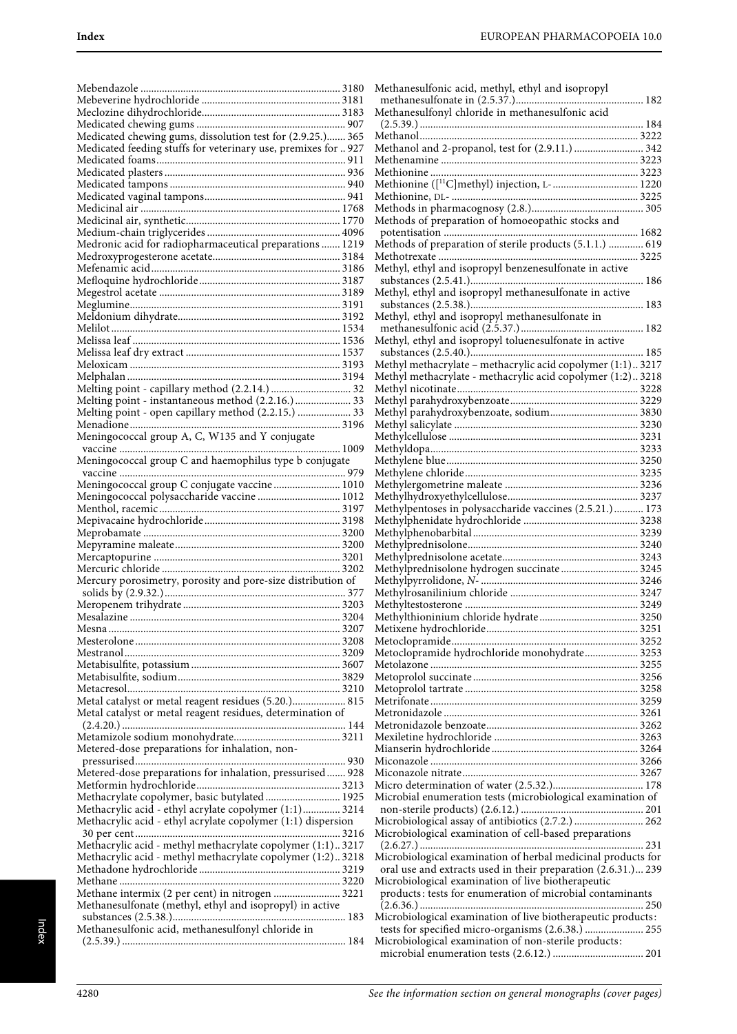Mebendazole ........................................................................ 3180
Mebeverine hydrochloride .................................................. 3181
Meclozine dihydrochloride.................................................. 3183
Medicated chewing gums ..................................................... 907
Medicated chewing gums, dissolution test for (2.9.25.)....... 365
Medicated feeding stuffs for veterinary use, premixes for .. 927
Medicated foams...................................................................... 911
Medicated plasters .................................................................. 936
Medicated tampons ................................................................. 940
Medicated vaginal tampons.................................................... 941
Medicinal air ........................................................................ 1768
Medicinal air, synthetic......................................................... 1770
Medium-chain triglycerides ................................................. 4096
Medronic acid for radiopharmaceutical preparations ....... 1219
Medroxyprogesterone acetate............................................... 3184
Mefenamic acid...................................................................... 3186
Mefloquine hydrochloride.................................................... 3187
Megestrol acetate ................................................................... 3189
Meglumine.............................................................................. 3191
Meldonium dihydrate............................................................ 3192
Melilot .................................................................................... 1534
Melissa leaf ............................................................................ 1536
Melissa leaf dry extract ......................................................... 1537
Meloxicam ............................................................................. 3193
Melphalan .............................................................................. 3194
Melting point - capillary method (2.2.14.) ............................. 32
Melting point - instantaneous method (2.2.16.) ..................... 33
Melting point - open capillary method (2.2.15.) .................... 33
Menadione.............................................................................. 3196
Meningococcal group A, C, W135 and Y conjugate vaccine .................................................................................. 1009
Meningococcal group C and haemophilus type b conjugate vaccine ..................................................................................... 979
Meningococcal group C conjugate vaccine......................... 1010
Meningococcal polysaccharide vaccine ............................... 1012
Menthol, racemic................................................................... 3197
Mepivacaine hydrochloride.................................................. 3198
Meprobamate ........................................................................ 3200
Mepyramine maleate............................................................. 3200
Mercaptopurine ..................................................................... 3201
Mercuric chloride .................................................................. 3202
Mercury porosimetry, porosity and pore-size distribution of solids by (2.9.32.)................................................................... 377
Meropenem trihydrate.......................................................... 3203
Mesalazine ............................................................................. 3204
Mesna ..................................................................................... 3207
Mesterolone............................................................................ 3208
Mestranol................................................................................ 3209
Metabisulfite, potassium ....................................................... 3607
Metabisulfite, sodium............................................................ 3829
Metacresol............................................................................... 3210
Metal catalyst or metal reagent residues (5.20.).................... 815
Metal catalyst or metal reagent residues, determination of (2.4.20.) .................................................................................. 144
Metamizole sodium monohydrate....................................... 3211
Metered-dose preparations for inhalation, non-pressurised.............................................................................. 930
Metered-dose preparations for inhalation, pressurised....... 928
Metformin hydrochloride..................................................... 3213
Methacrylate copolymer, basic butylated ........................... 1925
Methacrylic acid - ethyl acrylate copolymer (1:1)............. 3214
Methacrylic acid - ethyl acrylate copolymer (1:1) dispersion 30 per cent............................................................................ 3216
Methacrylic acid - methyl methacrylate copolymer (1:1).. 3217
Methacrylic acid - methyl methacrylate copolymer (1:2).. 3218
Methadone hydrochloride .................................................... 3219
Methane .................................................................................. 3220
Methane intermix (2 per cent) in nitrogen ......................... 3221
Methanesulfonate (methyl, ethyl and isopropyl) in active substances (2.5.38.)................................................................ 183
Methanesulfonic acid, methanesulfonyl chloride in (2.5.39.) .................................................................................. 184
Methanesulfonic acid, methyl, ethyl and isopropyl methanesulfonate in (2.5.37.)................................................ 182
Methanesulfonyl chloride in methanesulfonic acid (2.5.39.) .................................................................................. 184
Methanol................................................................................. 3222
Methanol and 2-propanol, test for (2.9.11.) .......................... 342
Methenamine ......................................................................... 3223
Methionine ............................................................................. 3223
Methionine ([$^{11}$C]methyl) injection, L- ................................ 1220
Methionine, DL- ..................................................................... 3225
Methods in pharmacognosy (2.8.)......................................... 305
Methods of preparation of homoeopathic stocks and potentisation ........................................................................ 1682
Methods of preparation of sterile products (5.1.1.) ............. 619
Methotrexate .......................................................................... 3225
Methyl, ethyl and isopropyl benzenesulfonate in active substances (2.5.41.)................................................................ 186
Methyl, ethyl and isopropyl methanesulfonate in active substances (2.5.38.)................................................................ 183
Methyl, ethyl and isopropyl methanesulfonate in methanesulfonic acid (2.5.37.)............................................. 182
Methyl, ethyl and isopropyl toluenesulfonate in active substances (2.5.40.)................................................................ 185
Methyl methacrylate – methacrylic acid copolymer (1:1).. 3217
Methyl methacrylate - methacrylic acid copolymer (1:2).. 3218
Methyl nicotinate................................................................... 3228
Methyl parahydroxybenzoate............................................... 3229
Methyl parahydroxybenzoate, sodium................................. 3830
Methyl salicylate .................................................................... 3230
Methylcellulose ...................................................................... 3231
Methyldopa............................................................................. 3233
Methylene blue....................................................................... 3250
Methylene chloride................................................................ 3235
Methylergometrine maleate ................................................. 3236
Methylhydroxyethylcellulose................................................ 3237
Methylpentoses in polysaccharide vaccines (2.5.21.)........... 173
Methylphenidate hydrochloride .......................................... 3238
Methylphenobarbital............................................................. 3239
Methylprednisolone............................................................... 3240
Methylprednisolone acetate.................................................. 3243
Methylprednisolone hydrogen succinate............................ 3245
Methylpyrrolidone, *N*- .......................................................... 3246
Methylrosanilinium chloride ............................................... 3247
Methyltestosterone ................................................................ 3249
Methylthioninium chloride hydrate.................................... 3250
Metixene hydrochloride........................................................ 3251
Metoclopramide..................................................................... 3252
Metoclopramide hydrochloride monohydrate.................... 3253
Metolazone ............................................................................. 3255
Metoprolol succinate ............................................................. 3256
Metoprolol tartrate ................................................................ 3258
Metrifonate............................................................................. 3259
Metronidazole ........................................................................ 3261
Metronidazole benzoate........................................................ 3262
Mexiletine hydrochloride ..................................................... 3263
Mianserin hydrochloride ...................................................... 3264
Miconazole ............................................................................. 3266
Miconazole nitrate................................................................. 3267
Micro determination of water (2.5.32.)................................. 178
Microbial enumeration tests (microbiological examination of non-sterile products) (2.6.12.) ............................................. 201
Microbiological assay of antibiotics (2.7.2.) ......................... 262
Microbiological examination of cell-based preparations (2.6.27.) .................................................................................. 231
Microbiological examination of herbal medicinal products for oral use and extracts used in their preparation (2.6.31.)... 239
Microbiological examination of live biotherapeutic products: tests for enumeration of microbial contaminants (2.6.36.) .................................................................................. 250
Microbiological examination of live biotherapeutic products: tests for specified micro-organisms (2.6.38.) ..................... 255
Microbiological examination of non-sterile products: microbial enumeration tests (2.6.12.) ................................. 201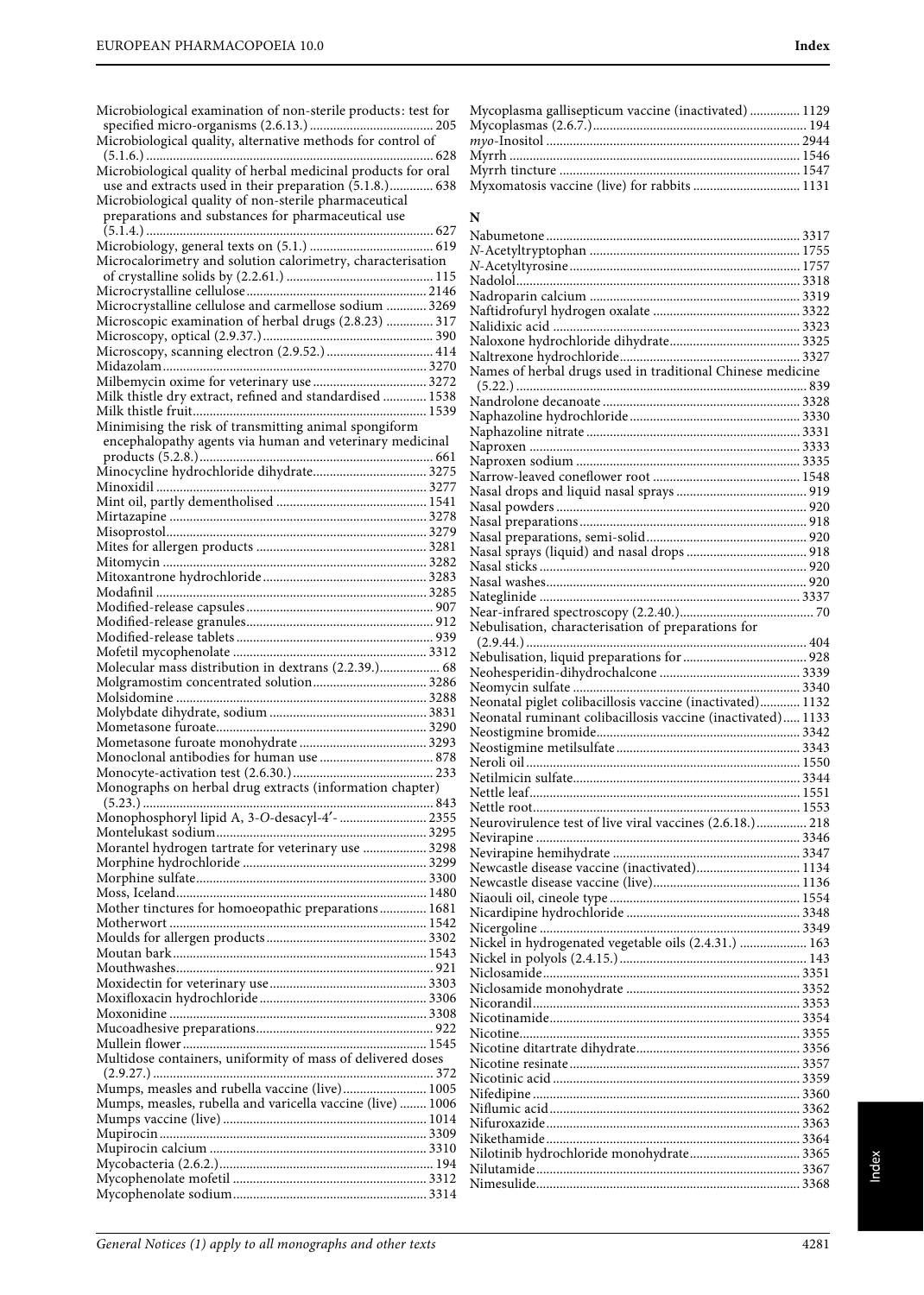Microbiological examination of non-sterile products: test for specified micro-organisms (2.6.13.) ..... 205
Microbiological quality, alternative methods for control of (5.1.6.) ..... 628
Microbiological quality of herbal medicinal products for oral use and extracts used in their preparation (5.1.8.) ..... 638
Microbiological quality of non-sterile pharmaceutical preparations and substances for pharmaceutical use (5.1.4.) ..... 627
Microbiology, general texts on (5.1.) ..... 619
Microcalorimetry and solution calorimetry, characterisation of crystalline solids by (2.2.61.) ..... 115
Microcrystalline cellulose ..... 2146
Microcrystalline cellulose and carmellose sodium ..... 3269
Microscopic examination of herbal drugs (2.8.23) ..... 317
Microscopy, optical (2.9.37.) ..... 390
Microscopy, scanning electron (2.9.52.) ..... 414
Midazolam ..... 3270
Milbemycin oxime for veterinary use ..... 3272
Milk thistle dry extract, refined and standardised ..... 1538
Milk thistle fruit ..... 1539
Minimising the risk of transmitting animal spongiform encephalopathy agents via human and veterinary medicinal products (5.2.8.) ..... 661
Minocycline hydrochloride dihydrate ..... 3275
Minoxidil ..... 3277
Mint oil, partly dementholised ..... 1541
Mirtazapine ..... 3278
Misoprostol ..... 3279
Mites for allergen products ..... 3281
Mitomycin ..... 3282
Mitoxantrone hydrochloride ..... 3283
Modafinil ..... 3285
Modified-release capsules ..... 907
Modified-release granules ..... 912
Modified-release tablets ..... 939
Mofetil mycophenolate ..... 3312
Molecular mass distribution in dextrans (2.2.39.) ..... 68
Molgramostim concentrated solution ..... 3286
Molsidomine ..... 3288
Molybdate dihydrate, sodium ..... 3831
Mometasone furoate ..... 3290
Mometasone furoate monohydrate ..... 3293
Monoclonal antibodies for human use ..... 878
Monocyte-activation test (2.6.30.) ..... 233
Monographs on herbal drug extracts (information chapter) (5.23.) ..... 843
Monophosphoryl lipid A, 3-*O*-desacyl-4′- ..... 2355
Montelukast sodium ..... 3295
Morantel hydrogen tartrate for veterinary use ..... 3298
Morphine hydrochloride ..... 3299
Morphine sulfate ..... 3300
Moss, Iceland ..... 1480
Mother tinctures for homoeopathic preparations ..... 1681
Motherwort ..... 1542
Moulds for allergen products ..... 3302
Moutan bark ..... 1543
Mouthwashes ..... 921
Moxidectin for veterinary use ..... 3303
Moxifloxacin hydrochloride ..... 3306
Moxonidine ..... 3308
Mucoadhesive preparations ..... 922
Mullein flower ..... 1545
Multidose containers, uniformity of mass of delivered doses (2.9.27.) ..... 372
Mumps, measles and rubella vaccine (live) ..... 1005
Mumps, measles, rubella and varicella vaccine (live) ..... 1006
Mumps vaccine (live) ..... 1014
Mupirocin ..... 3309
Mupirocin calcium ..... 3310
Mycobacteria (2.6.2.) ..... 194
Mycophenolate mofetil ..... 3312
Mycophenolate sodium ..... 3314
Mycoplasma gallisepticum vaccine (inactivated) ..... 1129
Mycoplasmas (2.6.7.) ..... 194
*myo*-Inositol ..... 2944
Myrrh ..... 1546
Myrrh tincture ..... 1547
Myxomatosis vaccine (live) for rabbits ..... 1131

## N

Nabumetone ..... 3317
*N*-Acetyltryptophan ..... 1755
*N*-Acetyltyrosine ..... 1757
Nadolol ..... 3318
Nadroparin calcium ..... 3319
Naftidrofuryl hydrogen oxalate ..... 3322
Nalidixic acid ..... 3323
Naloxone hydrochloride dihydrate ..... 3325
Naltrexone hydrochloride ..... 3327
Names of herbal drugs used in traditional Chinese medicine (5.22.) ..... 839
Nandrolone decanoate ..... 3328
Naphazoline hydrochloride ..... 3330
Naphazoline nitrate ..... 3331
Naproxen ..... 3333
Naproxen sodium ..... 3335
Narrow-leaved coneflower root ..... 1548
Nasal drops and liquid nasal sprays ..... 919
Nasal powders ..... 920
Nasal preparations ..... 918
Nasal preparations, semi-solid ..... 920
Nasal sprays (liquid) and nasal drops ..... 918
Nasal sticks ..... 920
Nasal washes ..... 920
Nateglinide ..... 3337
Near-infrared spectroscopy (2.2.40.) ..... 70
Nebulisation, characterisation of preparations for (2.9.44.) ..... 404
Nebulisation, liquid preparations for ..... 928
Neohesperidin-dihydrochalcone ..... 3339
Neomycin sulfate ..... 3340
Neonatal piglet colibacillosis vaccine (inactivated) ..... 1132
Neonatal ruminant colibacillosis vaccine (inactivated) ..... 1133
Neostigmine bromide ..... 3342
Neostigmine metilsulfate ..... 3343
Neroli oil ..... 1550
Netilmicin sulfate ..... 3344
Nettle leaf ..... 1551
Nettle root ..... 1553
Neurovirulence test of live viral vaccines (2.6.18.) ..... 218
Nevirapine ..... 3346
Nevirapine hemihydrate ..... 3347
Newcastle disease vaccine (inactivated) ..... 1134
Newcastle disease vaccine (live) ..... 1136
Niaouli oil, cineole type ..... 1554
Nicardipine hydrochloride ..... 3348
Nicergoline ..... 3349
Nickel in hydrogenated vegetable oils (2.4.31.) ..... 163
Nickel in polyols (2.4.15.) ..... 143
Niclosamide ..... 3351
Niclosamide monohydrate ..... 3352
Nicorandil ..... 3353
Nicotinamide ..... 3354
Nicotine ..... 3355
Nicotine ditartrate dihydrate ..... 3356
Nicotine resinate ..... 3357
Nicotinic acid ..... 3359
Nifedipine ..... 3360
Niflumic acid ..... 3362
Nifuroxazide ..... 3363
Nikethamide ..... 3364
Nilotinib hydrochloride monohydrate ..... 3365
Nilutamide ..... 3367
Nimesulide ..... 3368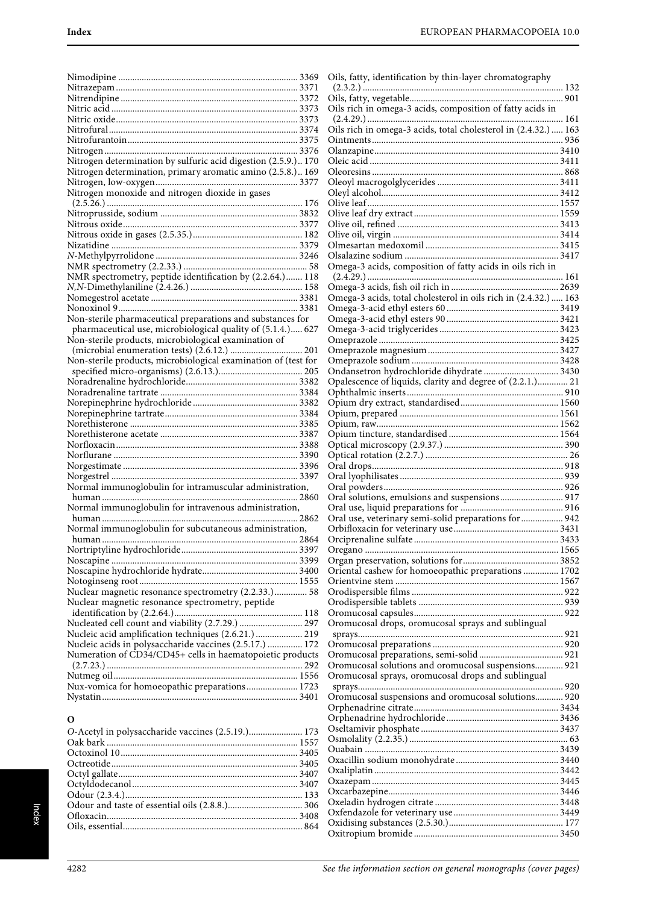Nimodipine ........................................................................ 3369
Nitrazepam ........................................................................ 3371
Nitrendipine ........................................................................ 3372
Nitric acid ........................................................................ 3373
Nitric oxide ........................................................................ 3373
Nitrofural ........................................................................ 3374
Nitrofurantoin ........................................................................ 3375
Nitrogen ........................................................................ 3376
Nitrogen determination by sulfuric acid digestion (2.5.9.).. 170
Nitrogen determination, primary aromatic amino (2.5.8.).. 169
Nitrogen, low-oxygen ........................................................................ 3377
Nitrogen monoxide and nitrogen dioxide in gases (2.5.26.) ........................................................................ 176
Nitroprusside, sodium ........................................................................ 3832
Nitrous oxide ........................................................................ 3377
Nitrous oxide in gases (2.5.35.) ........................................................................ 182
Nizatidine ........................................................................ 3379
*N*-Methylpyrrolidone ........................................................................ 3246
NMR spectrometry (2.2.33.) ........................................................................ 58
NMR spectrometry, peptide identification by (2.2.64.) ....... 118
*N,N*-Dimethylaniline (2.4.26.) ........................................................................ 158
Nomegestrol acetate ........................................................................ 3381
Nonoxinol 9 ........................................................................ 3381
Non-sterile pharmaceutical preparations and substances for pharmaceutical use, microbiological quality of (5.1.4.)..... 627
Non-sterile products, microbiological examination of (microbial enumeration tests) (2.6.12.) ........................... 201
Non-sterile products, microbiological examination of (test for specified micro-organisms) (2.6.13.) ........................... 205
Noradrenaline hydrochloride ........................................................................ 3382
Noradrenaline tartrate ........................................................................ 3384
Norepinephrine hydrochloride ........................................................................ 3382
Norepinephrine tartrate ........................................................................ 3384
Norethisterone ........................................................................ 3385
Norethisterone acetate ........................................................................ 3387
Norfloxacin ........................................................................ 3388
Norflurane ........................................................................ 3390
Norgestimate ........................................................................ 3396
Norgestrel ........................................................................ 3397
Normal immunoglobulin for intramuscular administration, human ........................................................................ 2860
Normal immunoglobulin for intravenous administration, human ........................................................................ 2862
Normal immunoglobulin for subcutaneous administration, human ........................................................................ 2864
Nortriptyline hydrochloride ........................................................................ 3397
Noscapine ........................................................................ 3399
Noscapine hydrochloride hydrate ........................................................................ 3400
Notoginseng root ........................................................................ 1555
Nuclear magnetic resonance spectrometry (2.2.33.) .............. 58
Nuclear magnetic resonance spectrometry, peptide identification by (2.2.64.) ........................................................................ 118
Nucleated cell count and viability (2.7.29.) ........................... 297
Nucleic acid amplification techniques (2.6.21.) .................... 219
Nucleic acids in polysaccharide vaccines (2.5.17.) ............... 172
Numeration of CD34/CD45+ cells in haematopoietic products (2.7.23.) ........................................................................ 292
Nutmeg oil ........................................................................ 1556
Nux-vomica for homoeopathic preparations ...................... 1723
Nystatin ........................................................................ 3401

## O

*O*-Acetyl in polysaccharide vaccines (2.5.19.) ...................... 173
Oak bark ........................................................................ 1557
Octoxinol 10 ........................................................................ 3405
Octreotide ........................................................................ 3405
Octyl gallate ........................................................................ 3407
Octyldodecanol ........................................................................ 3407
Odour (2.3.4.) ........................................................................ 133
Odour and taste of essential oils (2.8.8.) ................................ 306
Ofloxacin ........................................................................ 3408
Oils, essential ........................................................................ 864
Oils, fatty, identification by thin-layer chromatography (2.3.2.) ........................................................................ 132
Oils, fatty, vegetable ........................................................................ 901
Oils rich in omega-3 acids, composition of fatty acids in (2.4.29.) ........................................................................ 161
Oils rich in omega-3 acids, total cholesterol in (2.4.32.) ..... 163
Ointments ........................................................................ 936
Olanzapine ........................................................................ 3410
Oleic acid ........................................................................ 3411
Oleoresins ........................................................................ 868
Oleoyl macrogolglycerides ........................................................................ 3411
Oleyl alcohol ........................................................................ 3412
Olive leaf ........................................................................ 1557
Olive leaf dry extract ........................................................................ 1559
Olive oil, refined ........................................................................ 3413
Olive oil, virgin ........................................................................ 3414
Olmesartan medoxomil ........................................................................ 3415
Olsalazine sodium ........................................................................ 3417
Omega-3 acids, composition of fatty acids in oils rich in (2.4.29.) ........................................................................ 161
Omega-3 acids, fish oil rich in ........................................................................ 2639
Omega-3 acids, total cholesterol in oils rich in (2.4.32.) ..... 163
Omega-3-acid ethyl esters 60 ........................................................................ 3419
Omega-3-acid ethyl esters 90 ........................................................................ 3421
Omega-3-acid triglycerides ........................................................................ 3423
Omeprazole ........................................................................ 3425
Omeprazole magnesium ........................................................................ 3427
Omeprazole sodium ........................................................................ 3428
Ondansetron hydrochloride dihydrate ................................ 3430
Opalescence of liquids, clarity and degree of (2.2.1.) ............. 21
Ophthalmic inserts ........................................................................ 910
Opium dry extract, standardised ........................................................................ 1560
Opium, prepared ........................................................................ 1561
Opium, raw ........................................................................ 1562
Opium tincture, standardised ........................................................................ 1564
Optical microscopy (2.9.37.) ........................................................................ 390
Optical rotation (2.2.7.) ........................................................................ 26
Oral drops ........................................................................ 918
Oral lyophilisates ........................................................................ 939
Oral powders ........................................................................ 926
Oral solutions, emulsions and suspensions ........................... 917
Oral use, liquid preparations for ........................................................................ 916
Oral use, veterinary semi-solid preparations for .................. 942
Orbifloxacin for veterinary use ........................................................................ 3431
Orciprenaline sulfate ........................................................................ 3433
Oregano ........................................................................ 1565
Organ preservation, solutions for ........................................................................ 3852
Oriental cashew for homoeopathic preparations ............... 1702
Orientvine stem ........................................................................ 1567
Orodispersible films ........................................................................ 922
Orodispersible tablets ........................................................................ 939
Oromucosal capsules ........................................................................ 922
Oromucosal drops, oromucosal sprays and sublingual sprays ........................................................................ 921
Oromucosal preparations ........................................................................ 920
Oromucosal preparations, semi-solid ........................................................................ 921
Oromucosal solutions and oromucosal suspensions ............ 921
Oromucosal sprays, oromucosal drops and sublingual sprays ........................................................................ 920
Oromucosal suspensions and oromucosal solutions ............ 920
Orphenadrine citrate ........................................................................ 3434
Orphenadrine hydrochloride ........................................................................ 3436
Oseltamivir phosphate ........................................................................ 3437
Osmolality (2.2.35.) ........................................................................ 63
Ouabain ........................................................................ 3439
Oxacillin sodium monohydrate ........................................................................ 3440
Oxaliplatin ........................................................................ 3442
Oxazepam ........................................................................ 3445
Oxcarbazepine ........................................................................ 3446
Oxeladin hydrogen citrate ........................................................................ 3448
Oxfendazole for veterinary use ........................................................................ 3449
Oxidising substances (2.5.30.) ........................................................................ 177
Oxitropium bromide ........................................................................ 3450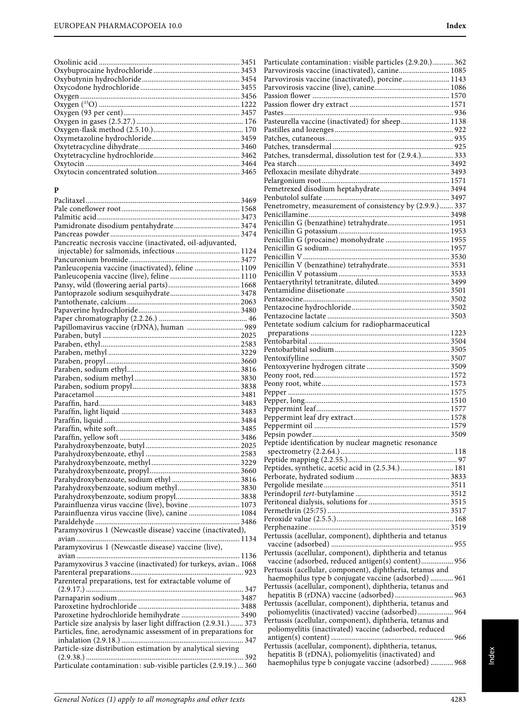Oxolinic acid ........................................................ 3451
Oxybuprocaine hydrochloride ........................................ 3453
Oxybutynin hydrochloride ........................................ 3454
Oxycodone hydrochloride ........................................ 3455
Oxygen ........................................................ 3456
Oxygen ($^{15}O$) ........................................................ 1222
Oxygen (93 per cent) ........................................................ 3457
Oxygen in gases (2.5.27.) ........................................................ 176
Oxygen-flask method (2.5.10.) ........................................................ 170
Oxymetazoline hydrochloride ........................................ 3459
Oxytetracycline dihydrate ........................................ 3460
Oxytetracycline hydrochloride ........................................ 3462
Oxytocin ........................................................ 3464
Oxytocin concentrated solution ........................................ 3465

## P

Paclitaxel ........................................................ 3469
Pale coneflower root ........................................................ 1568
Palmitic acid ........................................................ 3473
Pamidronate disodium pentahydrate ........................................ 3474
Pancreas powder ........................................................ 3474
Pancreatic necrosis vaccine (inactivated, oil-adjuvanted, injectable) for salmonids, infectious ........................................ 1124
Pancuronium bromide ........................................................ 3477
Panleucopenia vaccine (inactivated), feline ........................................ 1109
Panleucopenia vaccine (live), feline ........................................ 1110
Pansy, wild (flowering aerial parts) ........................................ 1668
Pantoprazole sodium sesquihydrate ........................................ 3478
Pantothenate, calcium ........................................................ 2063
Papaverine hydrochloride ........................................ 3480
Paper chromatography (2.2.26.) ........................................ 46
Papillomavirus vaccine (rDNA), human ........................................ 989
Paraben, butyl ........................................................ 2025
Paraben, ethyl ........................................................ 2583
Paraben, methyl ........................................................ 3229
Paraben, propyl ........................................................ 3660
Paraben, sodium ethyl ........................................................ 3816
Paraben, sodium methyl ........................................................ 3830
Paraben, sodium propyl ........................................................ 3838
Paracetamol ........................................................ 3481
Paraffin, hard ........................................................ 3483
Paraffin, light liquid ........................................................ 3483
Paraffin, liquid ........................................................ 3484
Paraffin, white soft ........................................................ 3485
Paraffin, yellow soft ........................................................ 3486
Parahydroxybenzoate, butyl ........................................ 2025
Parahydroxybenzoate, ethyl ........................................ 2583
Parahydroxybenzoate, methyl ........................................ 3229
Parahydroxybenzoate, propyl ........................................ 3660
Parahydroxybenzoate, sodium ethyl ........................................ 3816
Parahydroxybenzoate, sodium methyl ........................................ 3830
Parahydroxybenzoate, sodium propyl ........................................ 3838
Parainfluenza virus vaccine (live), bovine ........................................ 1073
Parainfluenza virus vaccine (live), canine ........................................ 1084
Paraldehyde ........................................................ 3486
Paramyxovirus 1 (Newcastle disease) vaccine (inactivated), avian ........................................ 1134
Paramyxovirus 1 (Newcastle disease) vaccine (live), avian ........................................ 1136
Paramyxovirus 3 vaccine (inactivated) for turkeys, avian .. 1068
Parenteral preparations ........................................................ 923
Parenteral preparations, test for extractable volume of (2.9.17.) ........................................ 347
Parnaparin sodium ........................................................ 3487
Paroxetine hydrochloride ........................................ 3488
Paroxetine hydrochloride hemihydrate ........................................ 3490
Particle size analysis by laser light diffraction (2.9.31.) ....... 373
Particles, fine, aerodynamic assessment of in preparations for inhalation (2.9.18.) ........................................ 347
Particle-size distribution estimation by analytical sieving (2.9.38.) ........................................ 392
Particulate contamination: sub-visible particles (2.9.19.) ... 360
Particulate contamination: visible particles (2.9.20.) ........... 362
Parvovirosis vaccine (inactivated), canine ........................................ 1085
Parvovirosis vaccine (inactivated), porcine ........................................ 1143
Parvovirosis vaccine (live), canine ........................................ 1086
Passion flower ........................................................ 1570
Passion flower dry extract ........................................ 1571
Pastes ........................................................ 936
Pasteurella vaccine (inactivated) for sheep ........................................ 1138
Pastilles and lozenges ........................................................ 922
Patches, cutaneous ........................................................ 935
Patches, transdermal ........................................................ 925
Patches, transdermal, dissolution test for (2.9.4.) ........................................ 333
Pea starch ........................................................ 3492
Pefloxacin mesilate dihydrate ........................................ 3493
Pelargonium root ........................................................ 1571
Pemetrexed disodium heptahydrate ........................................ 3494
Penbutolol sulfate ........................................................ 3497
Penetrometry, measurement of consistency by (2.9.9.) ....... 337
Penicillamine ........................................................ 3498
Penicillin G (benzathine) tetrahydrate ........................................ 1951
Penicillin G potassium ........................................................ 1953
Penicillin G (procaine) monohydrate ........................................ 1955
Penicillin G sodium ........................................................ 1957
Penicillin V ........................................................ 3530
Penicillin V (benzathine) tetrahydrate ........................................ 3531
Penicillin V potassium ........................................................ 3533
Pentaerythrityl tetranitrate, diluted ........................................ 3499
Pentamidine diisetionate ........................................ 3501
Pentazocine ........................................................ 3502
Pentazocine hydrochloride ........................................ 3502
Pentazocine lactate ........................................................ 3503
Pentetate sodium calcium for radiopharmaceutical preparations ........................................ 1223
Pentobarbital ........................................................ 3504
Pentobarbital sodium ........................................................ 3505
Pentoxifylline ........................................................ 3507
Pentoxyverine hydrogen citrate ........................................ 3509
Peony root, red ........................................................ 1572
Peony root, white ........................................................ 1573
Pepper ........................................................ 1575
Pepper, long ........................................................ 1510
Peppermint leaf ........................................................ 1577
Peppermint leaf dry extract ........................................ 1578
Peppermint oil ........................................................ 1579
Pepsin powder ........................................................ 3509
Peptide identification by nuclear magnetic resonance spectrometry (2.2.64.) ........................................ 118
Peptide mapping (2.2.55.) ........................................................ 97
Peptides, synthetic, acetic acid in (2.5.34.) ........................................ 181
Perborate, hydrated sodium ........................................ 3833
Pergolide mesilate ........................................................ 3511
Perindopril *tert*-butylamine ........................................ 3512
Peritoneal dialysis, solutions for ........................................ 3515
Permethrin (25:75) ........................................................ 3517
Peroxide value (2.5.5.) ........................................................ 168
Perphenazine ........................................................ 3519
Pertussis (acellular, component), diphtheria and tetanus vaccine (adsorbed) ........................................ 955
Pertussis (acellular, component), diphtheria and tetanus vaccine (adsorbed, reduced antigen(s) content) ................. 956
Pertussis (acellular, component), diphtheria, tetanus and haemophilus type b conjugate vaccine (adsorbed) ............ 961
Pertussis (acellular, component), diphtheria, tetanus and hepatitis B (rDNA) vaccine (adsorbed) ........................................ 963
Pertussis (acellular, component), diphtheria, tetanus and poliomyelitis (inactivated) vaccine (adsorbed) ................... 964
Pertussis (acellular, component), diphtheria, tetanus and poliomyelitis (inactivated) vaccine (adsorbed, reduced antigen(s) content) ........................................ 966
Pertussis (acellular, component), diphtheria, tetanus, hepatitis B (rDNA), poliomyelitis (inactivated) and haemophilus type b conjugate vaccine (adsorbed) ............ 968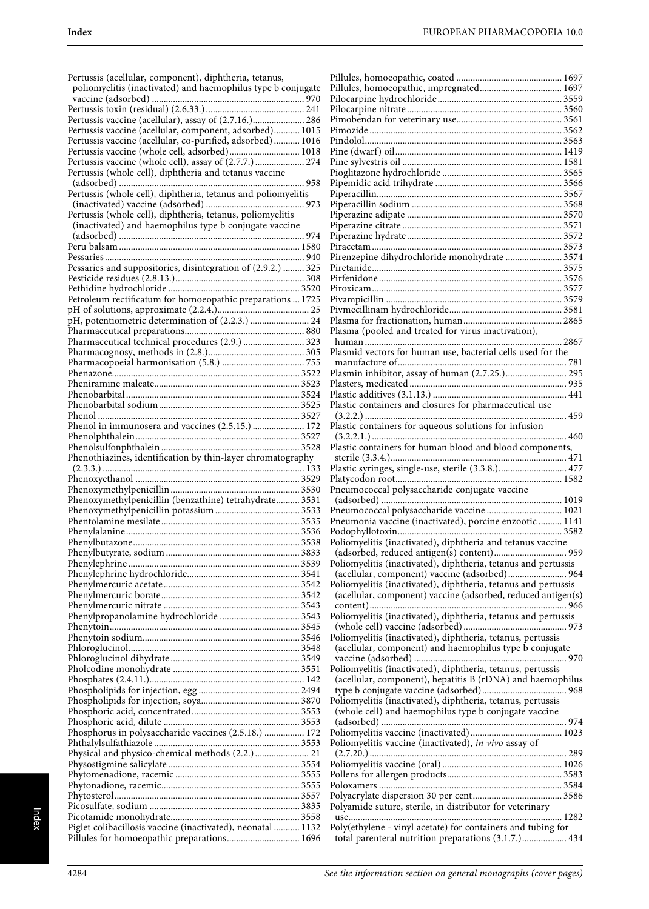Pertussis (acellular, component), diphtheria, tetanus, poliomyelitis (inactivated) and haemophilus type b conjugate vaccine (adsorbed) ... 970
Pertussis toxin (residual) (2.6.33.) ... 241
Pertussis vaccine (acellular), assay of (2.7.16.) ... 286
Pertussis vaccine (acellular, component, adsorbed) ... 1015
Pertussis vaccine (acellular, co-purified, adsorbed) ... 1016
Pertussis vaccine (whole cell, adsorbed) ... 1018
Pertussis vaccine (whole cell), assay of (2.7.7.) ... 274
Pertussis (whole cell), diphtheria and tetanus vaccine (adsorbed) ... 958
Pertussis (whole cell), diphtheria, tetanus and poliomyelitis (inactivated) vaccine (adsorbed) ... 973
Pertussis (whole cell), diphtheria, tetanus, poliomyelitis (inactivated) and haemophilus type b conjugate vaccine (adsorbed) ... 974
Peru balsam ... 1580
Pessaries ... 940
Pessaries and suppositories, disintegration of (2.9.2.) ... 325
Pesticide residues (2.8.13.) ... 308
Pethidine hydrochloride ... 3520
Petroleum rectificatum for homoeopathic preparations ... 1725
pH of solutions, approximate (2.2.4.) ... 25
pH, potentiometric determination of (2.2.3.) ... 24
Pharmaceutical preparations ... 880
Pharmaceutical technical procedures (2.9.) ... 323
Pharmacognosy, methods in (2.8.) ... 305
Pharmacopoeial harmonisation (5.8.) ... 755
Phenazone ... 3522
Pheniramine maleate ... 3523
Phenobarbital ... 3524
Phenobarbital sodium ... 3525
Phenol ... 3527
Phenol in immunosera and vaccines (2.5.15.) ... 172
Phenolphthalein ... 3527
Phenolsulfonphthalein ... 3528
Phenothiazines, identification by thin-layer chromatography (2.3.3.) ... 133
Phenoxyethanol ... 3529
Phenoxymethylpenicillin ... 3530
Phenoxymethylpenicillin (benzathine) tetrahydrate ... 3531
Phenoxymethylpenicillin potassium ... 3533
Phentolamine mesilate ... 3535
Phenylalanine ... 3536
Phenylbutazone ... 3538
Phenylbutyrate, sodium ... 3833
Phenylephrine ... 3539
Phenylephrine hydrochloride ... 3541
Phenylmercuric acetate ... 3542
Phenylmercuric borate ... 3542
Phenylmercuric nitrate ... 3543
Phenylpropanolamine hydrochloride ... 3543
Phenytoin ... 3545
Phenytoin sodium ... 3546
Phloroglucinol ... 3548
Phloroglucinol dihydrate ... 3549
Pholcodine monohydrate ... 3551
Phosphates (2.4.11.) ... 142
Phospholipids for injection, egg ... 2494
Phospholipids for injection, soya ... 3870
Phosphoric acid, concentrated ... 3553
Phosphoric acid, dilute ... 3553
Phosphorus in polysaccharide vaccines (2.5.18.) ... 172
Phthalylsulfathiazole ... 3553
Physical and physico-chemical methods (2.2.) ... 21
Physostigmine salicylate ... 3554
Phytomenadione, racemic ... 3555
Phytonadione, racemic ... 3555
Phytosterol ... 3557
Picosulfate, sodium ... 3835
Picotamide monohydrate ... 3558
Piglet colibacillosis vaccine (inactivated), neonatal ... 1132
Pillules for homoeopathic preparations ... 1696
Pillules, homoeopathic, coated ... 1697
Pillules, homoeopathic, impregnated ... 1697
Pilocarpine hydrochloride ... 3559
Pilocarpine nitrate ... 3560
Pimobendan for veterinary use ... 3561
Pimozide ... 3562
Pindolol ... 3563
Pine (dwarf) oil ... 1419
Pine sylvestris oil ... 1581
Pioglitazone hydrochloride ... 3565
Pipemidic acid trihydrate ... 3566
Piperacillin ... 3567
Piperacillin sodium ... 3568
Piperazine adipate ... 3570
Piperazine citrate ... 3571
Piperazine hydrate ... 3572
Piracetam ... 3573
Pirenzepine dihydrochloride monohydrate ... 3574
Piretanide ... 3575
Pirfenidone ... 3576
Piroxicam ... 3577
Pivampicillin ... 3579
Pivmecillinam hydrochloride ... 3581
Plasma for fractionation, human ... 2865
Plasma (pooled and treated for virus inactivation), human ... 2867
Plasmid vectors for human use, bacterial cells used for the manufacture of ... 781
Plasmin inhibitor, assay of human (2.7.25.) ... 295
Plasters, medicated ... 935
Plastic additives (3.1.13.) ... 441
Plastic containers and closures for pharmaceutical use (3.2.2.) ... 459
Plastic containers for aqueous solutions for infusion (3.2.2.1.) ... 460
Plastic containers for human blood and blood components, sterile (3.3.4.) ... 471
Plastic syringes, single-use, sterile (3.3.8.) ... 477
Platycodon root ... 1582
Pneumococcal polysaccharide conjugate vaccine (adsorbed) ... 1019
Pneumococcal polysaccharide vaccine ... 1021
Pneumonia vaccine (inactivated), porcine enzootic ... 1141
Podophyllotoxin ... 3582
Poliomyelitis (inactivated), diphtheria and tetanus vaccine (adsorbed, reduced antigen(s) content) ... 959
Poliomyelitis (inactivated), diphtheria, tetanus and pertussis (acellular, component) vaccine (adsorbed) ... 964
Poliomyelitis (inactivated), diphtheria, tetanus and pertussis (acellular, component) vaccine (adsorbed, reduced antigen(s) content) ... 966
Poliomyelitis (inactivated), diphtheria, tetanus and pertussis (whole cell) vaccine (adsorbed) ... 973
Poliomyelitis (inactivated), diphtheria, tetanus, pertussis (acellular, component) and haemophilus type b conjugate vaccine (adsorbed) ... 970
Poliomyelitis (inactivated), diphtheria, tetanus, pertussis (acellular, component), hepatitis B (rDNA) and haemophilus type b conjugate vaccine (adsorbed) ... 968
Poliomyelitis (inactivated), diphtheria, tetanus, pertussis (whole cell) and haemophilus type b conjugate vaccine (adsorbed) ... 974
Poliomyelitis vaccine (inactivated) ... 1023
Poliomyelitis vaccine (inactivated), *in vivo* assay of (2.7.20.) ... 289
Poliomyelitis vaccine (oral) ... 1026
Pollens for allergen products ... 3583
Poloxamers ... 3584
Polyacrylate dispersion 30 per cent ... 3586
Polyamide suture, sterile, in distributor for veterinary use ... 1282
Poly(ethylene - vinyl acetate) for containers and tubing for total parenteral nutrition preparations (3.1.7.) ... 434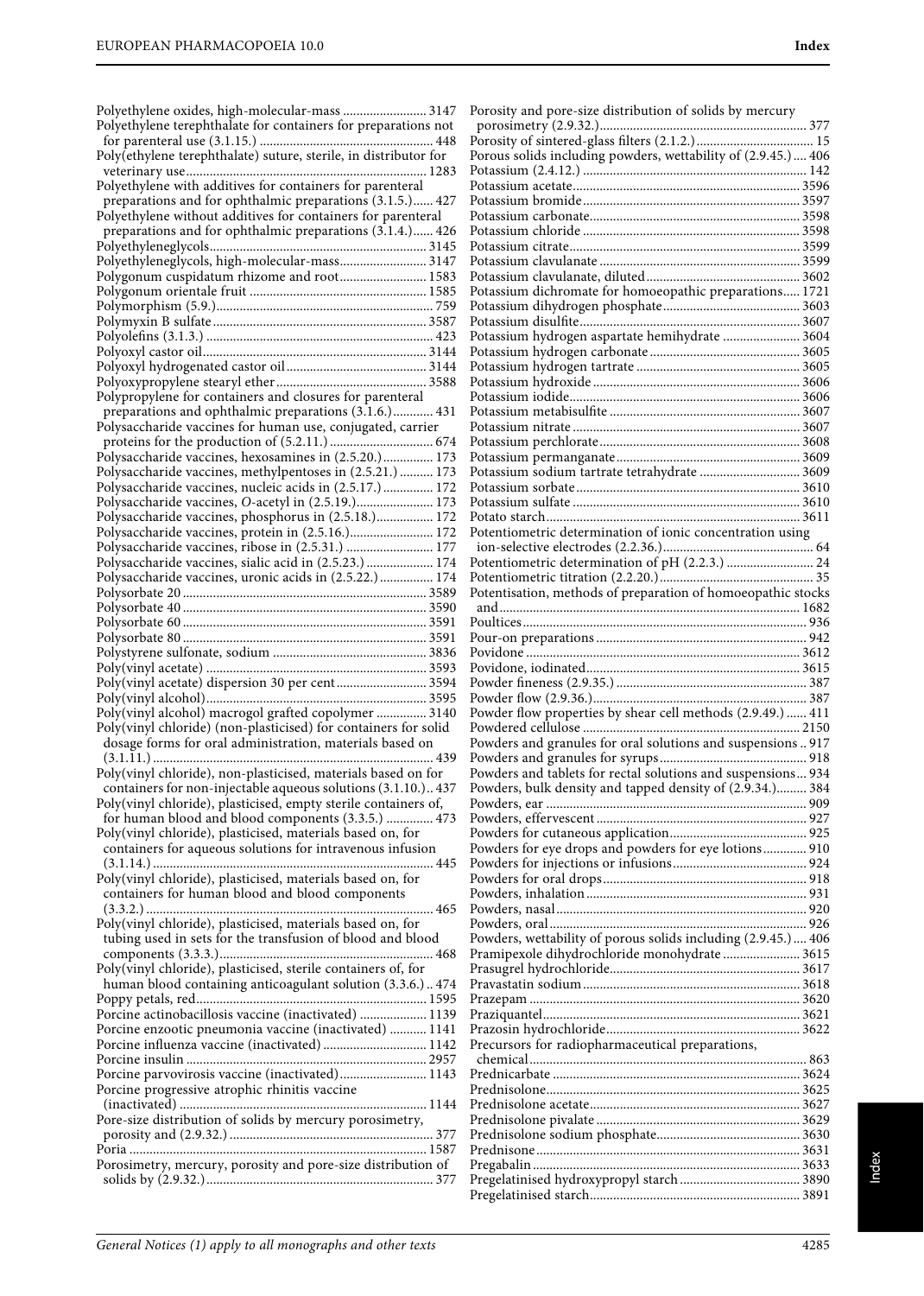Polyethylene oxides, high-molecular-mass ......................... 3147
Polyethylene terephthalate for containers for preparations not for parenteral use (3.1.15.) .................................................... 448
Poly(ethylene terephthalate) suture, sterile, in distributor for veterinary use....................................................................... 1283
Polyethylene with additives for containers for parenteral preparations and for ophthalmic preparations (3.1.5.)...... 427
Polyethylene without additives for containers for parenteral preparations and for ophthalmic preparations (3.1.4.)...... 426
Polyethyleneglycols................................................................. 3145
Polyethyleneglycols, high-molecular-mass.......................... 3147
Polygonum cuspidatum rhizome and root.......................... 1583
Polygonum orientale fruit .................................................... 1585
Polymorphism (5.9.)................................................................. 759
Polymyxin B sulfate ................................................................ 3587
Polyolefins (3.1.3.) ................................................................... 423
Polyoxyl castor oil.................................................................. 3144
Polyoxyl hydrogenated castor oil ......................................... 3144
Polyoxypropylene stearyl ether ............................................ 3588
Polypropylene for containers and closures for parenteral preparations and ophthalmic preparations (3.1.6.)............ 431
Polysaccharide vaccines for human use, conjugated, carrier proteins for the production of (5.2.11.) ............................... 674
Polysaccharide vaccines, hexosamines in (2.5.20.) ............... 173
Polysaccharide vaccines, methylpentoses in (2.5.21.) .......... 173
Polysaccharide vaccines, nucleic acids in (2.5.17.) ............... 172
Polysaccharide vaccines, *O*-acetyl in (2.5.19.)....................... 173
Polysaccharide vaccines, phosphorus in (2.5.18.)................. 172
Polysaccharide vaccines, protein in (2.5.16.)......................... 172
Polysaccharide vaccines, ribose in (2.5.31.) .......................... 177
Polysaccharide vaccines, sialic acid in (2.5.23.) .................... 174
Polysaccharide vaccines, uronic acids in (2.5.22.) ................ 174
Polysorbate 20 ........................................................................ 3589
Polysorbate 40 ........................................................................ 3590
Polysorbate 60 ........................................................................ 3591
Polysorbate 80 ........................................................................ 3591
Polystyrene sulfonate, sodium ............................................. 3836
Poly(vinyl acetate) ................................................................. 3593
Poly(vinyl acetate) dispersion 30 per cent........................... 3594
Poly(vinyl alcohol).................................................................. 3595
Poly(vinyl alcohol) macrogol grafted copolymer ............... 3140
Poly(vinyl chloride) (non-plasticised) for containers for solid dosage forms for oral administration, materials based on (3.1.11.) ................................................................................... 439
Poly(vinyl chloride), non-plasticised, materials based on for containers for non-injectable aqueous solutions (3.1.10.).. 437
Poly(vinyl chloride), plasticised, empty sterile containers of, for human blood and blood components (3.3.5.) .............. 473
Poly(vinyl chloride), plasticised, materials based on, for containers for aqueous solutions for intravenous infusion (3.1.14.) ................................................................................... 445
Poly(vinyl chloride), plasticised, materials based on, for containers for human blood and blood components (3.3.2.) ..................................................................................... 465
Poly(vinyl chloride), plasticised, materials based on, for tubing used in sets for the transfusion of blood and blood components (3.3.3.)............................................................... 468
Poly(vinyl chloride), plasticised, sterile containers of, for human blood containing anticoagulant solution (3.3.6.) .. 474
Poppy petals, red..................................................................... 1595
Porcine actinobacillosis vaccine (inactivated) .................... 1139
Porcine enzootic pneumonia vaccine (inactivated) ........... 1141
Porcine influenza vaccine (inactivated) ............................... 1142
Porcine insulin ........................................................................ 2957
Porcine parvovirosis vaccine (inactivated).......................... 1143
Porcine progressive atrophic rhinitis vaccine (inactivated) .......................................................................... 1144
Pore-size distribution of solids by mercury porosimetry, porosity and (2.9.32.) ............................................................ 377
Poria ........................................................................................ 1587
Porosimetry, mercury, porosity and pore-size distribution of solids by (2.9.32.)................................................................... 377
Porosity and pore-size distribution of solids by mercury porosimetry (2.9.32.)............................................................. 377
Porosity of sintered-glass filters (2.1.2.)................................... 15
Porous solids including powders, wettability of (2.9.45.) .... 406
Potassium (2.4.12.) ................................................................. 142
Potassium acetate................................................................... 3596
Potassium bromide ................................................................ 3597
Potassium carbonate.............................................................. 3598
Potassium chloride ................................................................ 3598
Potassium citrate.................................................................... 3599
Potassium clavulanate ........................................................... 3599
Potassium clavulanate, diluted............................................. 3602
Potassium dichromate for homoeopathic preparations..... 1721
Potassium dihydrogen phosphate......................................... 3603
Potassium disulfite................................................................. 3607
Potassium hydrogen aspartate hemihydrate ....................... 3604
Potassium hydrogen carbonate ............................................ 3605
Potassium hydrogen tartrate ................................................ 3605
Potassium hydroxide ............................................................. 3606
Potassium iodide.................................................................... 3606
Potassium metabisulfite ........................................................ 3607
Potassium nitrate ................................................................... 3607
Potassium perchlorate ........................................................... 3608
Potassium permanganate ...................................................... 3609
Potassium sodium tartrate tetrahydrate ............................. 3609
Potassium sorbate .................................................................. 3610
Potassium sulfate ................................................................... 3610
Potato starch........................................................................... 3611
Potentiometric determination of ionic concentration using ion-selective electrodes (2.2.36.)............................................ 64
Potentiometric determination of pH (2.2.3.) .......................... 24
Potentiometric titration (2.2.20.)............................................. 35
Potentisation, methods of preparation of homoeopathic stocks and......................................................................................... 1682
Poultices.................................................................................... 936
Pour-on preparations .............................................................. 942
Povidone ................................................................................ 3612
Povidone, iodinated............................................................... 3615
Powder fineness (2.9.35.) ........................................................ 387
Powder flow (2.9.36.)............................................................... 387
Powder flow properties by shear cell methods (2.9.49.) ...... 411
Powdered cellulose ................................................................ 2150
Powders and granules for oral solutions and suspensions .. 917
Powders and granules for syrups ........................................... 918
Powders and tablets for rectal solutions and suspensions... 934
Powders, bulk density and tapped density of (2.9.34.)......... 384
Powders, ear ............................................................................. 909
Powders, effervescent .............................................................. 927
Powders for cutaneous application........................................ 925
Powders for eye drops and powders for eye lotions............. 910
Powders for injections or infusions....................................... 924
Powders for oral drops............................................................ 918
Powders, inhalation ................................................................. 931
Powders, nasal .......................................................................... 920
Powders, oral ............................................................................ 926
Powders, wettability of porous solids including (2.9.45.) .... 406
Pramipexole dihydrochloride monohydrate ....................... 3615
Prasugrel hydrochloride........................................................ 3617
Pravastatin sodium................................................................ 3618
Prazepam ................................................................................ 3620
Praziquantel............................................................................ 3621
Prazosin hydrochloride......................................................... 3622
Precursors for radiopharmaceutical preparations, chemical ................................................................................... 863
Prednicarbate ......................................................................... 3624
Prednisolone........................................................................... 3625
Prednisolone acetate.............................................................. 3627
Prednisolone pivalate ............................................................ 3629
Prednisolone sodium phosphate.......................................... 3630
Prednisone.............................................................................. 3631
Pregabalin ............................................................................... 3633
Pregelatinised hydroxypropyl starch ................................... 3890
Pregelatinised starch.............................................................. 3891

General Notices (1) apply to all monographs and other texts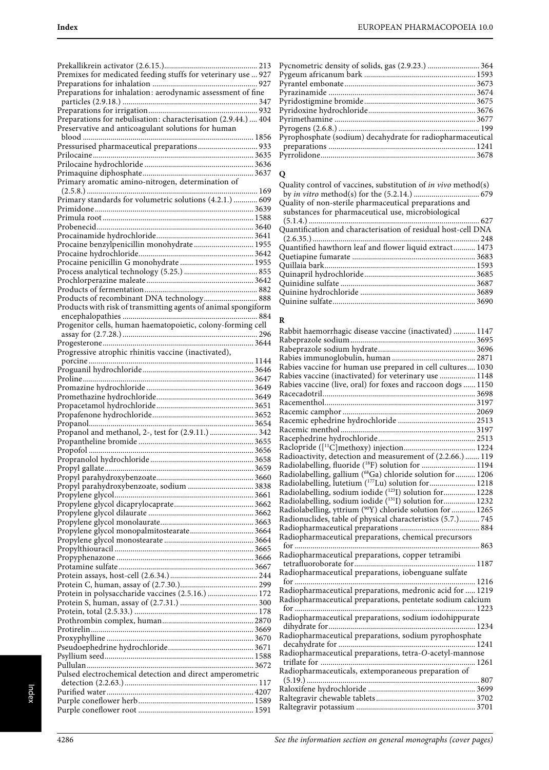Prekallikrein activator (2.6.15.) .............................................. 213
Premixes for medicated feeding stuffs for veterinary use ... 927
Preparations for inhalation ..................................................... 927
Preparations for inhalation: aerodynamic assessment of fine particles (2.9.18.) ..................................................... 347
Preparations for irrigation ...................................................... 932
Preparations for nebulisation: characterisation (2.9.44.) .... 404
Preservative and anticoagulant solutions for human blood ..................................................................................... 1856
Pressurised pharmaceutical preparations ............................ 933
Prilocaine .................................................................................. 3635
Prilocaine hydrochloride ....................................................... 3636
Primaquine diphosphate ....................................................... 3637
Primary aromatic amino-nitrogen, determination of (2.5.8.) ..................................................................................... 169
Primary standards for volumetric solutions (4.2.1.) ........... 609
Primidone ................................................................................. 3639
Primula root ............................................................................. 1588
Probenecid ................................................................................ 3640
Procainamide hydrochloride ................................................. 3641
Procaine benzylpenicillin monohydrate .............................. 1955
Procaine hydrochloride .......................................................... 3642
Procaine penicillin G monohydrate ...................................... 1955
Process analytical technology (5.25.) .................................... 855
Prochlorperazine maleate ...................................................... 3642
Products of fermentation ........................................................ 882
Products of recombinant DNA technology ........................... 888
Products with risk of transmitting agents of animal spongiform encephalopathies ................................................... 884
Progenitor cells, human haematopoietic, colony-forming cell assay for (2.7.28.) ................................................................. 296
Progesterone ............................................................................ 3644
Progressive atrophic rhinitis vaccine (inactivated), porcine ................................................................................... 1144
Proguanil hydrochloride ........................................................ 3646
Proline ....................................................................................... 3647
Promazine hydrochloride ...................................................... 3649
Promethazine hydrochloride ................................................. 3649
Propacetamol hydrochloride ................................................. 3651
Propafenone hydrochloride ................................................... 3652
Propanol .................................................................................... 3654
Propanol and methanol, 2-, test for (2.9.11.) ........................ 342
Propantheline bromide .......................................................... 3655
Propofol ..................................................................................... 3656
Propranolol hydrochloride .................................................... 3658
Propyl gallate ........................................................................... 3659
Propyl parahydroxybenzoate ................................................ 3660
Propyl parahydroxybenzoate, sodium ................................. 3838
Propylene glycol ...................................................................... 3661
Propylene glycol dicaprylocaprate ........................................ 3662
Propylene glycol dilaurate ..................................................... 3662
Propylene glycol monolaurate ............................................... 3663
Propylene glycol monopalmitostearate ................................ 3664
Propylene glycol monostearate ............................................. 3664
Propylthiouracil ...................................................................... 3665
Propyphenazone ..................................................................... 3666
Protamine sulfate .................................................................... 3667
Protein assays, host-cell (2.6.34.) ........................................... 244
Protein C, human, assay of (2.7.30.) ...................................... 299
Protein in polysaccharide vaccines (2.5.16.) ......................... 172
Protein S, human, assay of (2.7.31.) ....................................... 300
Protein, total (2.5.33.) .............................................................. 178
Prothrombin complex, human .............................................. 2870
Protirelin .................................................................................. 3669
Proxyphylline .......................................................................... 3670
Pseudoephedrine hydrochloride ........................................... 3671
Psyllium seed ........................................................................... 1588
Pullulan .................................................................................... 3672
Pulsed electrochemical detection and direct amperometric detection (2.2.63.) .................................................................. 117
Purified water .......................................................................... 4207
Purple coneflower herb ........................................................... 1589
Purple coneflower root ........................................................... 1591
Pycnometric density of solids, gas (2.9.23.) .......................... 364
Pygeum africanum bark ........................................................ 1593
Pyrantel embonate .................................................................. 3673
Pyrazinamide .......................................................................... 3674
Pyridostigmine bromide ........................................................ 3675
Pyridoxine hydrochloride ...................................................... 3676
Pyrimethamine ........................................................................ 3677
Pyrogens (2.6.8.) ...................................................................... 199
Pyrophosphate (sodium) decahydrate for radiopharmaceutical preparations ........................................................................ 1241
Pyrrolidone .............................................................................. 3678

## Q

Quality control of vaccines, substitution of *in vivo* method(s) by *in vitro* method(s) for the (5.2.14.) ................................ 679
Quality of non-sterile pharmaceutical preparations and substances for pharmaceutical use, microbiological (5.1.4.) ..................................................................................... 627
Quantification and characterisation of residual host-cell DNA (2.6.35.) .................................................................................. 248
Quantified hawthorn leaf and flower liquid extract ........... 1473
Quetiapine fumarate .............................................................. 3683
Quillaia bark ............................................................................ 1593
Quinapril hydrochloride ........................................................ 3685
Quinidine sulfate .................................................................... 3687
Quinine hydrochloride .......................................................... 3689
Quinine sulfate ........................................................................ 3690

## R

Rabbit haemorrhagic disease vaccine (inactivated) ........... 1147
Rabeprazole sodium ............................................................... 3695
Rabeprazole sodium hydrate ................................................. 3696
Rabies immunoglobulin, human .......................................... 2871
Rabies vaccine for human use prepared in cell cultures .... 1030
Rabies vaccine (inactivated) for veterinary use .................. 1148
Rabies vaccine (live, oral) for foxes and raccoon dogs ...... 1150
Racecadotril ............................................................................. 3698
Racementhol ............................................................................ 3197
Racemic camphor ................................................................... 2069
Racemic ephedrine hydrochloride ....................................... 2513
Racemic menthol .................................................................... 3197
Racephedrine hydrochloride ................................................ 2513
Raclopride ([$^{11}$C]methoxy) injection .................................... 1224
Radioactivity, detection and measurement of (2.2.66.) ....... 119
Radiolabelling, fluoride ($^{18}$F) solution for ............................ 1194
Radiolabelling, gallium ($^{68}$Ga) chloride solution for .......... 1206
Radiolabelling, lutetium ($^{177}$Lu) solution for ....................... 1218
Radiolabelling, sodium iodide ($^{123}$I) solution for ................ 1228
Radiolabelling, sodium iodide ($^{131}$I) solution for ................ 1232
Radiolabelling, yttrium ($^{90}$Y) chloride solution for ............ 1265
Radionuclides, table of physical characteristics (5.7.) .......... 745
Radiopharmaceutical preparations ........................................ 884
Radiopharmaceutical preparations, chemical precursors for ............................................................................................ 863
Radiopharmaceutical preparations, copper tetramibi tetrafluoroborate for ............................................................ 1187
Radiopharmaceutical preparations, iobenguane sulfate for ........................................................................................... 1216
Radiopharmaceutical preparations, medronic acid for ..... 1219
Radiopharmaceutical preparations, pentetate sodium calcium for ........................................................................................... 1223
Radiopharmaceutical preparations, sodium iodohippurate dihydrate for ......................................................................... 1234
Radiopharmaceutical preparations, sodium pyrophosphate decahydrate for .................................................................... 1241
Radiopharmaceutical preparations, tetra-*O*-acetyl-mannose triflate for ............................................................................ 1261
Radiopharmaceuticals, extemporaneous preparation of (5.19.) ...................................................................................... 807
Raloxifene hydrochloride ...................................................... 3699
Raltegravir chewable tablets .................................................. 3702
Raltegravir potassium ............................................................ 3701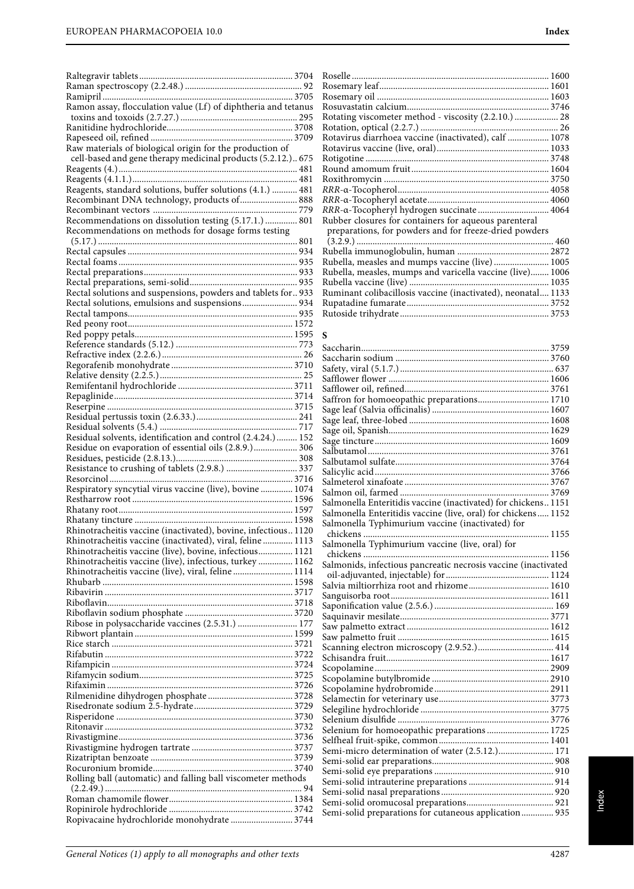Raltegravir tablets .................................................. 3704
Raman spectroscopy (2.2.48.) .................................................. 92
Ramipril .................................................. 3705
Ramon assay, flocculation value (Lf) of diphtheria and tetanus toxins and toxoids (2.7.27.) .................................................. 295
Ranitidine hydrochloride .................................................. 3708
Rapeseed oil, refined .................................................. 3709
Raw materials of biological origin for the production of cell-based and gene therapy medicinal products (5.2.12.) .. 675
Reagents (4.) .................................................. 481
Reagents (4.1.1.) .................................................. 481
Reagents, standard solutions, buffer solutions (4.1.) ........... 481
Recombinant DNA technology, products of .................................................. 888
Recombinant vectors .................................................. 779
Recommendations on dissolution testing (5.17.1.) .............. 801
Recommendations on methods for dosage forms testing (5.17.) .................................................. 801
Rectal capsules .................................................. 934
Rectal foams .................................................. 935
Rectal preparations .................................................. 933
Rectal preparations, semi-solid .................................................. 935
Rectal solutions and suspensions, powders and tablets for .. 933
Rectal solutions, emulsions and suspensions .................................................. 934
Rectal tampons .................................................. 935
Red peony root .................................................. 1572
Red poppy petals .................................................. 1595
Reference standards (5.12.) .................................................. 773
Refractive index (2.2.6.) .................................................. 26
Regorafenib monohydrate .................................................. 3710
Relative density (2.2.5.) .................................................. 25
Remifentanil hydrochloride .................................................. 3711
Repaglinide .................................................. 3714
Reserpine .................................................. 3715
Residual pertussis toxin (2.6.33.) .................................................. 241
Residual solvents (5.4.) .................................................. 717
Residual solvents, identification and control (2.4.24.) .......... 152
Residue on evaporation of essential oils (2.8.9.) .................. 306
Residues, pesticide (2.8.13.) .................................................. 308
Resistance to crushing of tablets (2.9.8.) .................................................. 337
Resorcinol .................................................. 3716
Respiratory syncytial virus vaccine (live), bovine .............. 1074
Restharrow root .................................................. 1596
Rhatany root .................................................. 1597
Rhatany tincture .................................................. 1598
Rhinotracheitis vaccine (inactivated), bovine, infectious .. 1120
Rhinotracheitis vaccine (inactivated), viral, feline ............. 1113
Rhinotracheitis vaccine (live), bovine, infectious ............... 1121
Rhinotracheitis vaccine (live), infectious, turkey ............... 1162
Rhinotracheitis vaccine (live), viral, feline .......................... 1114
Rhubarb .................................................. 1598
Ribavirin .................................................. 3717
Riboflavin .................................................. 3718
Riboflavin sodium phosphate .................................................. 3720
Ribose in polysaccharide vaccines (2.5.31.) .......................... 177
Ribwort plantain .................................................. 1599
Rice starch .................................................. 3721
Rifabutin .................................................. 3722
Rifampicin .................................................. 3724
Rifamycin sodium .................................................. 3725
Rifaximin .................................................. 3726
Rilmenidine dihydrogen phosphate .................................................. 3728
Risedronate sodium 2.5-hydrate .................................................. 3729
Risperidone .................................................. 3730
Ritonavir .................................................. 3732
Rivastigmine .................................................. 3736
Rivastigmine hydrogen tartrate .................................................. 3737
Rizatriptan benzoate .................................................. 3739
Rocuronium bromide .................................................. 3740
Rolling ball (automatic) and falling ball viscometer methods (2.2.49.) .................................................. 94
Roman chamomile flower .................................................. 1384
Ropinirole hydrochloride .................................................. 3742
Ropivacaine hydrochloride monohydrate .................................................. 3744
Roselle .................................................. 1600
Rosemary leaf .................................................. 1601
Rosemary oil .................................................. 1603
Rosuvastatin calcium .................................................. 3746
Rotating viscometer method - viscosity (2.2.10.) .................. 28
Rotation, optical (2.2.7.) .................................................. 26
Rotavirus diarrhoea vaccine (inactivated), calf .................. 1078
Rotavirus vaccine (live, oral) .................................................. 1033
Rotigotine .................................................. 3748
Round amomum fruit .................................................. 1604
Roxithromycin .................................................. 3750
*RRR*-α-Tocopherol .................................................. 4058
*RRR*-α-Tocopheryl acetate .................................................. 4060
*RRR*-α-Tocopheryl hydrogen succinate .................................................. 4064
Rubber closures for containers for aqueous parenteral preparations, for powders and for freeze-dried powders (3.2.9.) .................................................. 460
Rubella immunoglobulin, human .................................................. 2872
Rubella, measles and mumps vaccine (live) ........................ 1005
Rubella, measles, mumps and varicella vaccine (live) ........ 1006
Rubella vaccine (live) .................................................. 1035
Ruminant colibacillosis vaccine (inactivated), neonatal .... 1133
Rupatadine fumarate .................................................. 3752
Rutoside trihydrate .................................................. 3753

## S

Saccharin .................................................. 3759
Saccharin sodium .................................................. 3760
Safety, viral (5.1.7.) .................................................. 637
Safflower flower .................................................. 1606
Safflower oil, refined .................................................. 3761
Saffron for homoeopathic preparations .................................................. 1710
Sage leaf (Salvia officinalis) .................................................. 1607
Sage leaf, three-lobed .................................................. 1608
Sage oil, Spanish .................................................. 1629
Sage tincture .................................................. 1609
Salbutamol .................................................. 3761
Salbutamol sulfate .................................................. 3764
Salicylic acid .................................................. 3766
Salmeterol xinafoate .................................................. 3767
Salmon oil, farmed .................................................. 3769
Salmonella Enteritidis vaccine (inactivated) for chickens .. 1151
Salmonella Enteritidis vaccine (live, oral) for chickens ..... 1152
Salmonella Typhimurium vaccine (inactivated) for chickens .................................................. 1155
Salmonella Typhimurium vaccine (live, oral) for chickens .................................................. 1156
Salmonids, infectious pancreatic necrosis vaccine (inactivated oil-adjuvanted, injectable) for .................................................. 1124
Salvia miltiorrhiza root and rhizome .................................................. 1610
Sanguisorba root .................................................. 1611
Saponification value (2.5.6.) .................................................. 169
Saquinavir mesilate .................................................. 3771
Saw palmetto extract .................................................. 1612
Saw palmetto fruit .................................................. 1615
Scanning electron microscopy (2.9.52.) .................................................. 414
Schisandra fruit .................................................. 1617
Scopolamine .................................................. 2909
Scopolamine butylbromide .................................................. 2910
Scopolamine hydrobromide .................................................. 2911
Selamectin for veterinary use .................................................. 3773
Selegiline hydrochloride .................................................. 3775
Selenium disulfide .................................................. 3776
Selenium for homoeopathic preparations .................................................. 1725
Selfheal fruit-spike, common .................................................. 1401
Semi-micro determination of water (2.5.12.) ........................ 171
Semi-solid ear preparations .................................................. 908
Semi-solid eye preparations .................................................. 910
Semi-solid intrauterine preparations .................................................. 914
Semi-solid nasal preparations .................................................. 920
Semi-solid oromucosal preparations .................................................. 921
Semi-solid preparations for cutaneous application .............. 935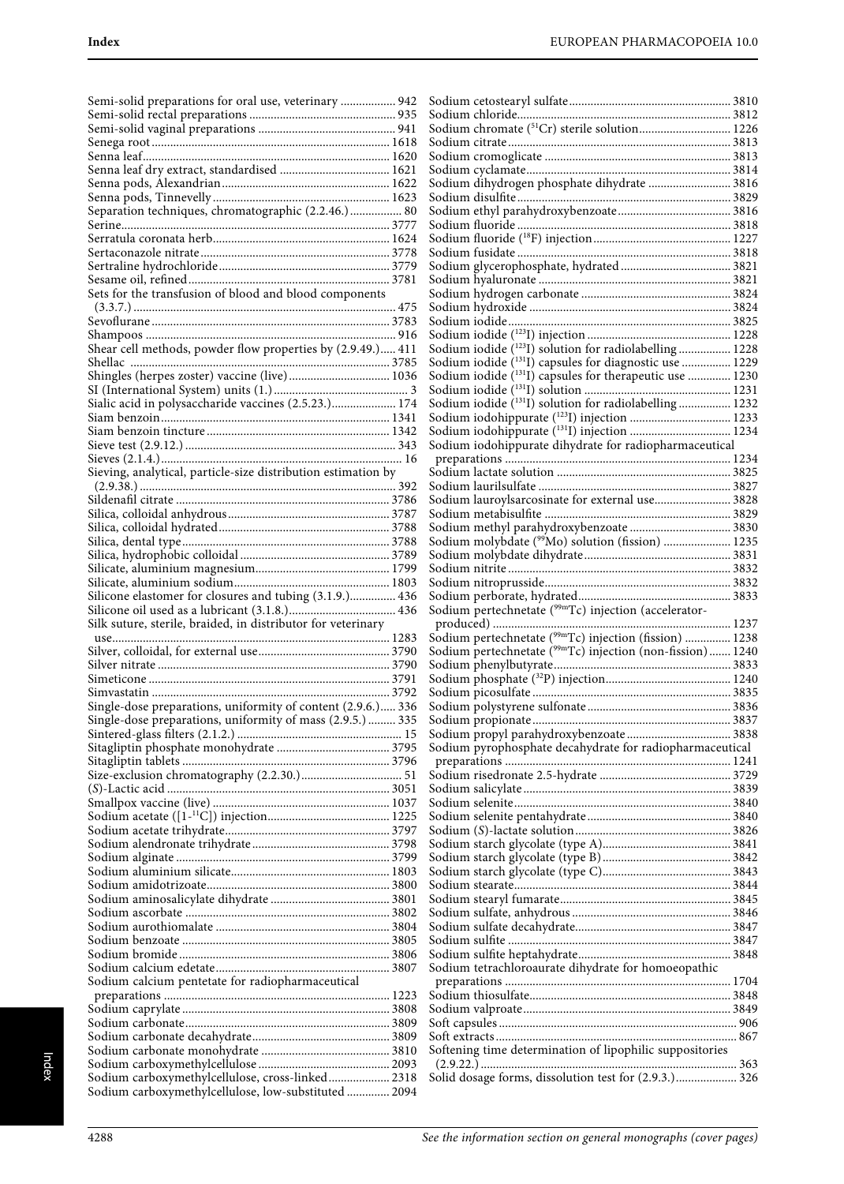Semi-solid preparations for oral use, veterinary .................. 942
Semi-solid rectal preparations ............................................ 935
Semi-solid vaginal preparations ........................................... 941
Senega root ......................................................................... 1618
Senna leaf ............................................................................ 1620
Senna leaf dry extract, standardised ................................... 1621
Senna pods, Alexandrian ...................................................... 1622
Senna pods, Tinnevelly ........................................................ 1623
Separation techniques, chromatographic (2.2.46.) ................. 80
Serine .................................................................................. 3777
Serratula coronata herb ........................................................ 1624
Sertaconazole nitrate ............................................................ 3778
Sertraline hydrochloride ....................................................... 3779
Sesame oil, refined ............................................................... 3781
Sets for the transfusion of blood and blood components (3.3.7.) ..................................................................................... 475
Sevoflurane ......................................................................... 3783
Shampoos ............................................................................. 916
Shear cell methods, powder flow properties by (2.9.49.) ..... 411
Shellac ................................................................................ 3785
Shingles (herpes zoster) vaccine (live) ................................ 1036
SI (International System) units (1.) ........................................... 3
Sialic acid in polysaccharide vaccines (2.5.23.) ..................... 174
Siam benzoin ....................................................................... 1341
Siam benzoin tincture .......................................................... 1342
Sieve test (2.9.12.) ................................................................. 343
Sieves (2.1.4.) .......................................................................... 16
Sieving, analytical, particle-size distribution estimation by (2.9.38.) ................................................................................. 392
Sildenafil citrate ................................................................... 3786
Silica, colloidal anhydrous .................................................... 3787
Silica, colloidal hydrated ....................................................... 3788
Silica, dental type ................................................................. 3788
Silica, hydrophobic colloidal ................................................ 3789
Silicate, aluminium magnesium ........................................... 1799
Silicate, aluminium sodium .................................................. 1803
Silicone elastomer for closures and tubing (3.1.9.) ............... 436
Silicone oil used as a lubricant (3.1.8.) .................................. 436
Silk suture, sterile, braided, in distributor for veterinary use ...................................................................................... 1283
Silver, colloidal, for external use .......................................... 3790
Silver nitrate ........................................................................ 3790
Simeticone .......................................................................... 3791
Simvastatin ......................................................................... 3792
Single-dose preparations, uniformity of content (2.9.6.) ..... 336
Single-dose preparations, uniformity of mass (2.9.5.) ......... 335
Sintered-glass filters (2.1.2.) ..................................................... 15
Sitagliptin phosphate monohydrate ..................................... 3795
Sitagliptin tablets ................................................................. 3796
Size-exclusion chromatography (2.2.30.) ................................ 51
(*S*)-Lactic acid ..................................................................... 3051
Smallpox vaccine (live) ........................................................ 1037
Sodium acetate ([1-$^{11}$C]) injection ....................................... 1225
Sodium acetate trihydrate .................................................... 3797
Sodium alendronate trihydrate ............................................ 3798
Sodium alginate ................................................................... 3799
Sodium aluminium silicate ................................................... 1803
Sodium amidotrizoate .......................................................... 3800
Sodium aminosalicylate dihydrate ....................................... 3801
Sodium ascorbate ................................................................ 3802
Sodium aurothiomalate ....................................................... 3804
Sodium benzoate ................................................................. 3805
Sodium bromide .................................................................. 3806
Sodium calcium edetate ....................................................... 3807
Sodium calcium pentetate for radiopharmaceutical preparations ........................................................................ 1223
Sodium caprylate ................................................................. 3808
Sodium carbonate ................................................................ 3809
Sodium carbonate decahydrate ............................................ 3809
Sodium carbonate monohydrate .......................................... 3810
Sodium carboxymethylcellulose ........................................... 2093
Sodium carboxymethylcellulose, cross-linked ..................... 2318
Sodium carboxymethylcellulose, low-substituted .............. 2094
Sodium cetostearyl sulfate .................................................... 3810
Sodium chloride ................................................................... 3812
Sodium chromate ($^{51}$Cr) sterile solution .............................. 1226
Sodium citrate ..................................................................... 3813
Sodium cromoglicate ........................................................... 3813
Sodium cyclamate ................................................................ 3814
Sodium dihydrogen phosphate dihydrate ........................... 3816
Sodium disulfite ................................................................... 3829
Sodium ethyl parahydroxybenzoate .................................... 3816
Sodium fluoride ................................................................... 3818
Sodium fluoride ($^{18}$F) injection ............................................ 1227
Sodium fusidate ................................................................... 3818
Sodium glycerophosphate, hydrated ................................... 3821
Sodium hyaluronate ............................................................. 3821
Sodium hydrogen carbonate ................................................ 3824
Sodium hydroxide ................................................................ 3824
Sodium iodide ...................................................................... 3825
Sodium iodide ($^{123}$I) injection ............................................... 1228
Sodium iodide ($^{123}$I) solution for radiolabelling ................. 1228
Sodium iodide ($^{131}$I) capsules for diagnostic use ................ 1229
Sodium iodide ($^{131}$I) capsules for therapeutic use .............. 1230
Sodium iodide ($^{131}$I) solution ............................................... 1231
Sodium iodide ($^{131}$I) solution for radiolabelling ................. 1232
Sodium iodohippurate ($^{123}$I) injection ................................ 1233
Sodium iodohippurate ($^{131}$I) injection ................................ 1234
Sodium iodohippurate dihydrate for radiopharmaceutical preparations ........................................................................ 1234
Sodium lactate solution ....................................................... 3825
Sodium laurilsulfate ............................................................. 3827
Sodium lauroylsarcosinate for external use ......................... 3828
Sodium metabisulfite ........................................................... 3829
Sodium methyl parahydroxybenzoate ................................. 3830
Sodium molybdate ($^{99}$Mo) solution (fission) ...................... 1235
Sodium molybdate dihydrate ............................................... 3831
Sodium nitrite ...................................................................... 3832
Sodium nitroprusside ........................................................... 3832
Sodium perborate, hydrated ................................................ 3833
Sodium pertechnetate ($^{99m}$Tc) injection (accelerator-produced) ............................................................................ 1237
Sodium pertechnetate ($^{99m}$Tc) injection (fission) ............... 1238
Sodium pertechnetate ($^{99m}$Tc) injection (non-fission) ....... 1240
Sodium phenylbutyrate ........................................................ 3833
Sodium phosphate ($^{32}$P) injection ........................................ 1240
Sodium picosulfate .............................................................. 3835
Sodium polystyrene sulfonate ............................................. 3836
Sodium propionate .............................................................. 3837
Sodium propyl parahydroxybenzoate ................................. 3838
Sodium pyrophosphate decahydrate for radiopharmaceutical preparations ........................................................................ 1241
Sodium risedronate 2.5-hydrate .......................................... 3729
Sodium salicylate ................................................................. 3839
Sodium selenite ................................................................... 3840
Sodium selenite pentahydrate ............................................. 3840
Sodium (*S*)-lactate solution .................................................. 3826
Sodium starch glycolate (type A) ......................................... 3841
Sodium starch glycolate (type B) ......................................... 3842
Sodium starch glycolate (type C) ......................................... 3843
Sodium stearate ................................................................... 3844
Sodium stearyl fumarate ..................................................... 3845
Sodium sulfate, anhydrous .................................................. 3846
Sodium sulfate decahydrate ................................................. 3847
Sodium sulfite ..................................................................... 3847
Sodium sulfite heptahydrate ................................................ 3848
Sodium tetrachloroaurate dihydrate for homoeopathic preparations ........................................................................ 1704
Sodium thiosulfate ............................................................... 3848
Sodium valproate ................................................................. 3849
Soft capsules ......................................................................... 906
Soft extracts .......................................................................... 867
Softening time determination of lipophilic suppositories (2.9.22.) ................................................................................. 363
Solid dosage forms, dissolution test for (2.9.3.) ................... 326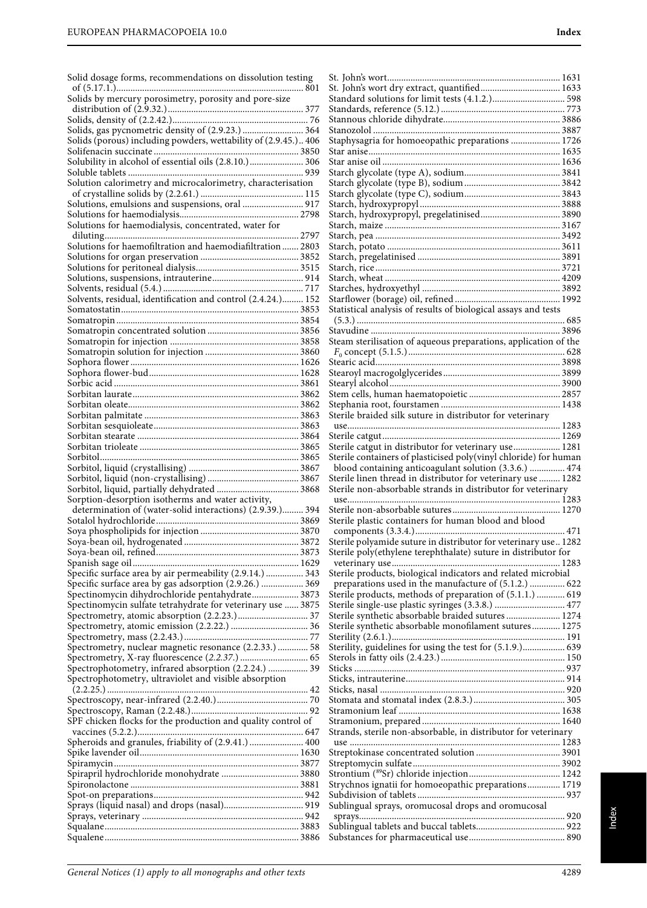Solid dosage forms, recommendations on dissolution testing of (5.17.1.)............ 801
Solids by mercury porosimetry, porosity and pore-size distribution of (2.9.32.)............ 377
Solids, density of (2.2.42.)............ 76
Solids, gas pycnometric density of (2.9.23.)............ 364
Solids (porous) including powders, wettability of (2.9.45.).. 406
Solifenacin succinate............ 3850
Solubility in alcohol of essential oils (2.8.10.)............ 306
Soluble tablets............ 939
Solution calorimetry and microcalorimetry, characterisation of crystalline solids by (2.2.61.)............ 115
Solutions, emulsions and suspensions, oral............ 917
Solutions for haemodialysis............ 2798
Solutions for haemodialysis, concentrated, water for diluting............ 2797
Solutions for haemofiltration and haemodiafiltration............ 2803
Solutions for organ preservation............ 3852
Solutions for peritoneal dialysis............ 3515
Solutions, suspensions, intrauterine............ 914
Solvents, residual (5.4.)............ 717
Solvents, residual, identification and control (2.4.24.)............ 152
Somatostatin............ 3853
Somatropin............ 3854
Somatropin concentrated solution............ 3856
Somatropin for injection............ 3858
Somatropin solution for injection............ 3860
Sophora flower............ 1626
Sophora flower-bud............ 1628
Sorbic acid............ 3861
Sorbitan laurate............ 3862
Sorbitan oleate............ 3862
Sorbitan palmitate............ 3863
Sorbitan sesquioleate............ 3863
Sorbitan stearate............ 3864
Sorbitan trioleate............ 3865
Sorbitol............ 3865
Sorbitol, liquid (crystallising)............ 3867
Sorbitol, liquid (non-crystallising)............ 3867
Sorbitol, liquid, partially dehydrated............ 3868
Sorption-desorption isotherms and water activity, determination of (water-solid interactions) (2.9.39.)............ 394
Sotalol hydrochloride............ 3869
Soya phospholipids for injection............ 3870
Soya-bean oil, hydrogenated............ 3872
Soya-bean oil, refined............ 3873
Spanish sage oil............ 1629
Specific surface area by air permeability (2.9.14.)............ 343
Specific surface area by gas adsorption (2.9.26.)............ 369
Spectinomycin dihydrochloride pentahydrate............ 3873
Spectinomycin sulfate tetrahydrate for veterinary use............ 3875
Spectrometry, atomic absorption (2.2.23.)............ 37
Spectrometry, atomic emission (2.2.22.)............ 36
Spectrometry, mass (2.2.43.)............ 77
Spectrometry, nuclear magnetic resonance (2.2.33.)............ 58
Spectrometry, X-ray fluorescence (*2.2.37.*)............ 65
Spectrophotometry, infrared absorption (2.2.24.)............ 39
Spectrophotometry, ultraviolet and visible absorption (2.2.25.)............ 42
Spectroscopy, near-infrared (2.2.40.)............ 70
Spectroscopy, Raman (2.2.48.)............ 92
SPF chicken flocks for the production and quality control of vaccines (5.2.2.)............ 647
Spheroids and granules, friability of (2.9.41.)............ 400
Spike lavender oil............ 1630
Spiramycin............ 3877
Spirapril hydrochloride monohydrate............ 3880
Spironolactone............ 3881
Spot-on preparations............ 942
Sprays (liquid nasal) and drops (nasal)............ 919
Sprays, veterinary............ 942
Squalane............ 3883
Squalene............ 3886
St. John's wort............ 1631
St. John's wort dry extract, quantified............ 1633
Standard solutions for limit tests (4.1.2.)............ 598
Standards, reference (5.12.)............ 773
Stannous chloride dihydrate............ 3886
Stanozolol............ 3887
Staphysagria for homoeopathic preparations............ 1726
Star anise............ 1635
Star anise oil............ 1636
Starch glycolate (type A), sodium............ 3841
Starch glycolate (type B), sodium............ 3842
Starch glycolate (type C), sodium............ 3843
Starch, hydroxypropyl............ 3888
Starch, hydroxypropyl, pregelatinised............ 3890
Starch, maize............ 3167
Starch, pea............ 3492
Starch, potato............ 3611
Starch, pregelatinised............ 3891
Starch, rice............ 3721
Starch, wheat............ 4209
Starches, hydroxyethyl............ 3892
Starflower (borage) oil, refined............ 1992
Statistical analysis of results of biological assays and tests (5.3.)............ 685
Stavudine............ 3896
Steam sterilisation of aqueous preparations, application of the $F_0$ concept (5.1.5.)............ 628
Stearic acid............ 3898
Stearoyl macrogolglycerides............ 3899
Stearyl alcohol............ 3900
Stem cells, human haematopoietic............ 2857
Stephania root, fourstamen............ 1438
Sterile braided silk suture in distributor for veterinary use............ 1283
Sterile catgut............ 1269
Sterile catgut in distributor for veterinary use............ 1281
Sterile containers of plasticised poly(vinyl chloride) for human blood containing anticoagulant solution (3.3.6.)............ 474
Sterile linen thread in distributor for veterinary use............ 1282
Sterile non-absorbable strands in distributor for veterinary use............ 1283
Sterile non-absorbable sutures............ 1270
Sterile plastic containers for human blood and blood components (3.3.4.)............ 471
Sterile polyamide suture in distributor for veterinary use.. 1282
Sterile poly(ethylene terephthalate) suture in distributor for veterinary use............ 1283
Sterile products, biological indicators and related microbial preparations used in the manufacture of (5.1.2.)............ 622
Sterile products, methods of preparation of (5.1.1.)............ 619
Sterile single-use plastic syringes (3.3.8.)............ 477
Sterile synthetic absorbable braided sutures............ 1274
Sterile synthetic absorbable monofilament sutures............ 1275
Sterility (2.6.1.)............ 191
Sterility, guidelines for using the test for (5.1.9.)............ 639
Sterols in fatty oils (2.4.23.)............ 150
Sticks............ 937
Sticks, intrauterine............ 914
Sticks, nasal............ 920
Stomata and stomatal index (2.8.3.)............ 305
Stramonium leaf............ 1638
Stramonium, prepared............ 1640
Strands, sterile non-absorbable, in distributor for veterinary use............ 1283
Streptokinase concentrated solution............ 3901
Streptomycin sulfate............ 3902
Strontium ($^{89}$Sr) chloride injection............ 1242
Strychnos ignatii for homoeopathic preparations............ 1719
Subdivision of tablets............ 937
Sublingual sprays, oromucosal drops and oromucosal sprays............ 920
Sublingual tablets and buccal tablets............ 922
Substances for pharmaceutical use............ 890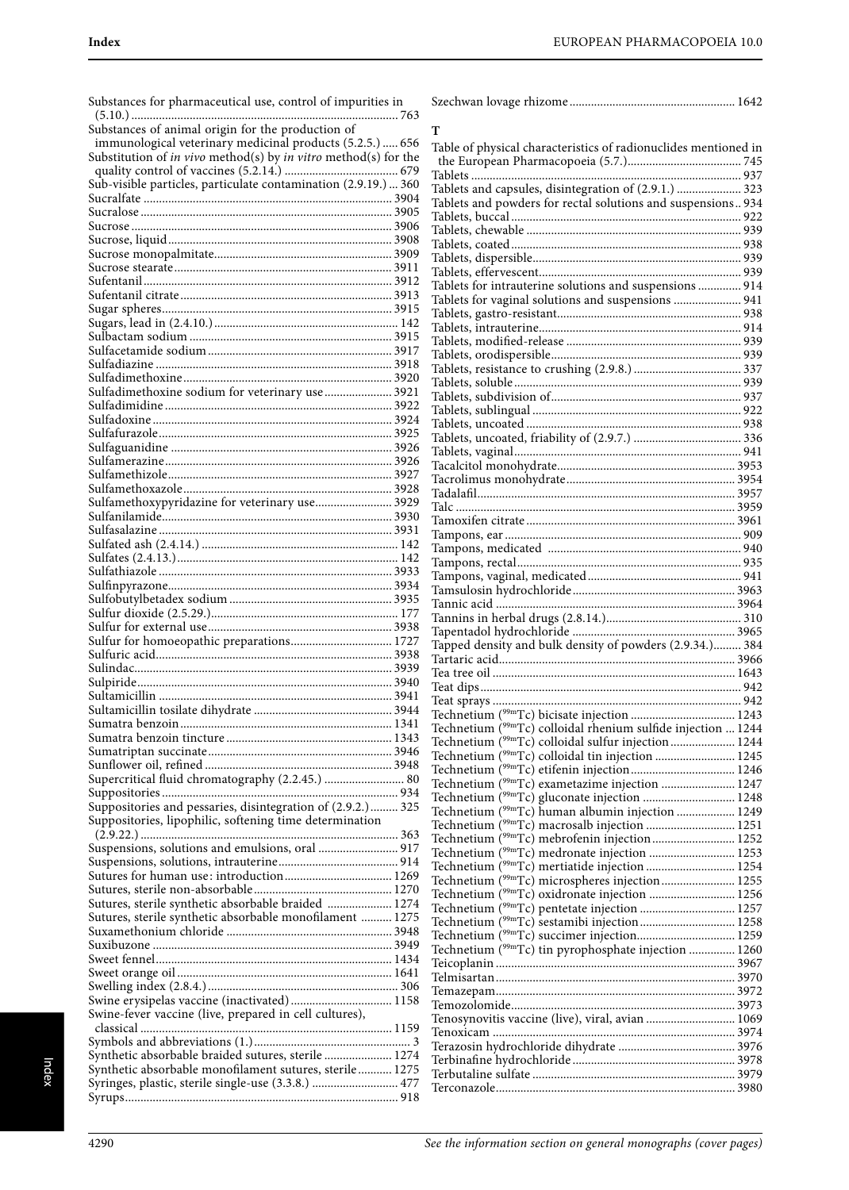Substances for pharmaceutical use, control of impurities in (5.10.) ... 763
Substances of animal origin for the production of immunological veterinary medicinal products (5.2.5.) ... 656
Substitution of *in vivo* method(s) by *in vitro* method(s) for the quality control of vaccines (5.2.14.) ... 679
Sub-visible particles, particulate contamination (2.9.19.) ... 360
Sucralfate ... 3904
Sucralose ... 3905
Sucrose ... 3906
Sucrose, liquid ... 3908
Sucrose monopalmitate ... 3909
Sucrose stearate ... 3911
Sufentanil ... 3912
Sufentanil citrate ... 3913
Sugar spheres ... 3915
Sugars, lead in (2.4.10.) ... 142
Sulbactam sodium ... 3915
Sulfacetamide sodium ... 3917
Sulfadiazine ... 3918
Sulfadimethoxine ... 3920
Sulfadimethoxine sodium for veterinary use ... 3921
Sulfadimidine ... 3922
Sulfadoxine ... 3924
Sulfafurazole ... 3925
Sulfaguanidine ... 3926
Sulfamerazine ... 3926
Sulfamethizole ... 3927
Sulfamethoxazole ... 3928
Sulfamethoxypyridazine for veterinary use ... 3929
Sulfanilamide ... 3930
Sulfasalazine ... 3931
Sulfated ash (2.4.14.) ... 142
Sulfates (2.4.13.) ... 142
Sulfathiazole ... 3933
Sulfinpyrazone ... 3934
Sulfobutylbetadex sodium ... 3935
Sulfur dioxide (2.5.29.) ... 177
Sulfur for external use ... 3938
Sulfur for homoeopathic preparations ... 1727
Sulfuric acid ... 3938
Sulindac ... 3939
Sulpiride ... 3940
Sultamicillin ... 3941
Sultamicillin tosilate dihydrate ... 3944
Sumatra benzoin ... 1341
Sumatra benzoin tincture ... 1343
Sumatriptan succinate ... 3946
Sunflower oil, refined ... 3948
Supercritical fluid chromatography (2.2.45.) ... 80
Suppositories ... 934
Suppositories and pessaries, disintegration of (2.9.2.) ... 325
Suppositories, lipophilic, softening time determination (2.9.22.) ... 363
Suspensions, solutions and emulsions, oral ... 917
Suspensions, solutions, intrauterine ... 914
Sutures for human use: introduction ... 1269
Sutures, sterile non-absorbable ... 1270
Sutures, sterile synthetic absorbable braided ... 1274
Sutures, sterile synthetic absorbable monofilament ... 1275
Suxamethonium chloride ... 3948
Suxibuzone ... 3949
Sweet fennel ... 1434
Sweet orange oil ... 1641
Swelling index (2.8.4.) ... 306
Swine erysipelas vaccine (inactivated) ... 1158
Swine-fever vaccine (live, prepared in cell cultures), classical ... 1159
Symbols and abbreviations (1.) ... 3
Synthetic absorbable braided sutures, sterile ... 1274
Synthetic absorbable monofilament sutures, sterile ... 1275
Syringes, plastic, sterile single-use (3.3.8.) ... 477
Syrups ... 918
Szechwan lovage rhizome ... 1642

## T

Table of physical characteristics of radionuclides mentioned in the European Pharmacopoeia (5.7.) ... 745
Tablets ... 937
Tablets and capsules, disintegration of (2.9.1.) ... 323
Tablets and powders for rectal solutions and suspensions ... 934
Tablets, buccal ... 922
Tablets, chewable ... 939
Tablets, coated ... 938
Tablets, dispersible ... 939
Tablets, effervescent ... 939
Tablets for intrauterine solutions and suspensions ... 914
Tablets for vaginal solutions and suspensions ... 941
Tablets, gastro-resistant ... 938
Tablets, intrauterine ... 914
Tablets, modified-release ... 939
Tablets, orodispersible ... 939
Tablets, resistance to crushing (2.9.8.) ... 337
Tablets, soluble ... 939
Tablets, subdivision of ... 937
Tablets, sublingual ... 922
Tablets, uncoated ... 938
Tablets, uncoated, friability of (2.9.7.) ... 336
Tablets, vaginal ... 941
Tacalcitol monohydrate ... 3953
Tacrolimus monohydrate ... 3954
Tadalafil ... 3957
Talc ... 3959
Tamoxifen citrate ... 3961
Tampons, ear ... 909
Tampons, medicated ... 940
Tampons, rectal ... 935
Tampons, vaginal, medicated ... 941
Tamsulosin hydrochloride ... 3963
Tannic acid ... 3964
Tannins in herbal drugs (2.8.14.) ... 310
Tapentadol hydrochloride ... 3965
Tapped density and bulk density of powders (2.9.34.) ... 384
Tartaric acid ... 3966
Tea tree oil ... 1643
Teat dips ... 942
Teat sprays ... 942
Technetium ($^{99m}$Tc) bicisate injection ... 1243
Technetium ($^{99m}$Tc) colloidal rhenium sulfide injection ... 1244
Technetium ($^{99m}$Tc) colloidal sulfur injection ... 1244
Technetium ($^{99m}$Tc) colloidal tin injection ... 1245
Technetium ($^{99m}$Tc) etifenin injection ... 1246
Technetium ($^{99m}$Tc) exametazime injection ... 1247
Technetium ($^{99m}$Tc) gluconate injection ... 1248
Technetium ($^{99m}$Tc) human albumin injection ... 1249
Technetium ($^{99m}$Tc) macrosalb injection ... 1251
Technetium ($^{99m}$Tc) mebrofenin injection ... 1252
Technetium ($^{99m}$Tc) medronate injection ... 1253
Technetium ($^{99m}$Tc) mertiatide injection ... 1254
Technetium ($^{99m}$Tc) microspheres injection ... 1255
Technetium ($^{99m}$Tc) oxidronate injection ... 1256
Technetium ($^{99m}$Tc) pentetate injection ... 1257
Technetium ($^{99m}$Tc) sestamibi injection ... 1258
Technetium ($^{99m}$Tc) succimer injection ... 1259
Technetium ($^{99m}$Tc) tin pyrophosphate injection ... 1260
Teicoplanin ... 3967
Telmisartan ... 3970
Temazepam ... 3972
Temozolomide ... 3973
Tenosynovitis vaccine (live), viral, avian ... 1069
Tenoxicam ... 3974
Terazosin hydrochloride dihydrate ... 3976
Terbinafine hydrochloride ... 3978
Terbutaline sulfate ... 3979
Terconazole ... 3980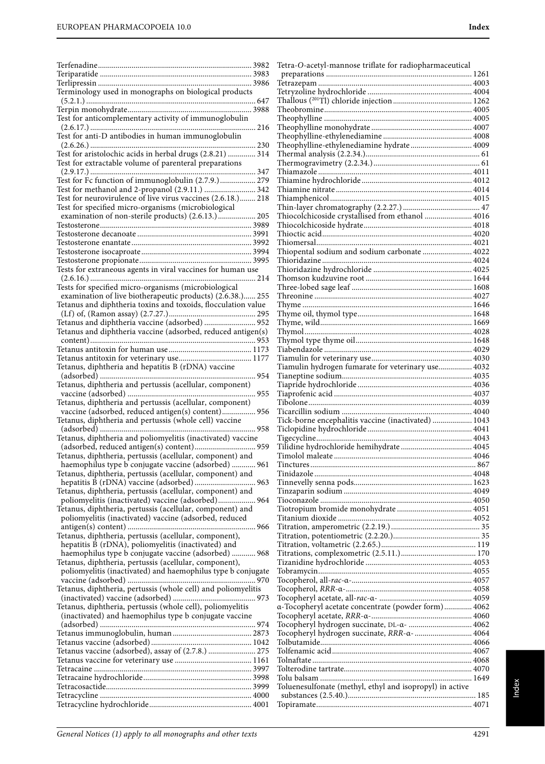Terfenadine 3982
Teriparatide 3983
Terlipressin 3986
Terminology used in monographs on biological products (5.2.1.) 647
Terpin monohydrate 3988
Test for anticomplementary activity of immunoglobulin (2.6.17.) 216
Test for anti-D antibodies in human immunoglobulin (2.6.26.) 230
Test for aristolochic acids in herbal drugs (2.8.21) 314
Test for extractable volume of parenteral preparations (2.9.17.) 347
Test for Fc function of immunoglobulin (2.7.9.) 279
Test for methanol and 2-propanol (2.9.11.) 342
Test for neurovirulence of live virus vaccines (2.6.18.) 218
Test for specified micro-organisms (microbiological examination of non-sterile products) (2.6.13.) 205
Testosterone 3989
Testosterone decanoate 3991
Testosterone enantate 3992
Testosterone isocaproate 3994
Testosterone propionate 3995
Tests for extraneous agents in viral vaccines for human use (2.6.16.) 214
Tests for specified micro-organisms (microbiological examination of live biotherapeutic products) (2.6.38.) 255
Tetanus and diphtheria toxins and toxoids, flocculation value (Lf) of, (Ramon assay) (2.7.27.) 295
Tetanus and diphtheria vaccine (adsorbed) 952
Tetanus and diphtheria vaccine (adsorbed, reduced antigen(s) content) 953
Tetanus antitoxin for human use 1173
Tetanus antitoxin for veterinary use 1177
Tetanus, diphtheria and hepatitis B (rDNA) vaccine (adsorbed) 954
Tetanus, diphtheria and pertussis (acellular, component) vaccine (adsorbed) 955
Tetanus, diphtheria and pertussis (acellular, component) vaccine (adsorbed, reduced antigen(s) content) 956
Tetanus, diphtheria and pertussis (whole cell) vaccine (adsorbed) 958
Tetanus, diphtheria and poliomyelitis (inactivated) vaccine (adsorbed, reduced antigen(s) content) 959
Tetanus, diphtheria, pertussis (acellular, component) and haemophilus type b conjugate vaccine (adsorbed) 961
Tetanus, diphtheria, pertussis (acellular, component) and hepatitis B (rDNA) vaccine (adsorbed) 963
Tetanus, diphtheria, pertussis (acellular, component) and poliomyelitis (inactivated) vaccine (adsorbed) 964
Tetanus, diphtheria, pertussis (acellular, component) and poliomyelitis (inactivated) vaccine (adsorbed, reduced antigen(s) content) 966
Tetanus, diphtheria, pertussis (acellular, component), hepatitis B (rDNA), poliomyelitis (inactivated) and haemophilus type b conjugate vaccine (adsorbed) 968
Tetanus, diphtheria, pertussis (acellular, component), poliomyelitis (inactivated) and haemophilus type b conjugate vaccine (adsorbed) 970
Tetanus, diphtheria, pertussis (whole cell) and poliomyelitis (inactivated) vaccine (adsorbed) 973
Tetanus, diphtheria, pertussis (whole cell), poliomyelitis (inactivated) and haemophilus type b conjugate vaccine (adsorbed) 974
Tetanus immunoglobulin, human 2873
Tetanus vaccine (adsorbed) 1042
Tetanus vaccine (adsorbed), assay of (2.7.8.) 275
Tetanus vaccine for veterinary use 1161
Tetracaine 3997
Tetracaine hydrochloride 3998
Tetracosactide 3999
Tetracycline 4000
Tetracycline hydrochloride 4001
Tetra-*O*-acetyl-mannose triflate for radiopharmaceutical preparations 1261
Tetrazepam 4003
Tetryzoline hydrochloride 4004
Thallous ($^{201}$Tl) chloride injection 1262
Theobromine 4005
Theophylline 4005
Theophylline monohydrate 4007
Theophylline-ethylenediamine 4008
Theophylline-ethylenediamine hydrate 4009
Thermal analysis (2.2.34.) 61
Thermogravimetry (2.2.34.) 61
Thiamazole 4011
Thiamine hydrochloride 4012
Thiamine nitrate 4014
Thiamphenicol 4015
Thin-layer chromatography (2.2.27.) 47
Thiocolchicoside crystallised from ethanol 4016
Thiocolchicoside hydrate 4018
Thioctic acid 4020
Thiomersal 4021
Thiopental sodium and sodium carbonate 4022
Thioridazine 4024
Thioridazine hydrochloride 4025
Thomson kudzuvine root 1644
Three-lobed sage leaf 1608
Threonine 4027
Thyme 1646
Thyme oil, thymol type 1648
Thyme, wild 1669
Thymol 4028
Thymol type thyme oil 1648
Tiabendazole 4029
Tiamulin for veterinary use 4030
Tiamulin hydrogen fumarate for veterinary use 4032
Tianeptine sodium 4035
Tiapride hydrochloride 4036
Tiaprofenic acid 4037
Tibolone 4039
Ticarcillin sodium 4040
Tick-borne encephalitis vaccine (inactivated) 1043
Ticlopidine hydrochloride 4041
Tigecycline 4043
Tilidine hydrochloride hemihydrate 4045
Timolol maleate 4046
Tinctures 867
Tinidazole 4048
Tinnevelly senna pods 1623
Tinzaparin sodium 4049
Tioconazole 4050
Tiotropium bromide monohydrate 4051
Titanium dioxide 4052
Titration, amperometric (2.2.19.) 35
Titration, potentiometric (2.2.20.) 35
Titration, voltametric (2.2.65.) 119
Titrations, complexometric (2.5.11.) 170
Tizanidine hydrochloride 4053
Tobramycin 4055
Tocopherol, all-*rac*-α- 4057
Tocopherol, *RRR*-α- 4058
Tocopheryl acetate, all-*rac*-α- 4059
α-Tocopheryl acetate concentrate (powder form) 4062
Tocopheryl acetate, *RRR*-α- 4060
Tocopheryl hydrogen succinate, DL-α- 4062
Tocopheryl hydrogen succinate, *RRR*-α- 4064
Tolbutamide 4066
Tolfenamic acid 4067
Tolnaftate 4068
Tolterodine tartrate 4070
Tolu balsam 1649
Toluenesulfonate (methyl, ethyl and isopropyl) in active substances (2.5.40.) 185
Topiramate 4071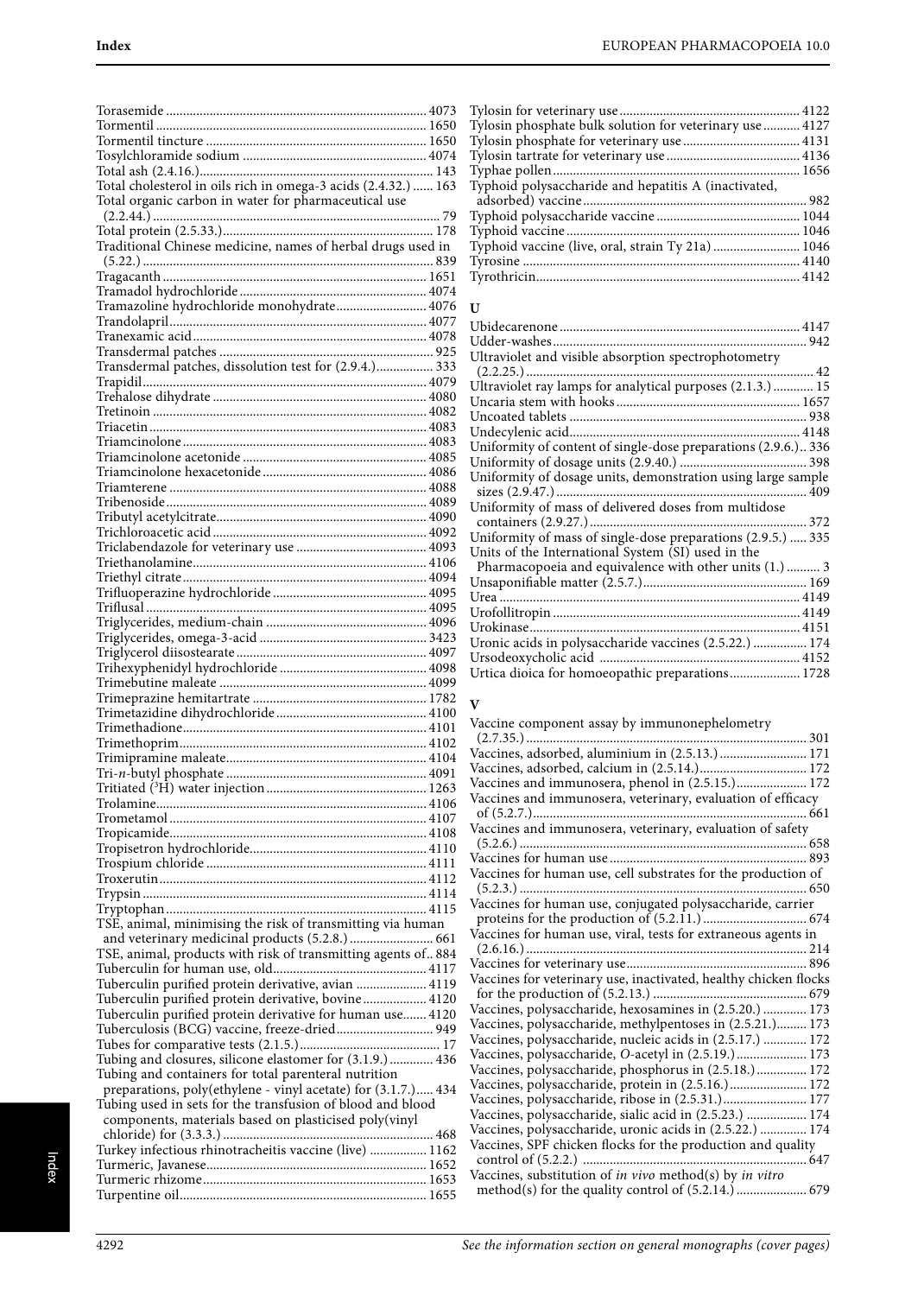Torasemide 4073
Tormentil 1650
Tormentil tincture 1650
Tosylchloramide sodium 4074
Total ash (2.4.16.) 143
Total cholesterol in oils rich in omega-3 acids (2.4.32.) 163
Total organic carbon in water for pharmaceutical use (2.2.44.) 79
Total protein (2.5.33.) 178
Traditional Chinese medicine, names of herbal drugs used in (5.22.) 839
Tragacanth 1651
Tramadol hydrochloride 4074
Tramazoline hydrochloride monohydrate 4076
Trandolapril 4077
Tranexamic acid 4078
Transdermal patches 925
Transdermal patches, dissolution test for (2.9.4.) 333
Trapidil 4079
Trehalose dihydrate 4080
Tretinoin 4082
Triacetin 4083
Triamcinolone 4083
Triamcinolone acetonide 4085
Triamcinolone hexacetonide 4086
Triamterene 4088
Tribenoside 4089
Tributyl acetylcitrate 4090
Trichloroacetic acid 4092
Triclabendazole for veterinary use 4093
Triethanolamine 4106
Triethyl citrate 4094
Trifluoperazine hydrochloride 4095
Triflusal 4095
Triglycerides, medium-chain 4096
Triglycerides, omega-3-acid 3423
Triglycerol diisostearate 4097
Trihexyphenidyl hydrochloride 4098
Trimebutine maleate 4099
Trimeprazine hemitartrate 1782
Trimetazidine dihydrochloride 4100
Trimethadione 4101
Trimethoprim 4102
Trimipramine maleate 4104
Tri-*n*-butyl phosphate 4091
Tritiated ($^3$H) water injection 1263
Trolamine 4106
Trometamol 4107
Tropicamide 4108
Tropisetron hydrochloride 4110
Trospium chloride 4111
Troxerutin 4112
Trypsin 4114
Tryptophan 4115
TSE, animal, minimising the risk of transmitting via human and veterinary medicinal products (5.2.8.) 661
TSE, animal, products with risk of transmitting agents of 884
Tuberculin for human use, old 4117
Tuberculin purified protein derivative, avian 4119
Tuberculin purified protein derivative, bovine 4120
Tuberculin purified protein derivative for human use 4120
Tuberculosis (BCG) vaccine, freeze-dried 949
Tubes for comparative tests (2.1.5.) 17
Tubing and closures, silicone elastomer for (3.1.9.) 436
Tubing and containers for total parenteral nutrition preparations, poly(ethylene - vinyl acetate) for (3.1.7.) 434
Tubing used in sets for the transfusion of blood and blood components, materials based on plasticised poly(vinyl chloride) for (3.3.3.) 468
Turkey infectious rhinotracheitis vaccine (live) 1162
Turmeric, Javanese 1652
Turmeric rhizome 1653
Turpentine oil 1655
Tylosin for veterinary use 4122
Tylosin phosphate bulk solution for veterinary use 4127
Tylosin phosphate for veterinary use 4131
Tylosin tartrate for veterinary use 4136
Typhae pollen 1656
Typhoid polysaccharide and hepatitis A (inactivated, adsorbed) vaccine 982
Typhoid polysaccharide vaccine 1044
Typhoid vaccine 1046
Typhoid vaccine (live, oral, strain Ty 21a) 1046
Tyrosine 4140
Tyrothricin 4142

## U

Ubidecarenone 4147
Udder-washes 942
Ultraviolet and visible absorption spectrophotometry (2.2.25.) 42
Ultraviolet ray lamps for analytical purposes (2.1.3.) 15
Uncaria stem with hooks 1657
Uncoated tablets 938
Undecylenic acid 4148
Uniformity of content of single-dose preparations (2.9.6.) 336
Uniformity of dosage units (2.9.40.) 398
Uniformity of dosage units, demonstration using large sample sizes (2.9.47.) 409
Uniformity of mass of delivered doses from multidose containers (2.9.27.) 372
Uniformity of mass of single-dose preparations (2.9.5.) 335
Units of the International System (SI) used in the Pharmacopoeia and equivalence with other units (1.) 3
Unsaponifiable matter (2.5.7.) 169
Urea 4149
Urofollitropin 4149
Urokinase 4151
Uronic acids in polysaccharide vaccines (2.5.22.) 174
Ursodeoxycholic acid 4152
Urtica dioica for homoeopathic preparations 1728

## V

Vaccine component assay by immunonephelometry (2.7.35.) 301
Vaccines, adsorbed, aluminium in (2.5.13.) 171
Vaccines, adsorbed, calcium in (2.5.14.) 172
Vaccines and immunosera, phenol in (2.5.15.) 172
Vaccines and immunosera, veterinary, evaluation of efficacy of (5.2.7.) 661
Vaccines and immunosera, veterinary, evaluation of safety (5.2.6.) 658
Vaccines for human use 893
Vaccines for human use, cell substrates for the production of (5.2.3.) 650
Vaccines for human use, conjugated polysaccharide, carrier proteins for the production of (5.2.11.) 674
Vaccines for human use, viral, tests for extraneous agents in (2.6.16.) 214
Vaccines for veterinary use 896
Vaccines for veterinary use, inactivated, healthy chicken flocks for the production of (5.2.13.) 679
Vaccines, polysaccharide, hexosamines in (2.5.20.) 173
Vaccines, polysaccharide, methylpentoses in (2.5.21.) 173
Vaccines, polysaccharide, nucleic acids in (2.5.17.) 172
Vaccines, polysaccharide, *O*-acetyl in (2.5.19.) 173
Vaccines, polysaccharide, phosphorus in (2.5.18.) 172
Vaccines, polysaccharide, protein in (2.5.16.) 172
Vaccines, polysaccharide, ribose in (2.5.31.) 177
Vaccines, polysaccharide, sialic acid in (2.5.23.) 174
Vaccines, polysaccharide, uronic acids in (2.5.22.) 174
Vaccines, SPF chicken flocks for the production and quality control of (5.2.2.) 647
Vaccines, substitution of *in vivo* method(s) by *in vitro* method(s) for the quality control of (5.2.14.) 679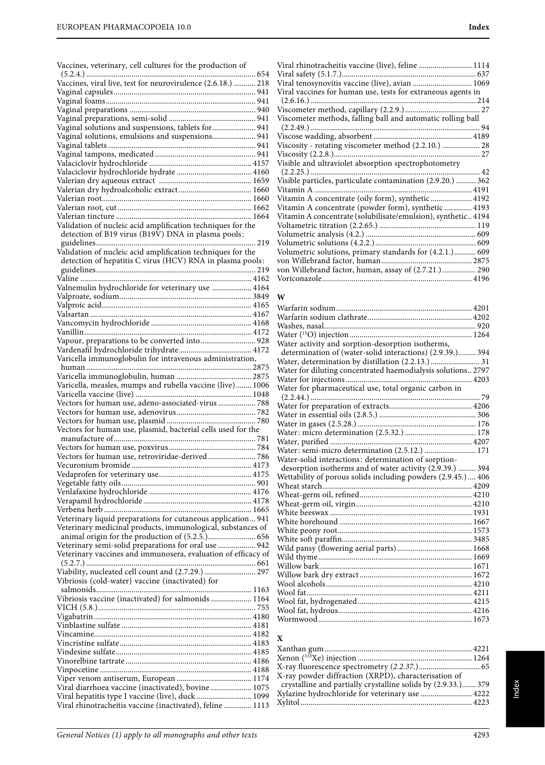Vaccines, veterinary, cell cultures for the production of (5.2.4.) ... 654
Vaccines, viral live, test for neurovirulence (2.6.18.) ... 218
Vaginal capsules ... 941
Vaginal foams ... 941
Vaginal preparations ... 940
Vaginal preparations, semi-solid ... 941
Vaginal solutions and suspensions, tablets for ... 941
Vaginal solutions, emulsions and suspensions ... 941
Vaginal tablets ... 941
Vaginal tampons, medicated ... 941
Valaciclovir hydrochloride ... 4157
Valaciclovir hydrochloride hydrate ... 4160
Valerian dry aqueous extract ... 1659
Valerian dry hydroalcoholic extract ... 1660
Valerian root ... 1660
Valerian root, cut ... 1662
Valerian tincture ... 1664
Validation of nucleic acid amplification techniques for the detection of B19 virus (B19V) DNA in plasma pools: guidelines ... 219
Validation of nucleic acid amplification techniques for the detection of hepatitis C virus (HCV) RNA in plasma pools: guidelines ... 219
Valine ... 4162
Valnemulin hydrochloride for veterinary use ... 4164
Valproate, sodium ... 3849
Valproic acid ... 4165
Valsartan ... 4167
Vancomycin hydrochloride ... 4168
Vanillin ... 4172
Vapour, preparations to be converted into ... 928
Vardenafil hydrochloride trihydrate ... 4172
Varicella immunoglobulin for intravenous administration, human ... 2875
Varicella immunoglobulin, human ... 2875
Varicella, measles, mumps and rubella vaccine (live) ... 1006
Varicella vaccine (live) ... 1048
Vectors for human use, adeno-associated-virus ... 788
Vectors for human use, adenovirus ... 782
Vectors for human use, plasmid ... 780
Vectors for human use, plasmid, bacterial cells used for the manufacture of ... 781
Vectors for human use, poxvirus ... 784
Vectors for human use, retroviridae-derived ... 786
Vecuronium bromide ... 4173
Vedaprofen for veterinary use ... 4175
Vegetable fatty oils ... 901
Venlafaxine hydrochloride ... 4176
Verapamil hydrochloride ... 4178
Verbena herb ... 1665
Veterinary liquid preparations for cutaneous application ... 941
Veterinary medicinal products, immunological, substances of animal origin for the production of (5.2.5.) ... 656
Veterinary semi-solid preparations for oral use ... 942
Veterinary vaccines and immunosera, evaluation of efficacy of (5.2.7.) ... 661
Viability, nucleated cell count and (2.7.29.) ... 297
Vibriosis (cold-water) vaccine (inactivated) for salmonids ... 1163
Vibriosis vaccine (inactivated) for salmonids ... 1164
VICH (5.8.) ... 755
Vigabatrin ... 4180
Vinblastine sulfate ... 4181
Vincamine ... 4182
Vincristine sulfate ... 4183
Vindesine sulfate ... 4185
Vinorelbine tartrate ... 4186
Vinpocetine ... 4188
Viper venom antiserum, European ... 1174
Viral diarrhoea vaccine (inactivated), bovine ... 1075
Viral hepatitis type I vaccine (live), duck ... 1099
Viral rhinotracheitis vaccine (inactivated), feline ... 1113
Viral rhinotracheitis vaccine (live), feline ... 1114
Viral safety (5.1.7.) ... 637
Viral tenosynovitis vaccine (live), avian ... 1069
Viral vaccines for human use, tests for extraneous agents in (2.6.16.) ... 214
Viscometer method, capillary (2.2.9.) ... 27
Viscometer methods, falling ball and automatic rolling ball (2.2.49.) ... 94
Viscose wadding, absorbent ... 4189
Viscosity - rotating viscometer method (2.2.10.) ... 28
Viscosity (2.2.8.) ... 27
Visible and ultraviolet absorption spectrophotometry (2.2.25.) ... 42
Visible particles, particulate contamination (2.9.20.) ... 362
Vitamin A ... 4191
Vitamin A concentrate (oily form), synthetic ... 4192
Vitamin A concentrate (powder form), synthetic ... 4193
Vitamin A concentrate (solubilisate/emulsion), synthetic .. 4194
Voltametric titration (2.2.65.) ... 119
Volumetric analysis (4.2.) ... 609
Volumetric solutions (4.2.2.) ... 609
Volumetric solutions, primary standards for (4.2.1.) ... 609
von Willebrand factor, human ... 2875
von Willebrand factor, human, assay of (2.7.21.) ... 290
Voriconazole ... 4196

## W

Warfarin sodium ... 4201
Warfarin sodium clathrate ... 4202
Washes, nasal ... 920
Water ($^{15}$O) injection ... 1264
Water activity and sorption-desorption isotherms, determination of (water-solid interactions) (2.9.39.) ... 394
Water, determination by distillation (2.2.13.) ... 31
Water for diluting concentrated haemodialysis solutions .. 2797
Water for injections ... 4203
Water for pharmaceutical use, total organic carbon in (2.2.44.) ... 79
Water for preparation of extracts ... 4206
Water in essential oils (2.8.5.) ... 306
Water in gases (2.5.28.) ... 176
Water: micro determination (2.5.32.) ... 178
Water, purified ... 4207
Water: semi-micro determination (2.5.12.) ... 171
Water-solid interactions: determination of sorption-desorption isotherms and of water activity (2.9.39.) ... 394
Wettability of porous solids including powders (2.9.45.) ... 406
Wheat starch ... 4209
Wheat-germ oil, refined ... 4210
Wheat-germ oil, virgin ... 4210
White beeswax ... 1931
White horehound ... 1667
White peony root ... 1573
White soft paraffin ... 3485
Wild pansy (flowering aerial parts) ... 1668
Wild thyme ... 1669
Willow bark ... 1671
Willow bark dry extract ... 1672
Wool alcohols ... 4210
Wool fat ... 4211
Wool fat, hydrogenated ... 4215
Wool fat, hydrous ... 4216
Wormwood ... 1673

## X

Xanthan gum ... 4221
Xenon ($^{133}$Xe) injection ... 1264
X-ray fluorescence spectrometry (*2.2.37.*) ... 65
X-ray powder diffraction (XRPD), characterisation of crystalline and partially crystalline solids by (2.9.33.) ... 379
Xylazine hydrochloride for veterinary use ... 4222
Xylitol ... 4223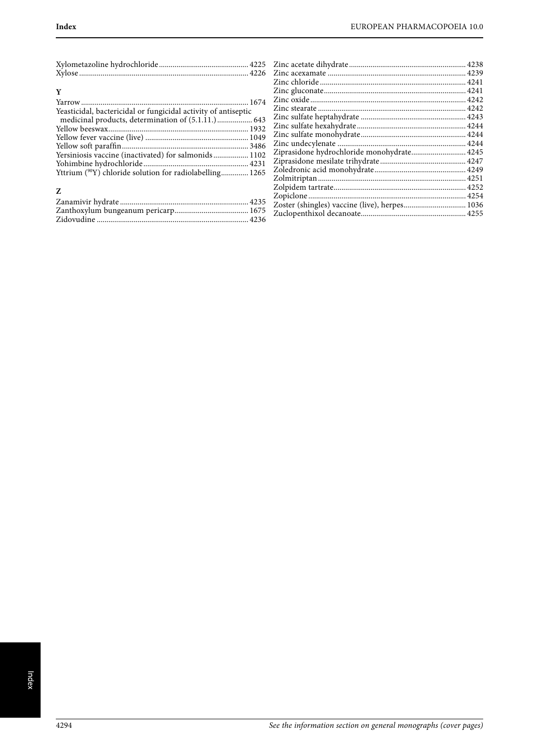Xylometazoline hydrochloride............................................. 4225
Xylose...................................................................................... 4226

**Y**

Yarrow..................................................................................... 1674
Yeasticidal, bactericidal or fungicidal activity of antiseptic medicinal products, determination of (5.1.11.).................. 643
Yellow beeswax....................................................................... 1932
Yellow fever vaccine (live) .................................................... 1049
Yellow soft paraffin................................................................ 3486
Yersiniosis vaccine (inactivated) for salmonids.................. 1102
Yohimbine hydrochloride..................................................... 4231
Yttrium ($^{90}$Y) chloride solution for radiolabelling.............. 1265

**Z**

Zanamivir hydrate................................................................. 4235
Zanthoxylum bungeanum pericarp..................................... 1675
Zidovudine ............................................................................. 4236
Zinc acetate dihydrate........................................................... 4238
Zinc acexamate ...................................................................... 4239
Zinc chloride .......................................................................... 4241
Zinc gluconate........................................................................ 4241
Zinc oxide............................................................................... 4242
Zinc stearate ........................................................................... 4242
Zinc sulfate heptahydrate ..................................................... 4243
Zinc sulfate hexahydrate....................................................... 4244
Zinc sulfate monohydrate..................................................... 4244
Zinc undecylenate ................................................................. 4244
Ziprasidone hydrochloride monohydrate............................ 4245
Ziprasidone mesilate trihydrate........................................... 4247
Zoledronic acid monohydrate.............................................. 4249
Zolmitriptan........................................................................... 4251
Zolpidem tartrate................................................................... 4252
Zopiclone................................................................................ 4254
Zoster (shingles) vaccine (live), herpes................................ 1036
Zuclopenthixol decanoate..................................................... 4255